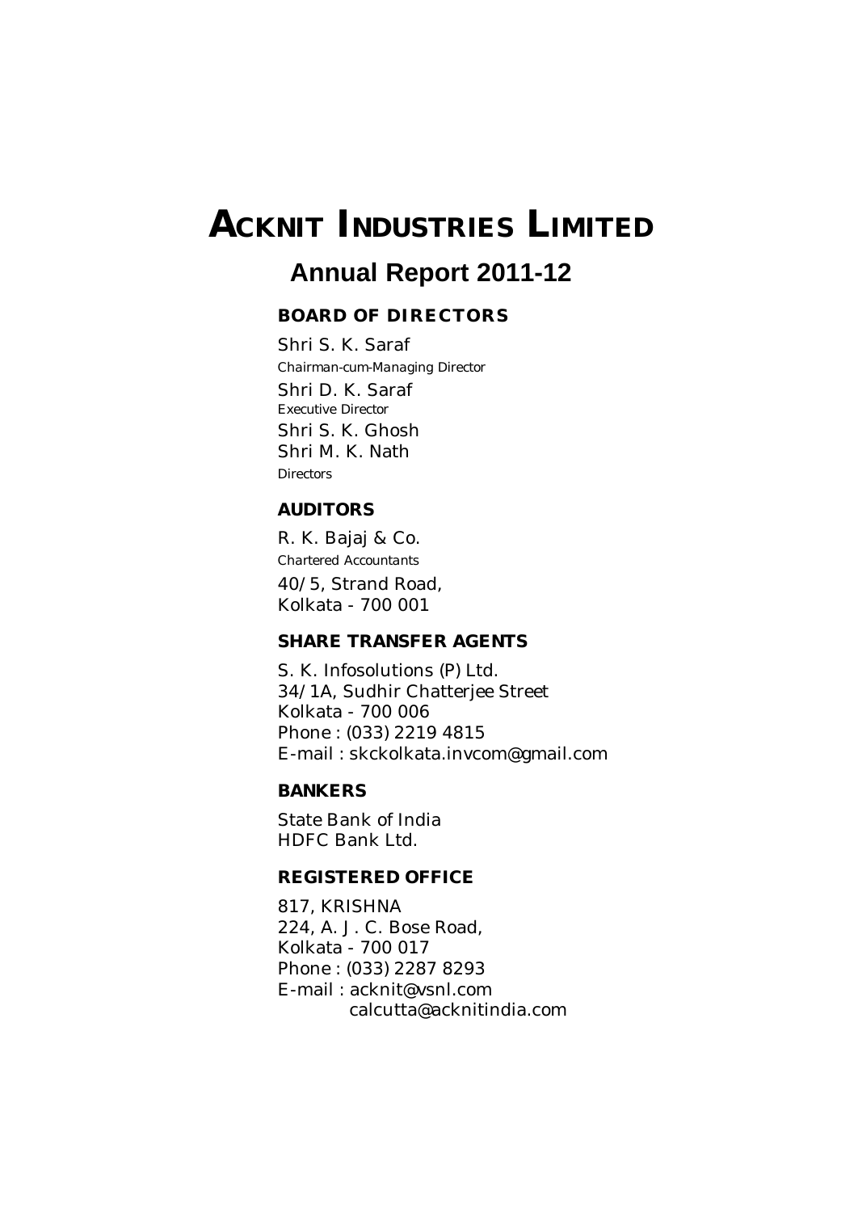# ACKNIT INDUSTRIES LIMITED

## Annual Report 2011-12

### BOARD OF DIRECTORS

Shri S. K. Saraf
*Chairman-cum-Managing Director*

Shri D. K. Saraf
*Executive Director*

Shri S. K. Ghosh
Shri M. K. Nath
*Directors*

### AUDITORS

R. K. Bajaj & Co.
*Chartered Accountants*
40/5, Strand Road,
Kolkata - 700 001

### SHARE TRANSFER AGENTS

S. K. Infosolutions (P) Ltd.
34/1A, Sudhir Chatterjee Street
Kolkata - 700 006
Phone : (033) 2219 4815
E-mail : skckolkata.invcom@gmail.com

### BANKERS

State Bank of India
HDFC Bank Ltd.

### REGISTERED OFFICE

817, KRISHNA
224, A. J. C. Bose Road,
Kolkata - 700 017
Phone : (033) 2287 8293
E-mail : acknit@vsnl.com
calcutta@acknitindia.com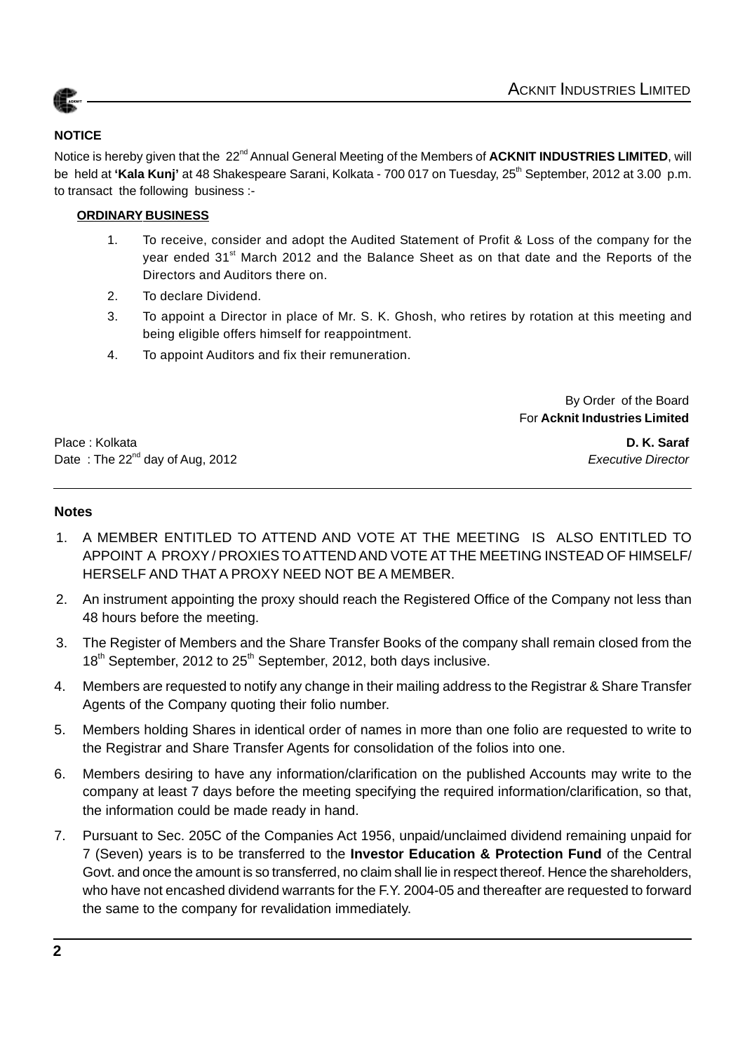## NOTICE

Notice is hereby given that the 22nd Annual General Meeting of the Members of **ACKNIT INDUSTRIES LIMITED**, will be held at **'Kala Kunj'** at 48 Shakespeare Sarani, Kolkata - 700 017 on Tuesday, 25th September, 2012 at 3.00 p.m. to transact the following business :-

**ORDINARY BUSINESS**

1. To receive, consider and adopt the Audited Statement of Profit & Loss of the company for the year ended 31st March 2012 and the Balance Sheet as on that date and the Reports of the Directors and Auditors there on.
2. To declare Dividend.
3. To appoint a Director in place of Mr. S. K. Ghosh, who retires by rotation at this meeting and being eligible offers himself for reappointment.
4. To appoint Auditors and fix their remuneration.

By Order of the Board
For **Acknit Industries Limited**

Place : Kolkata
Date : The 22nd day of Aug, 2012

**D. K. Saraf**
*Executive Director*

---

### Notes

1. A MEMBER ENTITLED TO ATTEND AND VOTE AT THE MEETING IS ALSO ENTITLED TO APPOINT A PROXY / PROXIES TO ATTEND AND VOTE AT THE MEETING INSTEAD OF HIMSELF/ HERSELF AND THAT A PROXY NEED NOT BE A MEMBER.
2. An instrument appointing the proxy should reach the Registered Office of the Company not less than 48 hours before the meeting.
3. The Register of Members and the Share Transfer Books of the company shall remain closed from the 18th September, 2012 to 25th September, 2012, both days inclusive.
4. Members are requested to notify any change in their mailing address to the Registrar & Share Transfer Agents of the Company quoting their folio number.
5. Members holding Shares in identical order of names in more than one folio are requested to write to the Registrar and Share Transfer Agents for consolidation of the folios into one.
6. Members desiring to have any information/clarification on the published Accounts may write to the company at least 7 days before the meeting specifying the required information/clarification, so that, the information could be made ready in hand.
7. Pursuant to Sec. 205C of the Companies Act 1956, unpaid/unclaimed dividend remaining unpaid for 7 (Seven) years is to be transferred to the **Investor Education & Protection Fund** of the Central Govt. and once the amount is so transferred, no claim shall lie in respect thereof. Hence the shareholders, who have not encashed dividend warrants for the F.Y. 2004-05 and thereafter are requested to forward the same to the company for revalidation immediately.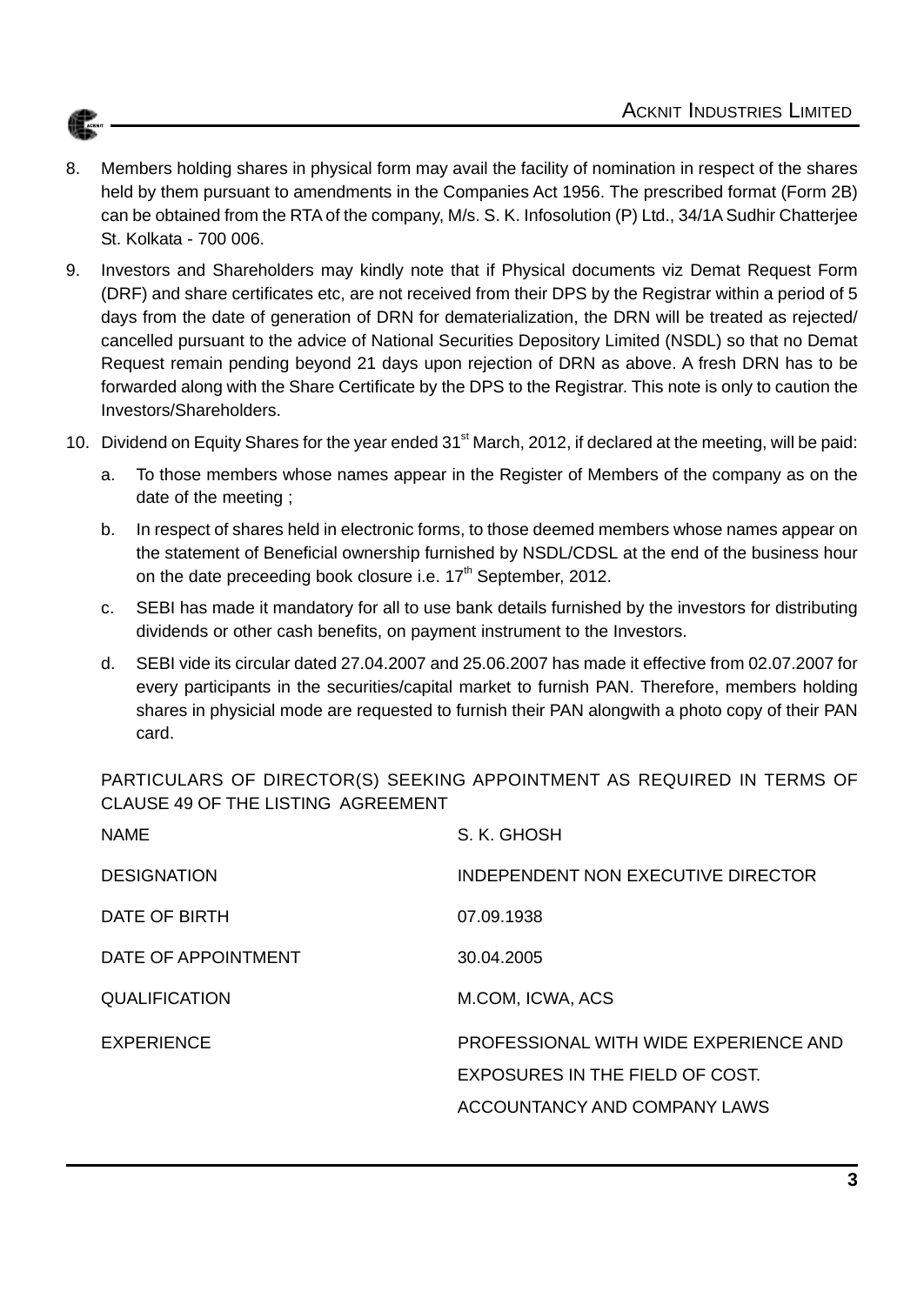8. Members holding shares in physical form may avail the facility of nomination in respect of the shares held by them pursuant to amendments in the Companies Act 1956. The prescribed format (Form 2B) can be obtained from the RTA of the company, M/s. S. K. Infosolution (P) Ltd., 34/1A Sudhir Chatterjee St. Kolkata - 700 006.

9. Investors and Shareholders may kindly note that if Physical documents viz Demat Request Form (DRF) and share certificates etc, are not received from their DPS by the Registrar within a period of 5 days from the date of generation of DRN for dematerialization, the DRN will be treated as rejected/ cancelled pursuant to the advice of National Securities Depository Limited (NSDL) so that no Demat Request remain pending beyond 21 days upon rejection of DRN as above. A fresh DRN has to be forwarded along with the Share Certificate by the DPS to the Registrar. This note is only to caution the Investors/Shareholders.

10. Dividend on Equity Shares for the year ended 31st March, 2012, if declared at the meeting, will be paid:

    a. To those members whose names appear in the Register of Members of the company as on the date of the meeting ;

    b. In respect of shares held in electronic forms, to those deemed members whose names appear on the statement of Beneficial ownership furnished by NSDL/CDSL at the end of the business hour on the date preceeding book closure i.e. 17th September, 2012.

    c. SEBI has made it mandatory for all to use bank details furnished by the investors for distributing dividends or other cash benefits, on payment instrument to the Investors.

    d. SEBI vide its circular dated 27.04.2007 and 25.06.2007 has made it effective from 02.07.2007 for every participants in the securities/capital market to furnish PAN. Therefore, members holding shares in physicial mode are requested to furnish their PAN alongwith a photo copy of their PAN card.

PARTICULARS OF DIRECTOR(S) SEEKING APPOINTMENT AS REQUIRED IN TERMS OF CLAUSE 49 OF THE LISTING AGREEMENT

| | |
|---|---|
| NAME | S. K. GHOSH |
| DESIGNATION | INDEPENDENT NON EXECUTIVE DIRECTOR |
| DATE OF BIRTH | 07.09.1938 |
| DATE OF APPOINTMENT | 30.04.2005 |
| QUALIFICATION | M.COM, ICWA, ACS |
| EXPERIENCE | PROFESSIONAL WITH WIDE EXPERIENCE AND EXPOSURES IN THE FIELD OF COST. ACCOUNTANCY AND COMPANY LAWS |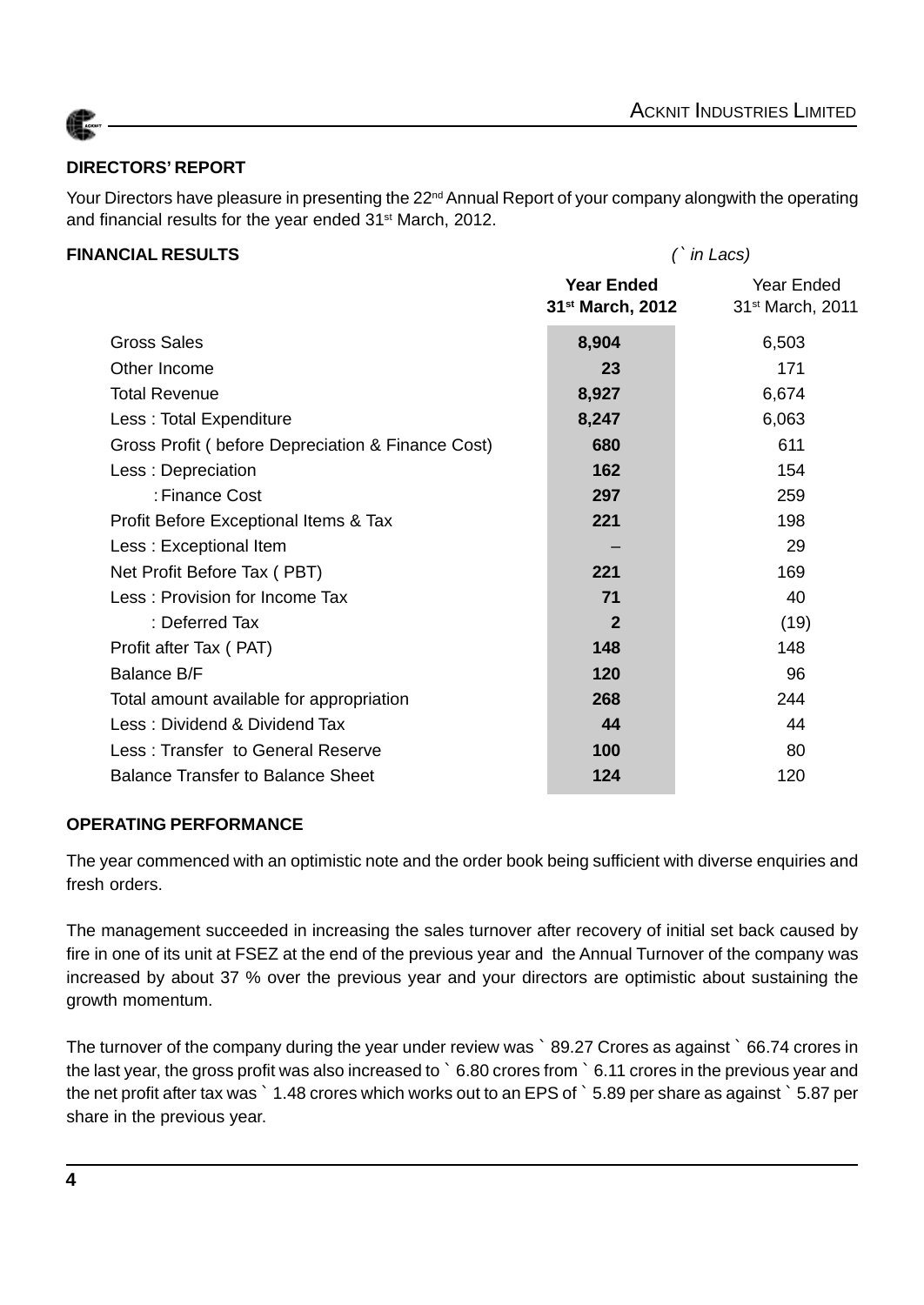## DIRECTORS' REPORT

Your Directors have pleasure in presenting the 22nd Annual Report of your company alongwith the operating and financial results for the year ended 31st March, 2012.

**FINANCIAL RESULTS** *(` in Lacs)*

| | **Year Ended 31st March, 2012** | Year Ended 31st March, 2011 |
|---|---|---|
| Gross Sales | **8,904** | 6,503 |
| Other Income | **23** | 171 |
| Total Revenue | **8,927** | 6,674 |
| Less : Total Expenditure | **8,247** | 6,063 |
| Gross Profit ( before Depreciation & Finance Cost) | **680** | 611 |
| Less : Depreciation | **162** | 154 |
| : Finance Cost | **297** | 259 |
| Profit Before Exceptional Items & Tax | **221** | 198 |
| Less : Exceptional Item | – | 29 |
| Net Profit Before Tax ( PBT) | **221** | 169 |
| Less : Provision for Income Tax | **71** | 40 |
| : Deferred Tax | **2** | (19) |
| Profit after Tax ( PAT) | **148** | 148 |
| Balance B/F | **120** | 96 |
| Total amount available for appropriation | **268** | 244 |
| Less : Dividend & Dividend Tax | **44** | 44 |
| Less : Transfer to General Reserve | **100** | 80 |
| Balance Transfer to Balance Sheet | **124** | 120 |

**OPERATING PERFORMANCE**

The year commenced with an optimistic note and the order book being sufficient with diverse enquiries and fresh orders.

The management succeeded in increasing the sales turnover after recovery of initial set back caused by fire in one of its unit at FSEZ at the end of the previous year and the Annual Turnover of the company was increased by about 37 % over the previous year and your directors are optimistic about sustaining the growth momentum.

The turnover of the company during the year under review was ` 89.27 Crores as against ` 66.74 crores in the last year, the gross profit was also increased to ` 6.80 crores from ` 6.11 crores in the previous year and the net profit after tax was ` 1.48 crores which works out to an EPS of ` 5.89 per share as against ` 5.87 per share in the previous year.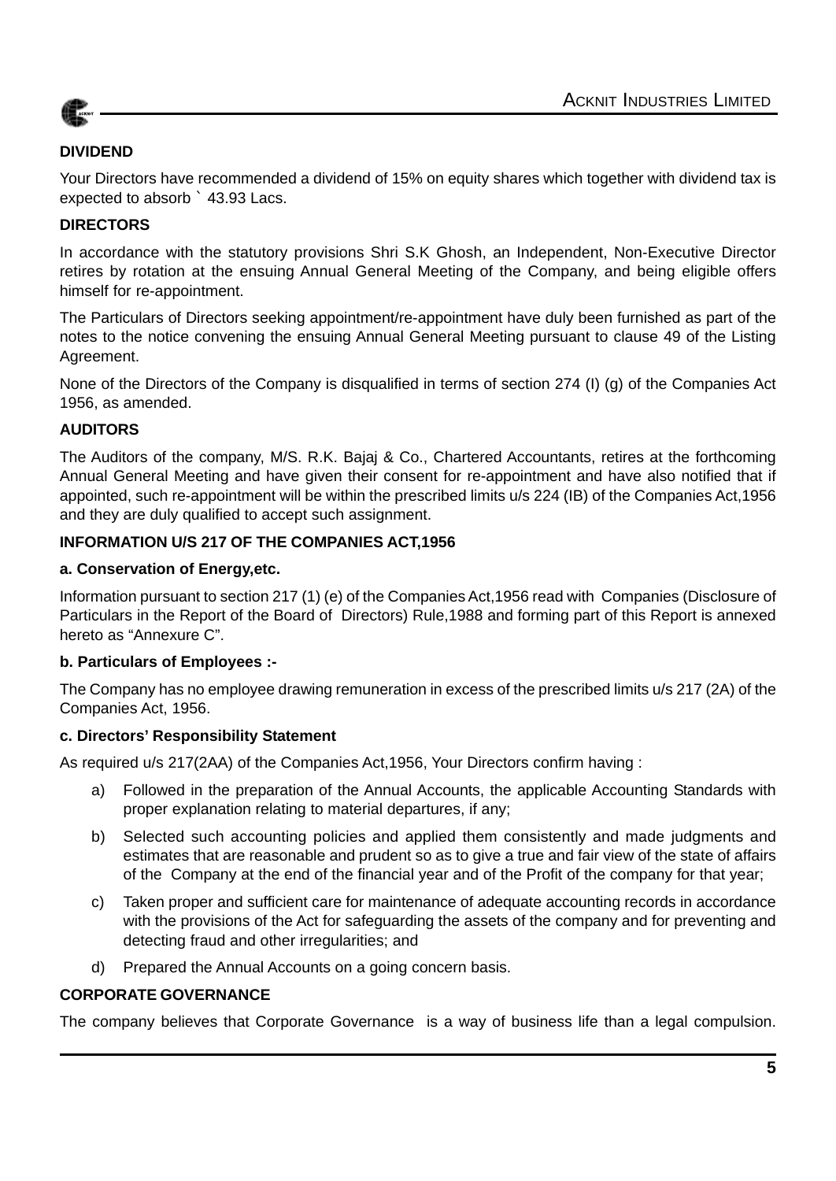## DIVIDEND

Your Directors have recommended a dividend of 15% on equity shares which together with dividend tax is expected to absorb ` 43.93 Lacs.

## DIRECTORS

In accordance with the statutory provisions Shri S.K Ghosh, an Independent, Non-Executive Director retires by rotation at the ensuing Annual General Meeting of the Company, and being eligible offers himself for re-appointment.

The Particulars of Directors seeking appointment/re-appointment have duly been furnished as part of the notes to the notice convening the ensuing Annual General Meeting pursuant to clause 49 of the Listing Agreement.

None of the Directors of the Company is disqualified in terms of section 274 (I) (g) of the Companies Act 1956, as amended.

## AUDITORS

The Auditors of the company, M/S. R.K. Bajaj & Co., Chartered Accountants, retires at the forthcoming Annual General Meeting and have given their consent for re-appointment and have also notified that if appointed, such re-appointment will be within the prescribed limits u/s 224 (IB) of the Companies Act,1956 and they are duly qualified to accept such assignment.

## INFORMATION U/S 217 OF THE COMPANIES ACT,1956

### a. Conservation of Energy,etc.

Information pursuant to section 217 (1) (e) of the Companies Act,1956 read with Companies (Disclosure of Particulars in the Report of the Board of Directors) Rule,1988 and forming part of this Report is annexed hereto as "Annexure C".

### b. Particulars of Employees :-

The Company has no employee drawing remuneration in excess of the prescribed limits u/s 217 (2A) of the Companies Act, 1956.

### c. Directors' Responsibility Statement

As required u/s 217(2AA) of the Companies Act,1956, Your Directors confirm having :

a) Followed in the preparation of the Annual Accounts, the applicable Accounting Standards with proper explanation relating to material departures, if any;

b) Selected such accounting policies and applied them consistently and made judgments and estimates that are reasonable and prudent so as to give a true and fair view of the state of affairs of the Company at the end of the financial year and of the Profit of the company for that year;

c) Taken proper and sufficient care for maintenance of adequate accounting records in accordance with the provisions of the Act for safeguarding the assets of the company and for preventing and detecting fraud and other irregularities; and

d) Prepared the Annual Accounts on a going concern basis.

## CORPORATE GOVERNANCE

The company believes that Corporate Governance is a way of business life than a legal compulsion.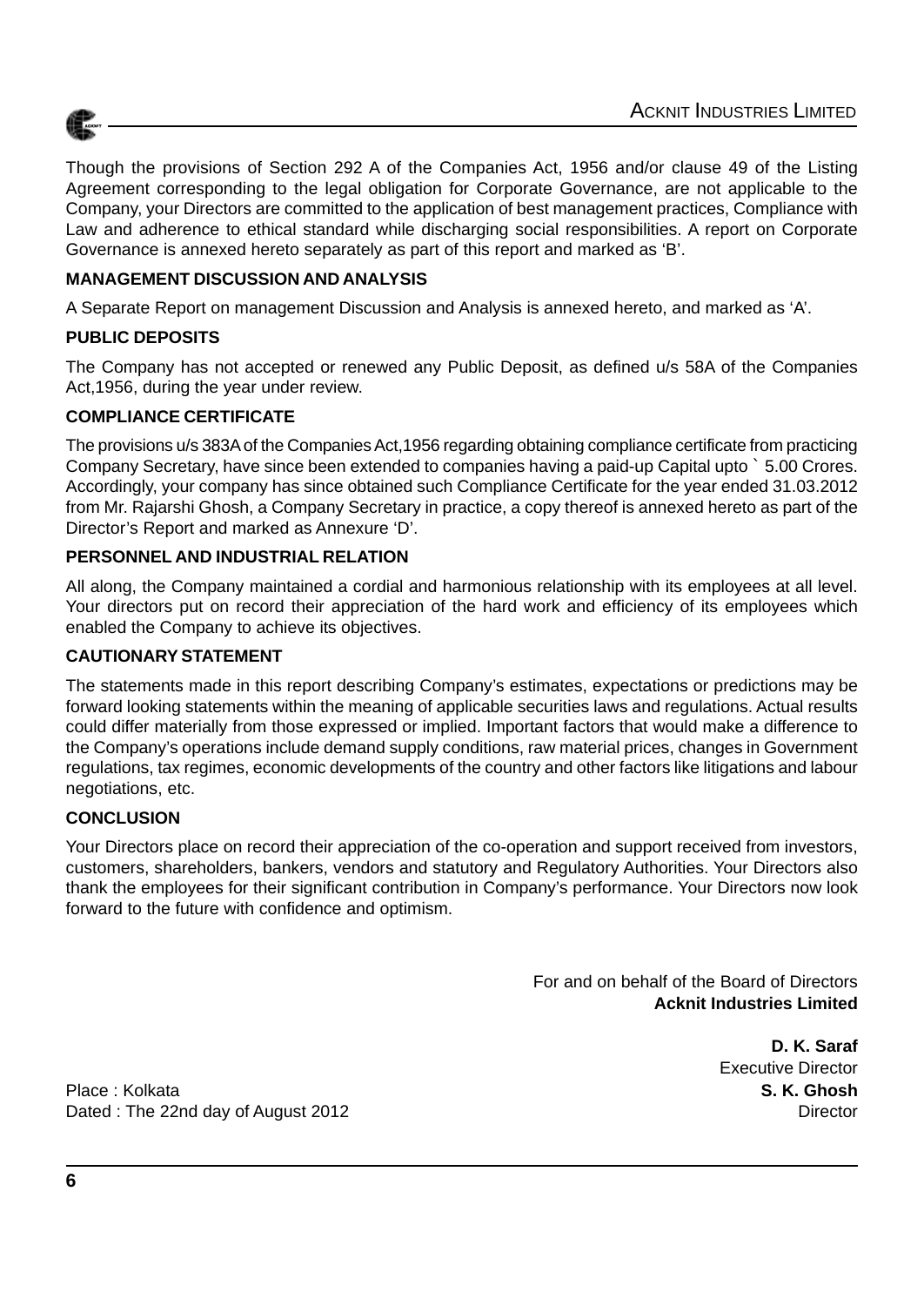Though the provisions of Section 292 A of the Companies Act, 1956 and/or clause 49 of the Listing Agreement corresponding to the legal obligation for Corporate Governance, are not applicable to the Company, your Directors are committed to the application of best management practices, Compliance with Law and adherence to ethical standard while discharging social responsibilities. A report on Corporate Governance is annexed hereto separately as part of this report and marked as 'B'.

**MANAGEMENT DISCUSSION AND ANALYSIS**

A Separate Report on management Discussion and Analysis is annexed hereto, and marked as 'A'.

**PUBLIC DEPOSITS**

The Company has not accepted or renewed any Public Deposit, as defined u/s 58A of the Companies Act,1956, during the year under review.

**COMPLIANCE CERTIFICATE**

The provisions u/s 383A of the Companies Act,1956 regarding obtaining compliance certificate from practicing Company Secretary, have since been extended to companies having a paid-up Capital upto ` 5.00 Crores. Accordingly, your company has since obtained such Compliance Certificate for the year ended 31.03.2012 from Mr. Rajarshi Ghosh, a Company Secretary in practice, a copy thereof is annexed hereto as part of the Director's Report and marked as Annexure 'D'.

**PERSONNEL AND INDUSTRIAL RELATION**

All along, the Company maintained a cordial and harmonious relationship with its employees at all level. Your directors put on record their appreciation of the hard work and efficiency of its employees which enabled the Company to achieve its objectives.

**CAUTIONARY STATEMENT**

The statements made in this report describing Company's estimates, expectations or predictions may be forward looking statements within the meaning of applicable securities laws and regulations. Actual results could differ materially from those expressed or implied. Important factors that would make a difference to the Company's operations include demand supply conditions, raw material prices, changes in Government regulations, tax regimes, economic developments of the country and other factors like litigations and labour negotiations, etc.

**CONCLUSION**

Your Directors place on record their appreciation of the co-operation and support received from investors, customers, shareholders, bankers, vendors and statutory and Regulatory Authorities. Your Directors also thank the employees for their significant contribution in Company's performance. Your Directors now look forward to the future with confidence and optimism.

For and on behalf of the Board of Directors
**Acknit Industries Limited**

**D. K. Saraf**
Executive Director

**S. K. Ghosh**
Director

Place : Kolkata
Dated : The 22nd day of August 2012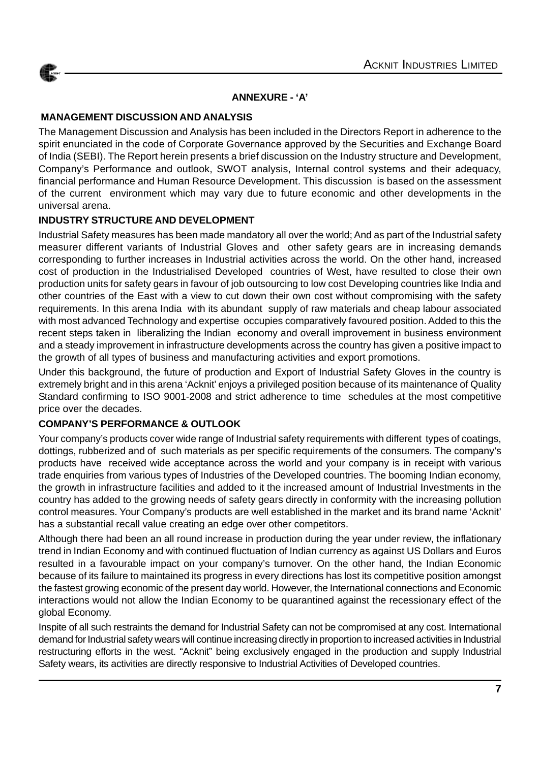## ANNEXURE - 'A'

### MANAGEMENT DISCUSSION AND ANALYSIS

The Management Discussion and Analysis has been included in the Directors Report in adherence to the spirit enunciated in the code of Corporate Governance approved by the Securities and Exchange Board of India (SEBI). The Report herein presents a brief discussion on the Industry structure and Development, Company's Performance and outlook, SWOT analysis, Internal control systems and their adequacy, financial performance and Human Resource Development. This discussion is based on the assessment of the current environment which may vary due to future economic and other developments in the universal arena.

### INDUSTRY STRUCTURE AND DEVELOPMENT

Industrial Safety measures has been made mandatory all over the world; And as part of the Industrial safety measurer different variants of Industrial Gloves and other safety gears are in increasing demands corresponding to further increases in Industrial activities across the world. On the other hand, increased cost of production in the Industrialised Developed countries of West, have resulted to close their own production units for safety gears in favour of job outsourcing to low cost Developing countries like India and other countries of the East with a view to cut down their own cost without compromising with the safety requirements. In this arena India with its abundant supply of raw materials and cheap labour associated with most advanced Technology and expertise occupies comparatively favoured position. Added to this the recent steps taken in liberalizing the Indian economy and overall improvement in business environment and a steady improvement in infrastructure developments across the country has given a positive impact to the growth of all types of business and manufacturing activities and export promotions.

Under this background, the future of production and Export of Industrial Safety Gloves in the country is extremely bright and in this arena 'Acknit' enjoys a privileged position because of its maintenance of Quality Standard confirming to ISO 9001-2008 and strict adherence to time schedules at the most competitive price over the decades.

### COMPANY'S PERFORMANCE & OUTLOOK

Your company's products cover wide range of Industrial safety requirements with different types of coatings, dottings, rubberized and of such materials as per specific requirements of the consumers. The company's products have received wide acceptance across the world and your company is in receipt with various trade enquiries from various types of Industries of the Developed countries. The booming Indian economy, the growth in infrastructure facilities and added to it the increased amount of Industrial Investments in the country has added to the growing needs of safety gears directly in conformity with the increasing pollution control measures. Your Company's products are well established in the market and its brand name 'Acknit' has a substantial recall value creating an edge over other competitors.

Although there had been an all round increase in production during the year under review, the inflationary trend in Indian Economy and with continued fluctuation of Indian currency as against US Dollars and Euros resulted in a favourable impact on your company's turnover. On the other hand, the Indian Economic because of its failure to maintained its progress in every directions has lost its competitive position amongst the fastest growing economic of the present day world. However, the International connections and Economic interactions would not allow the Indian Economy to be quarantined against the recessionary effect of the global Economy.

Inspite of all such restraints the demand for Industrial Safety can not be compromised at any cost. International demand for Industrial safety wears will continue increasing directly in proportion to increased activities in Industrial restructuring efforts in the west. "Acknit" being exclusively engaged in the production and supply Industrial Safety wears, its activities are directly responsive to Industrial Activities of Developed countries.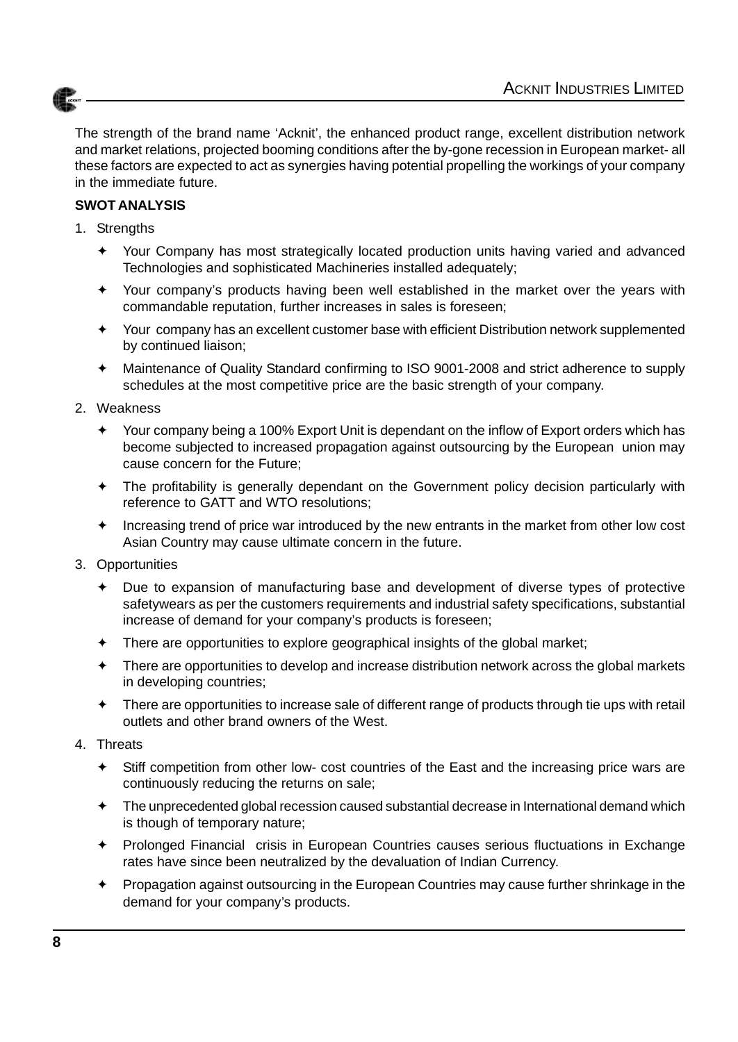The strength of the brand name 'Acknit', the enhanced product range, excellent distribution network and market relations, projected booming conditions after the by-gone recession in European market- all these factors are expected to act as synergies having potential propelling the workings of your company in the immediate future.

**SWOT ANALYSIS**

1. Strengths

   - Your Company has most strategically located production units having varied and advanced Technologies and sophisticated Machineries installed adequately;
   - Your company's products having been well established in the market over the years with commandable reputation, further increases in sales is foreseen;
   - Your company has an excellent customer base with efficient Distribution network supplemented by continued liaison;
   - Maintenance of Quality Standard confirming to ISO 9001-2008 and strict adherence to supply schedules at the most competitive price are the basic strength of your company.

2. Weakness

   - Your company being a 100% Export Unit is dependant on the inflow of Export orders which has become subjected to increased propagation against outsourcing by the European union may cause concern for the Future;
   - The profitability is generally dependant on the Government policy decision particularly with reference to GATT and WTO resolutions;
   - Increasing trend of price war introduced by the new entrants in the market from other low cost Asian Country may cause ultimate concern in the future.

3. Opportunities

   - Due to expansion of manufacturing base and development of diverse types of protective safetywears as per the customers requirements and industrial safety specifications, substantial increase of demand for your company's products is foreseen;
   - There are opportunities to explore geographical insights of the global market;
   - There are opportunities to develop and increase distribution network across the global markets in developing countries;
   - There are opportunities to increase sale of different range of products through tie ups with retail outlets and other brand owners of the West.

4. Threats

   - Stiff competition from other low- cost countries of the East and the increasing price wars are continuously reducing the returns on sale;
   - The unprecedented global recession caused substantial decrease in International demand which is though of temporary nature;
   - Prolonged Financial crisis in European Countries causes serious fluctuations in Exchange rates have since been neutralized by the devaluation of Indian Currency.
   - Propagation against outsourcing in the European Countries may cause further shrinkage in the demand for your company's products.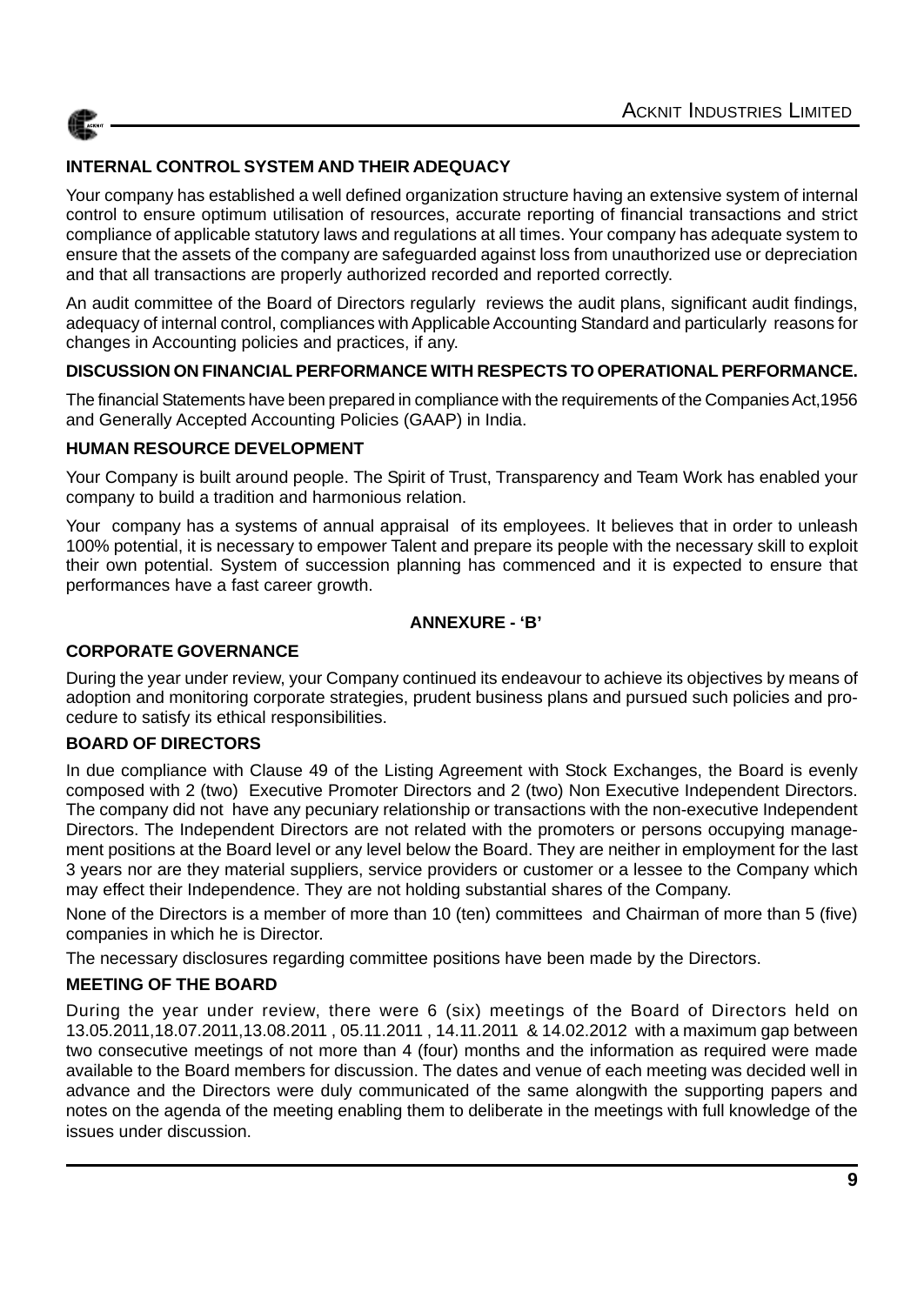## INTERNAL CONTROL SYSTEM AND THEIR ADEQUACY

Your company has established a well defined organization structure having an extensive system of internal control to ensure optimum utilisation of resources, accurate reporting of financial transactions and strict compliance of applicable statutory laws and regulations at all times. Your company has adequate system to ensure that the assets of the company are safeguarded against loss from unauthorized use or depreciation and that all transactions are properly authorized recorded and reported correctly.

An audit committee of the Board of Directors regularly reviews the audit plans, significant audit findings, adequacy of internal control, compliances with Applicable Accounting Standard and particularly reasons for changes in Accounting policies and practices, if any.

## DISCUSSION ON FINANCIAL PERFORMANCE WITH RESPECTS TO OPERATIONAL PERFORMANCE.

The financial Statements have been prepared in compliance with the requirements of the Companies Act,1956 and Generally Accepted Accounting Policies (GAAP) in India.

## HUMAN RESOURCE DEVELOPMENT

Your Company is built around people. The Spirit of Trust, Transparency and Team Work has enabled your company to build a tradition and harmonious relation.

Your company has a systems of annual appraisal of its employees. It believes that in order to unleash 100% potential, it is necessary to empower Talent and prepare its people with the necessary skill to exploit their own potential. System of succession planning has commenced and it is expected to ensure that performances have a fast career growth.

# ANNEXURE - 'B'

## CORPORATE GOVERNANCE

During the year under review, your Company continued its endeavour to achieve its objectives by means of adoption and monitoring corporate strategies, prudent business plans and pursued such policies and procedure to satisfy its ethical responsibilities.

## BOARD OF DIRECTORS

In due compliance with Clause 49 of the Listing Agreement with Stock Exchanges, the Board is evenly composed with 2 (two) Executive Promoter Directors and 2 (two) Non Executive Independent Directors. The company did not have any pecuniary relationship or transactions with the non-executive Independent Directors. The Independent Directors are not related with the promoters or persons occupying management positions at the Board level or any level below the Board. They are neither in employment for the last 3 years nor are they material suppliers, service providers or customer or a lessee to the Company which may effect their Independence. They are not holding substantial shares of the Company.

None of the Directors is a member of more than 10 (ten) committees and Chairman of more than 5 (five) companies in which he is Director.

The necessary disclosures regarding committee positions have been made by the Directors.

## MEETING OF THE BOARD

During the year under review, there were 6 (six) meetings of the Board of Directors held on 13.05.2011,18.07.2011,13.08.2011 , 05.11.2011 , 14.11.2011 & 14.02.2012 with a maximum gap between two consecutive meetings of not more than 4 (four) months and the information as required were made available to the Board members for discussion. The dates and venue of each meeting was decided well in advance and the Directors were duly communicated of the same alongwith the supporting papers and notes on the agenda of the meeting enabling them to deliberate in the meetings with full knowledge of the issues under discussion.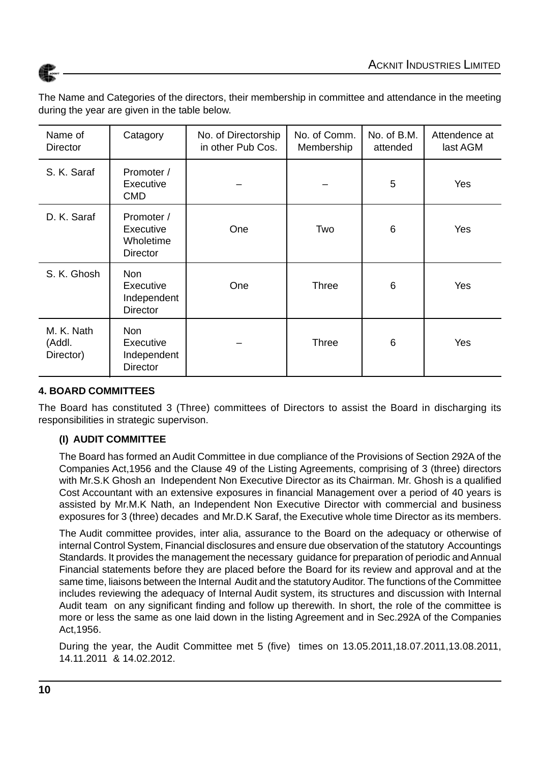The Name and Categories of the directors, their membership in committee and attendance in the meeting during the year are given in the table below.

| Name of Director | Catagory | No. of Directorship in other Pub Cos. | No. of Comm. Membership | No. of B.M. attended | Attendence at last AGM |
|---|---|---|---|---|---|
| S. K. Saraf | Promoter / Executive CMD | – | – | 5 | Yes |
| D. K. Saraf | Promoter / Executive Wholetime Director | One | Two | 6 | Yes |
| S. K. Ghosh | Non Executive Independent Director | One | Three | 6 | Yes |
| M. K. Nath (Addl. Director) | Non Executive Independent Director | – | Three | 6 | Yes |

**4. BOARD COMMITTEES**

The Board has constituted 3 (Three) committees of Directors to assist the Board in discharging its responsibilities in strategic supervison.

**(I) AUDIT COMMITTEE**

The Board has formed an Audit Committee in due compliance of the Provisions of Section 292A of the Companies Act,1956 and the Clause 49 of the Listing Agreements, comprising of 3 (three) directors with Mr.S.K Ghosh an Independent Non Executive Director as its Chairman. Mr. Ghosh is a qualified Cost Accountant with an extensive exposures in financial Management over a period of 40 years is assisted by Mr.M.K Nath, an Independent Non Executive Director with commercial and business exposures for 3 (three) decades and Mr.D.K Saraf, the Executive whole time Director as its members.

The Audit committee provides, inter alia, assurance to the Board on the adequacy or otherwise of internal Control System, Financial disclosures and ensure due observation of the statutory Accountings Standards. It provides the management the necessary guidance for preparation of periodic and Annual Financial statements before they are placed before the Board for its review and approval and at the same time, liaisons between the Internal Audit and the statutory Auditor. The functions of the Committee includes reviewing the adequacy of Internal Audit system, its structures and discussion with Internal Audit team on any significant finding and follow up therewith. In short, the role of the committee is more or less the same as one laid down in the listing Agreement and in Sec.292A of the Companies Act,1956.

During the year, the Audit Committee met 5 (five) times on 13.05.2011,18.07.2011,13.08.2011, 14.11.2011 & 14.02.2012.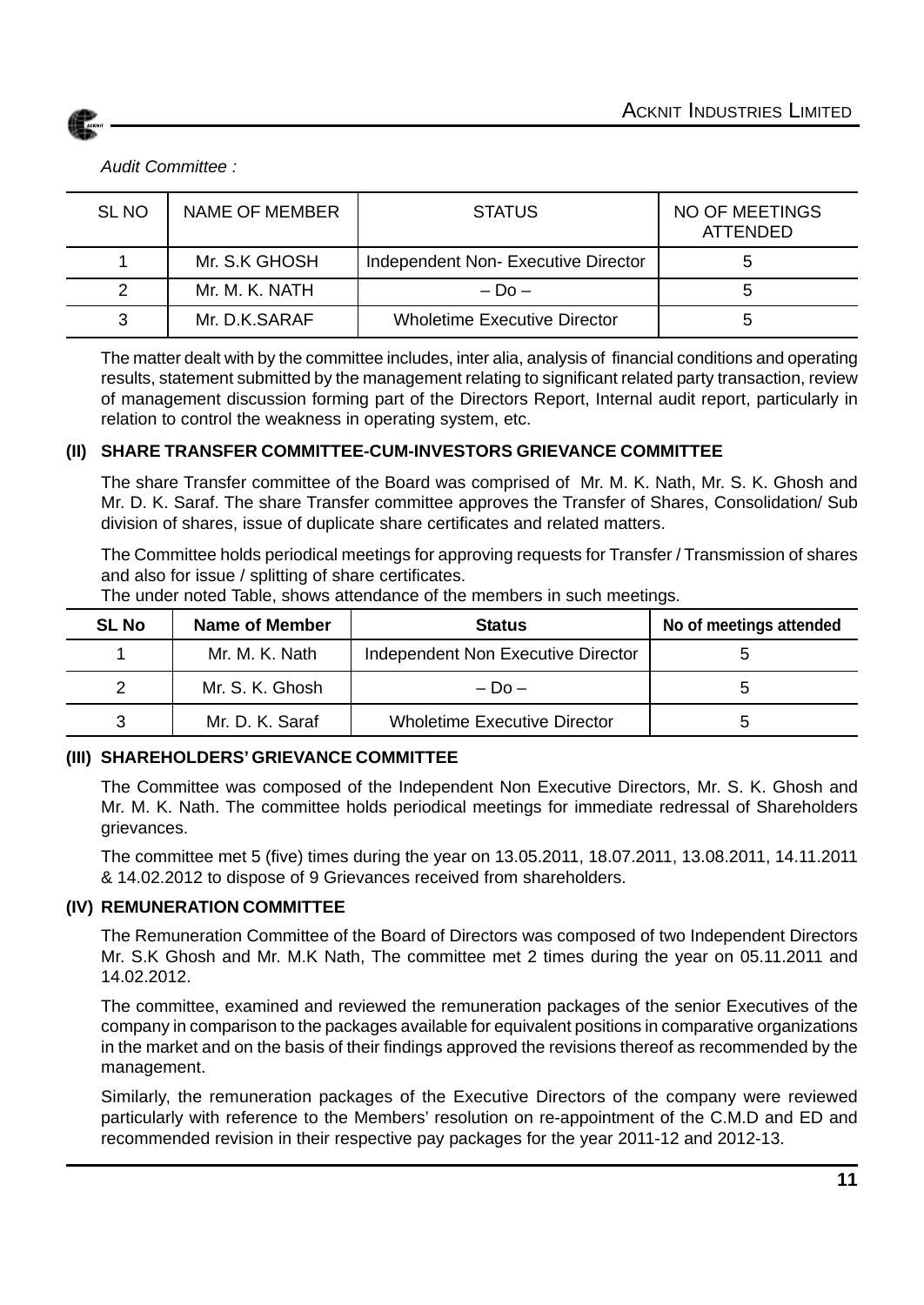*Audit Committee :*

| SL NO | NAME OF MEMBER | STATUS | NO OF MEETINGS ATTENDED |
|---|---|---|---|
| 1 | Mr. S.K GHOSH | Independent Non- Executive Director | 5 |
| 2 | Mr. M. K. NATH | – Do – | 5 |
| 3 | Mr. D.K.SARAF | Wholetime Executive Director | 5 |

The matter dealt with by the committee includes, inter alia, analysis of financial conditions and operating results, statement submitted by the management relating to significant related party transaction, review of management discussion forming part of the Directors Report, Internal audit report, particularly in relation to control the weakness in operating system, etc.

### (II) SHARE TRANSFER COMMITTEE-CUM-INVESTORS GRIEVANCE COMMITTEE

The share Transfer committee of the Board was comprised of Mr. M. K. Nath, Mr. S. K. Ghosh and Mr. D. K. Saraf. The share Transfer committee approves the Transfer of Shares, Consolidation/ Sub division of shares, issue of duplicate share certificates and related matters.

The Committee holds periodical meetings for approving requests for Transfer / Transmission of shares and also for issue / splitting of share certificates.

The under noted Table, shows attendance of the members in such meetings.

| SL No | Name of Member | Status | No of meetings attended |
|---|---|---|---|
| 1 | Mr. M. K. Nath | Independent Non Executive Director | 5 |
| 2 | Mr. S. K. Ghosh | – Do – | 5 |
| 3 | Mr. D. K. Saraf | Wholetime Executive Director | 5 |

### (III) SHAREHOLDERS' GRIEVANCE COMMITTEE

The Committee was composed of the Independent Non Executive Directors, Mr. S. K. Ghosh and Mr. M. K. Nath. The committee holds periodical meetings for immediate redressal of Shareholders grievances.

The committee met 5 (five) times during the year on 13.05.2011, 18.07.2011, 13.08.2011, 14.11.2011 & 14.02.2012 to dispose of 9 Grievances received from shareholders.

### (IV) REMUNERATION COMMITTEE

The Remuneration Committee of the Board of Directors was composed of two Independent Directors Mr. S.K Ghosh and Mr. M.K Nath, The committee met 2 times during the year on 05.11.2011 and 14.02.2012.

The committee, examined and reviewed the remuneration packages of the senior Executives of the company in comparison to the packages available for equivalent positions in comparative organizations in the market and on the basis of their findings approved the revisions thereof as recommended by the management.

Similarly, the remuneration packages of the Executive Directors of the company were reviewed particularly with reference to the Members' resolution on re-appointment of the C.M.D and ED and recommended revision in their respective pay packages for the year 2011-12 and 2012-13.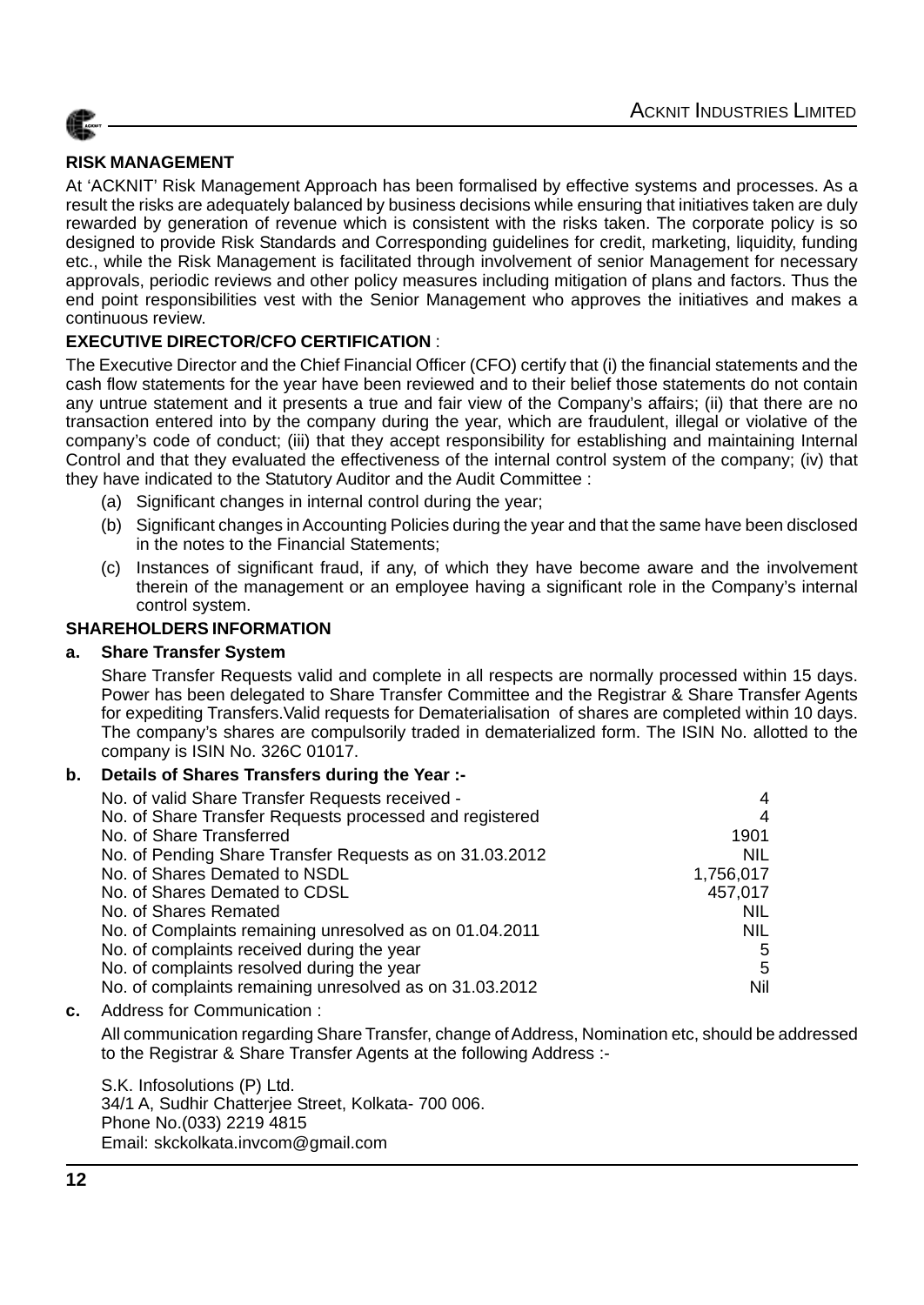**RISK MANAGEMENT**

At 'ACKNIT' Risk Management Approach has been formalised by effective systems and processes. As a result the risks are adequately balanced by business decisions while ensuring that initiatives taken are duly rewarded by generation of revenue which is consistent with the risks taken. The corporate policy is so designed to provide Risk Standards and Corresponding guidelines for credit, marketing, liquidity, funding etc., while the Risk Management is facilitated through involvement of senior Management for necessary approvals, periodic reviews and other policy measures including mitigation of plans and factors. Thus the end point responsibilities vest with the Senior Management who approves the initiatives and makes a continuous review.

**EXECUTIVE DIRECTOR/CFO CERTIFICATION** :

The Executive Director and the Chief Financial Officer (CFO) certify that (i) the financial statements and the cash flow statements for the year have been reviewed and to their belief those statements do not contain any untrue statement and it presents a true and fair view of the Company's affairs; (ii) that there are no transaction entered into by the company during the year, which are fraudulent, illegal or violative of the company's code of conduct; (iii) that they accept responsibility for establishing and maintaining Internal Control and that they evaluated the effectiveness of the internal control system of the company; (iv) that they have indicated to the Statutory Auditor and the Audit Committee :

(a) Significant changes in internal control during the year;

(b) Significant changes in Accounting Policies during the year and that the same have been disclosed in the notes to the Financial Statements;

(c) Instances of significant fraud, if any, of which they have become aware and the involvement therein of the management or an employee having a significant role in the Company's internal control system.

**SHAREHOLDERS INFORMATION**

**a. Share Transfer System**

Share Transfer Requests valid and complete in all respects are normally processed within 15 days. Power has been delegated to Share Transfer Committee and the Registrar & Share Transfer Agents for expediting Transfers.Valid requests for Dematerialisation of shares are completed within 10 days. The company's shares are compulsorily traded in dematerialized form. The ISIN No. allotted to the company is ISIN No. 326C 01017.

**b. Details of Shares Transfers during the Year :-**

| | |
|---|---:|
| No. of valid Share Transfer Requests received - | 4 |
| No. of Share Transfer Requests processed and registered | 4 |
| No. of Share Transferred | 1901 |
| No. of Pending Share Transfer Requests as on 31.03.2012 | NIL |
| No. of Shares Demated to NSDL | 1,756,017 |
| No. of Shares Demated to CDSL | 457,017 |
| No. of Shares Remated | NIL |
| No. of Complaints remaining unresolved as on 01.04.2011 | NIL |
| No. of complaints received during the year | 5 |
| No. of complaints resolved during the year | 5 |
| No. of complaints remaining unresolved as on 31.03.2012 | Nil |

**c.** Address for Communication :

All communication regarding Share Transfer, change of Address, Nomination etc, should be addressed to the Registrar & Share Transfer Agents at the following Address :-

S.K. Infosolutions (P) Ltd.
34/1 A, Sudhir Chatterjee Street, Kolkata- 700 006.
Phone No.(033) 2219 4815
Email: skckolkata.invcom@gmail.com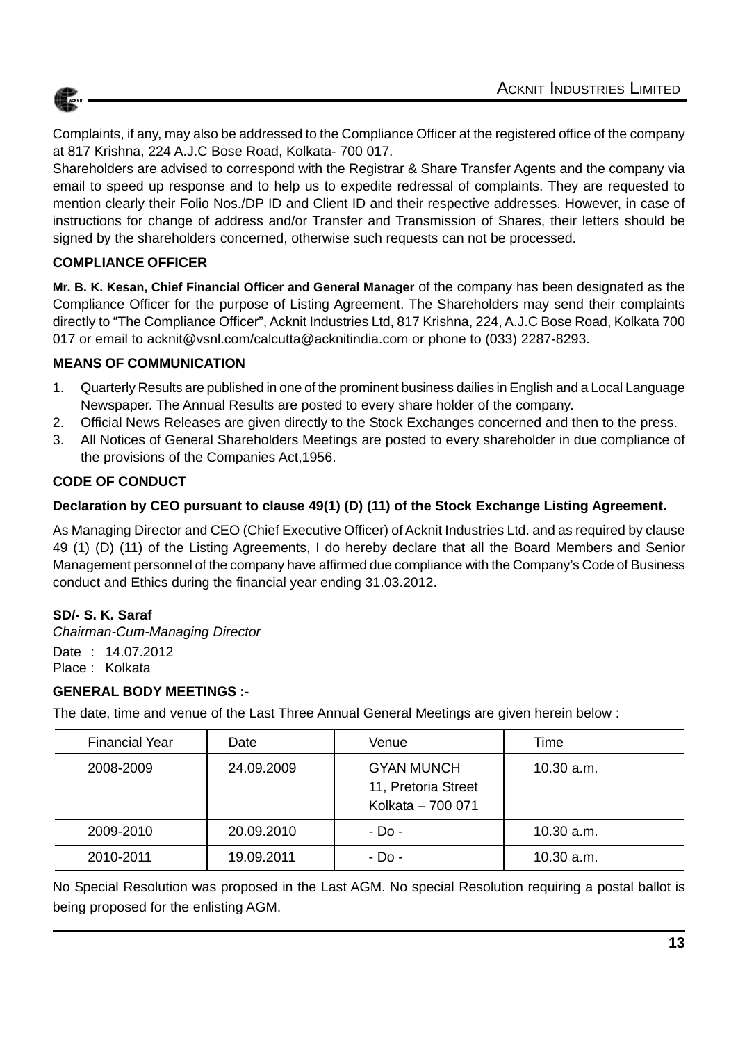Complaints, if any, may also be addressed to the Compliance Officer at the registered office of the company at 817 Krishna, 224 A.J.C Bose Road, Kolkata- 700 017.

Shareholders are advised to correspond with the Registrar & Share Transfer Agents and the company via email to speed up response and to help us to expedite redressal of complaints. They are requested to mention clearly their Folio Nos./DP ID and Client ID and their respective addresses. However, in case of instructions for change of address and/or Transfer and Transmission of Shares, their letters should be signed by the shareholders concerned, otherwise such requests can not be processed.

**COMPLIANCE OFFICER**

**Mr. B. K. Kesan, Chief Financial Officer and General Manager** of the company has been designated as the Compliance Officer for the purpose of Listing Agreement. The Shareholders may send their complaints directly to "The Compliance Officer", Acknit Industries Ltd, 817 Krishna, 224, A.J.C Bose Road, Kolkata 700 017 or email to acknit@vsnl.com/calcutta@acknitindia.com or phone to (033) 2287-8293.

**MEANS OF COMMUNICATION**

1. Quarterly Results are published in one of the prominent business dailies in English and a Local Language Newspaper. The Annual Results are posted to every share holder of the company.
2. Official News Releases are given directly to the Stock Exchanges concerned and then to the press.
3. All Notices of General Shareholders Meetings are posted to every shareholder in due compliance of the provisions of the Companies Act,1956.

**CODE OF CONDUCT**

**Declaration by CEO pursuant to clause 49(1) (D) (11) of the Stock Exchange Listing Agreement.**

As Managing Director and CEO (Chief Executive Officer) of Acknit Industries Ltd. and as required by clause 49 (1) (D) (11) of the Listing Agreements, I do hereby declare that all the Board Members and Senior Management personnel of the company have affirmed due compliance with the Company's Code of Business conduct and Ethics during the financial year ending 31.03.2012.

**SD/- S. K. Saraf**
*Chairman-Cum-Managing Director*
Date : 14.07.2012
Place : Kolkata

**GENERAL BODY MEETINGS :-**

The date, time and venue of the Last Three Annual General Meetings are given herein below :

| Financial Year | Date | Venue | Time |
|---|---|---|---|
| 2008-2009 | 24.09.2009 | GYAN MUNCH 11, Pretoria Street Kolkata – 700 071 | 10.30 a.m. |
| 2009-2010 | 20.09.2010 | - Do - | 10.30 a.m. |
| 2010-2011 | 19.09.2011 | - Do - | 10.30 a.m. |

No Special Resolution was proposed in the Last AGM. No special Resolution requiring a postal ballot is being proposed for the enlisting AGM.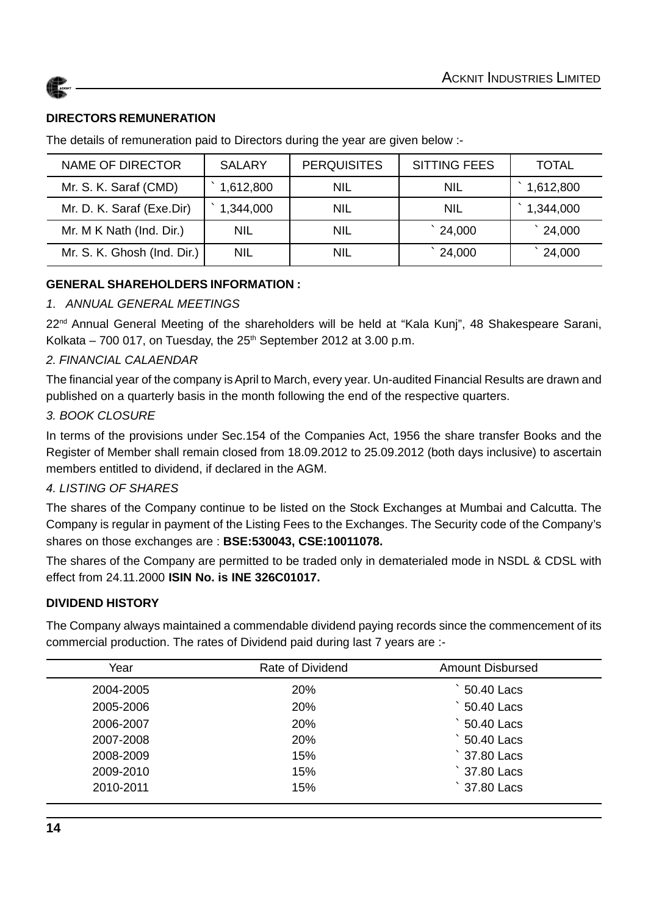## DIRECTORS REMUNERATION

The details of remuneration paid to Directors during the year are given below :-

| NAME OF DIRECTOR | SALARY | PERQUISITES | SITTING FEES | TOTAL |
|---|---|---|---|---|
| Mr. S. K. Saraf (CMD) | ` 1,612,800 | NIL | NIL | ` 1,612,800 |
| Mr. D. K. Saraf (Exe.Dir) | ` 1,344,000 | NIL | NIL | ` 1,344,000 |
| Mr. M K Nath (Ind. Dir.) | NIL | NIL | ` 24,000 | ` 24,000 |
| Mr. S. K. Ghosh (Ind. Dir.) | NIL | NIL | ` 24,000 | ` 24,000 |

## GENERAL SHAREHOLDERS INFORMATION :

*1. ANNUAL GENERAL MEETINGS*

22nd Annual General Meeting of the shareholders will be held at "Kala Kunj", 48 Shakespeare Sarani, Kolkata – 700 017, on Tuesday, the 25th September 2012 at 3.00 p.m.

*2. FINANCIAL CALAENDAR*

The financial year of the company is April to March, every year. Un-audited Financial Results are drawn and published on a quarterly basis in the month following the end of the respective quarters.

*3. BOOK CLOSURE*

In terms of the provisions under Sec.154 of the Companies Act, 1956 the share transfer Books and the Register of Member shall remain closed from 18.09.2012 to 25.09.2012 (both days inclusive) to ascertain members entitled to dividend, if declared in the AGM.

*4. LISTING OF SHARES*

The shares of the Company continue to be listed on the Stock Exchanges at Mumbai and Calcutta. The Company is regular in payment of the Listing Fees to the Exchanges. The Security code of the Company's shares on those exchanges are : **BSE:530043, CSE:10011078.**

The shares of the Company are permitted to be traded only in dematerialed mode in NSDL & CDSL with effect from 24.11.2000 **ISIN No. is INE 326C01017.**

## DIVIDEND HISTORY

The Company always maintained a commendable dividend paying records since the commencement of its commercial production. The rates of Dividend paid during last 7 years are :-

| Year | Rate of Dividend | Amount Disbursed |
|---|---|---|
| 2004-2005 | 20% | ` 50.40 Lacs |
| 2005-2006 | 20% | ` 50.40 Lacs |
| 2006-2007 | 20% | ` 50.40 Lacs |
| 2007-2008 | 20% | ` 50.40 Lacs |
| 2008-2009 | 15% | ` 37.80 Lacs |
| 2009-2010 | 15% | ` 37.80 Lacs |
| 2010-2011 | 15% | ` 37.80 Lacs |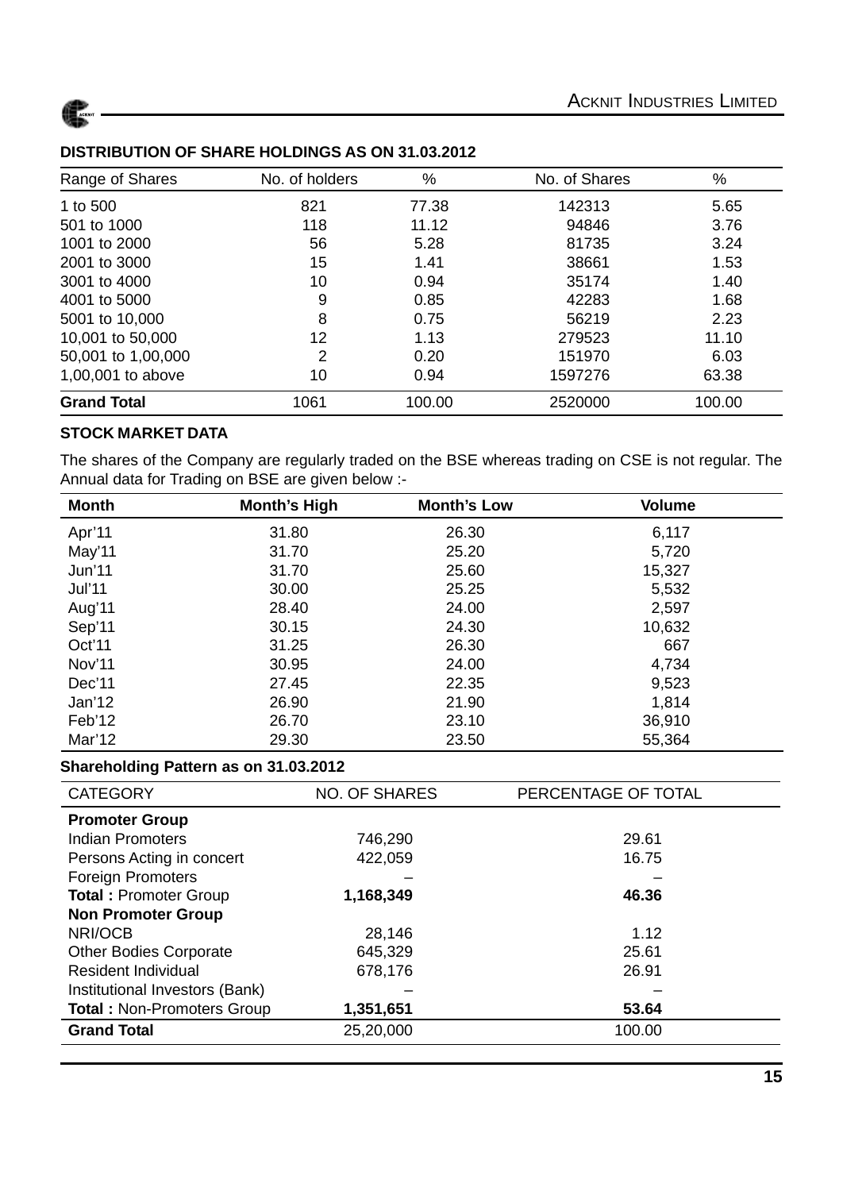## DISTRIBUTION OF SHARE HOLDINGS AS ON 31.03.2012

| Range of Shares | No. of holders | % | No. of Shares | % |
|---|---|---|---|---|
| 1 to 500 | 821 | 77.38 | 142313 | 5.65 |
| 501 to 1000 | 118 | 11.12 | 94846 | 3.76 |
| 1001 to 2000 | 56 | 5.28 | 81735 | 3.24 |
| 2001 to 3000 | 15 | 1.41 | 38661 | 1.53 |
| 3001 to 4000 | 10 | 0.94 | 35174 | 1.40 |
| 4001 to 5000 | 9 | 0.85 | 42283 | 1.68 |
| 5001 to 10,000 | 8 | 0.75 | 56219 | 2.23 |
| 10,001 to 50,000 | 12 | 1.13 | 279523 | 11.10 |
| 50,001 to 1,00,000 | 2 | 0.20 | 151970 | 6.03 |
| 1,00,001 to above | 10 | 0.94 | 1597276 | 63.38 |
| **Grand Total** | 1061 | 100.00 | 2520000 | 100.00 |

## STOCK MARKET DATA

The shares of the Company are regularly traded on the BSE whereas trading on CSE is not regular. The Annual data for Trading on BSE are given below :-

| Month | Month's High | Month's Low | Volume |
|---|---|---|---|
| Apr'11 | 31.80 | 26.30 | 6,117 |
| May'11 | 31.70 | 25.20 | 5,720 |
| Jun'11 | 31.70 | 25.60 | 15,327 |
| Jul'11 | 30.00 | 25.25 | 5,532 |
| Aug'11 | 28.40 | 24.00 | 2,597 |
| Sep'11 | 30.15 | 24.30 | 10,632 |
| Oct'11 | 31.25 | 26.30 | 667 |
| Nov'11 | 30.95 | 24.00 | 4,734 |
| Dec'11 | 27.45 | 22.35 | 9,523 |
| Jan'12 | 26.90 | 21.90 | 1,814 |
| Feb'12 | 26.70 | 23.10 | 36,910 |
| Mar'12 | 29.30 | 23.50 | 55,364 |

## Shareholding Pattern as on 31.03.2012

| CATEGORY | NO. OF SHARES | PERCENTAGE OF TOTAL |
|---|---|---|
| **Promoter Group** | | |
| Indian Promoters | 746,290 | 29.61 |
| Persons Acting in concert | 422,059 | 16.75 |
| Foreign Promoters | – | – |
| **Total :** Promoter Group | **1,168,349** | **46.36** |
| **Non Promoter Group** | | |
| NRI/OCB | 28,146 | 1.12 |
| Other Bodies Corporate | 645,329 | 25.61 |
| Resident Individual | 678,176 | 26.91 |
| Institutional Investors (Bank) | – | – |
| **Total :** Non-Promoters Group | **1,351,651** | **53.64** |
| **Grand Total** | 25,20,000 | 100.00 |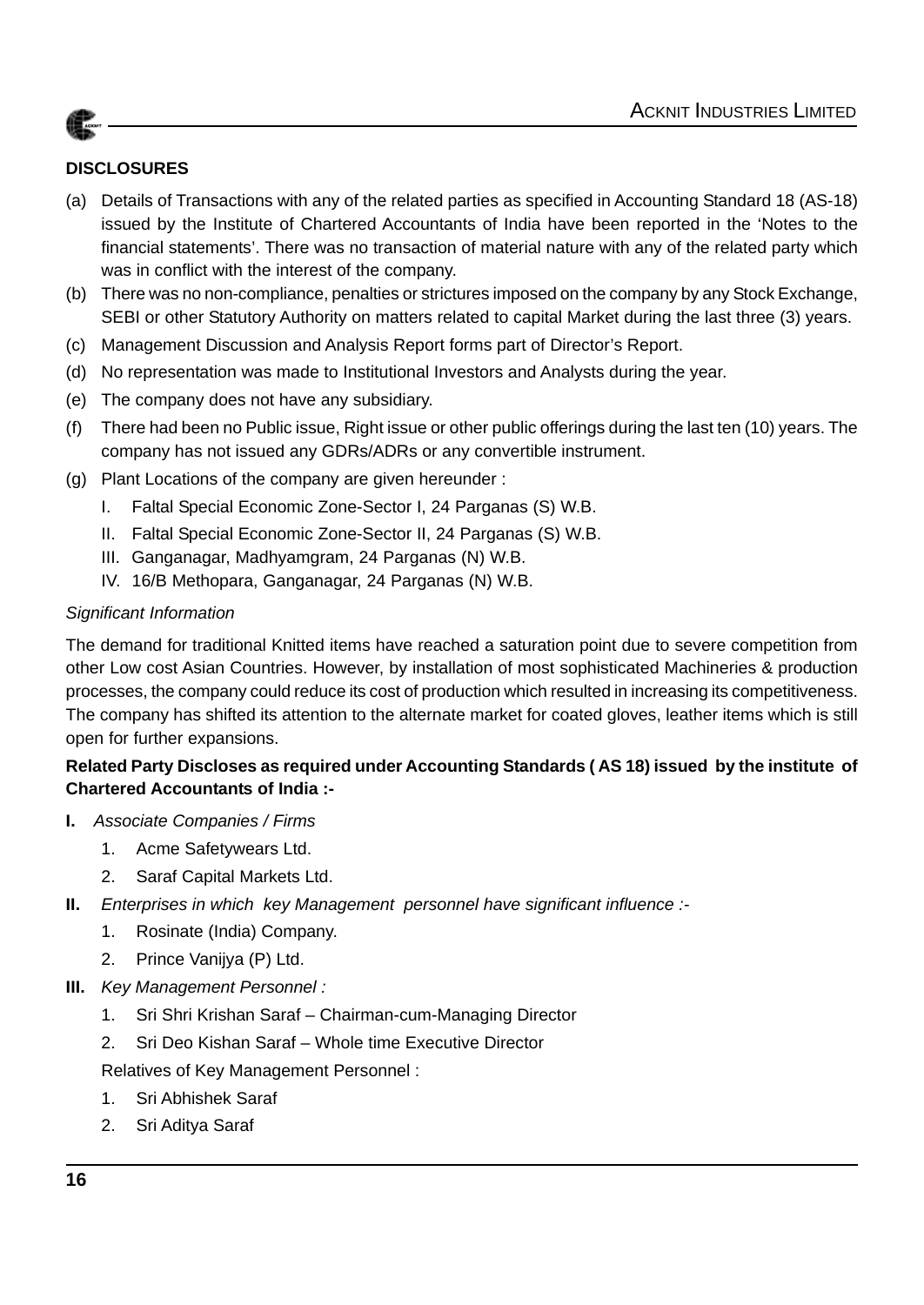**DISCLOSURES**

(a) Details of Transactions with any of the related parties as specified in Accounting Standard 18 (AS-18) issued by the Institute of Chartered Accountants of India have been reported in the 'Notes to the financial statements'. There was no transaction of material nature with any of the related party which was in conflict with the interest of the company.

(b) There was no non-compliance, penalties or strictures imposed on the company by any Stock Exchange, SEBI or other Statutory Authority on matters related to capital Market during the last three (3) years.

(c) Management Discussion and Analysis Report forms part of Director's Report.

(d) No representation was made to Institutional Investors and Analysts during the year.

(e) The company does not have any subsidiary.

(f) There had been no Public issue, Right issue or other public offerings during the last ten (10) years. The company has not issued any GDRs/ADRs or any convertible instrument.

(g) Plant Locations of the company are given hereunder :

   I. Faltal Special Economic Zone-Sector I, 24 Parganas (S) W.B.

   II. Faltal Special Economic Zone-Sector II, 24 Parganas (S) W.B.

   III. Ganganagar, Madhyamgram, 24 Parganas (N) W.B.

   IV. 16/B Methopara, Ganganagar, 24 Parganas (N) W.B.

*Significant Information*

The demand for traditional Knitted items have reached a saturation point due to severe competition from other Low cost Asian Countries. However, by installation of most sophisticated Machineries & production processes, the company could reduce its cost of production which resulted in increasing its competitiveness. The company has shifted its attention to the alternate market for coated gloves, leather items which is still open for further expansions.

**Related Party Discloses as required under Accounting Standards ( AS 18) issued by the institute of Chartered Accountants of India :-**

**I.** *Associate Companies / Firms*

   1. Acme Safetywears Ltd.

   2. Saraf Capital Markets Ltd.

**II.** *Enterprises in which key Management personnel have significant influence :-*

   1. Rosinate (India) Company.

   2. Prince Vanijya (P) Ltd.

**III.** *Key Management Personnel :*

   1. Sri Shri Krishan Saraf – Chairman-cum-Managing Director

   2. Sri Deo Kishan Saraf – Whole time Executive Director

   Relatives of Key Management Personnel :

   1. Sri Abhishek Saraf

   2. Sri Aditya Saraf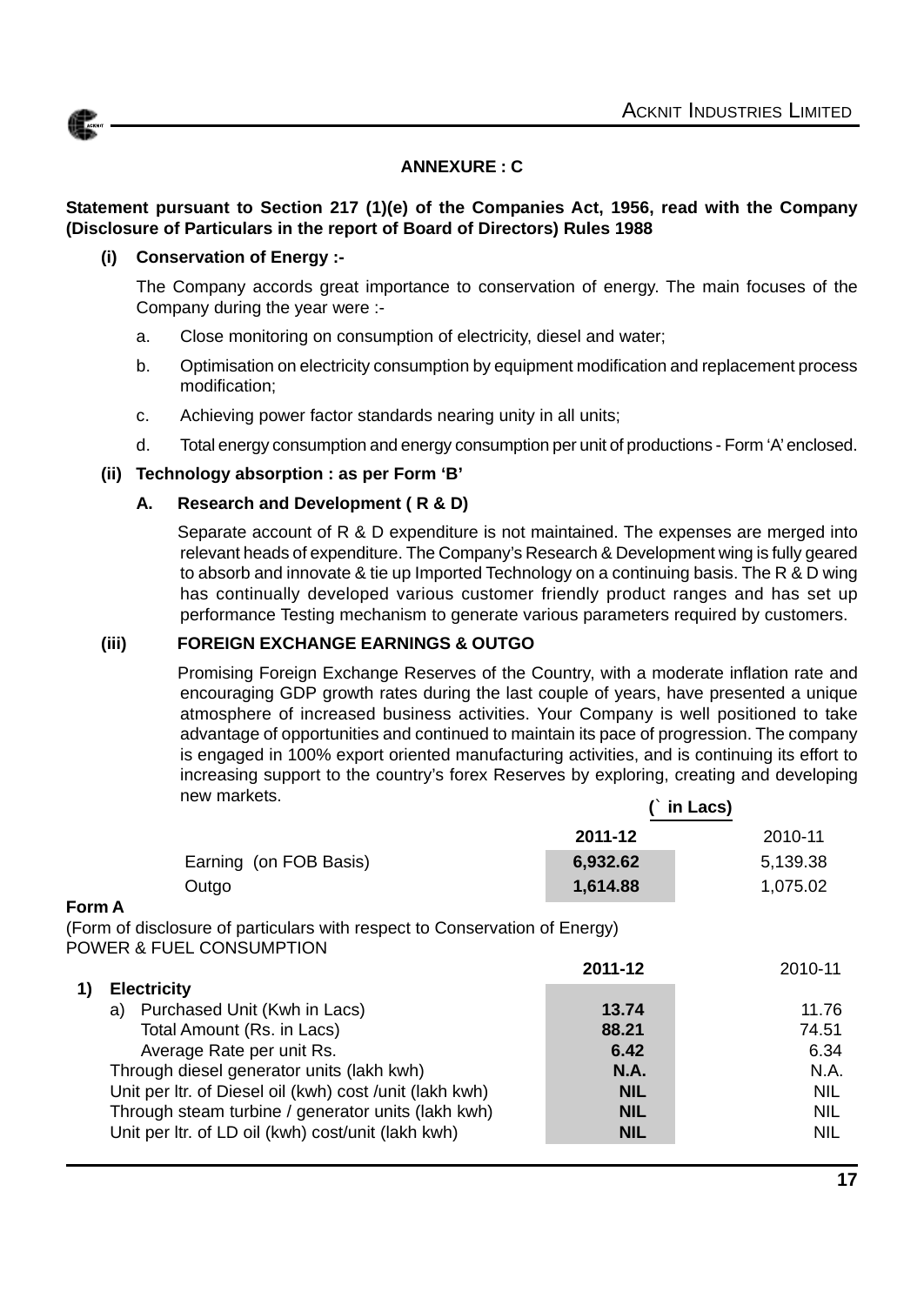## ANNEXURE : C

**Statement pursuant to Section 217 (1)(e) of the Companies Act, 1956, read with the Company (Disclosure of Particulars in the report of Board of Directors) Rules 1988**

**(i) Conservation of Energy :-**

The Company accords great importance to conservation of energy. The main focuses of the Company during the year were :-

a. Close monitoring on consumption of electricity, diesel and water;

b. Optimisation on electricity consumption by equipment modification and replacement process modification;

c. Achieving power factor standards nearing unity in all units;

d. Total energy consumption and energy consumption per unit of productions - Form 'A' enclosed.

**(ii) Technology absorption : as per Form 'B'**

**A. Research and Development ( R & D)**

Separate account of R & D expenditure is not maintained. The expenses are merged into relevant heads of expenditure. The Company's Research & Development wing is fully geared to absorb and innovate & tie up Imported Technology on a continuing basis. The R & D wing has continually developed various customer friendly product ranges and has set up performance Testing mechanism to generate various parameters required by customers.

**(iii) FOREIGN EXCHANGE EARNINGS & OUTGO**

Promising Foreign Exchange Reserves of the Country, with a moderate inflation rate and encouraging GDP growth rates during the last couple of years, have presented a unique atmosphere of increased business activities. Your Company is well positioned to take advantage of opportunities and continued to maintain its pace of progression. The company is engaged in 100% export oriented manufacturing activities, and is continuing its effort to increasing support to the country's forex Reserves by exploring, creating and developing new markets.

**(` in Lacs)**

| | 2011-12 | 2010-11 |
|---|---|---|
| Earning (on FOB Basis) | **6,932.62** | 5,139.38 |
| Outgo | **1,614.88** | 1,075.02 |

**Form A**

(Form of disclosure of particulars with respect to Conservation of Energy)
POWER & FUEL CONSUMPTION

| | 2011-12 | 2010-11 |
|---|---|---|
| **1) Electricity** | | |
| a) Purchased Unit (Kwh in Lacs) | **13.74** | 11.76 |
| Total Amount (Rs. in Lacs) | **88.21** | 74.51 |
| Average Rate per unit Rs. | **6.42** | 6.34 |
| Through diesel generator units (lakh kwh) | **N.A.** | N.A. |
| Unit per ltr. of Diesel oil (kwh) cost /unit (lakh kwh) | **NIL** | NIL |
| Through steam turbine / generator units (lakh kwh) | **NIL** | NIL |
| Unit per ltr. of LD oil (kwh) cost/unit (lakh kwh) | **NIL** | NIL |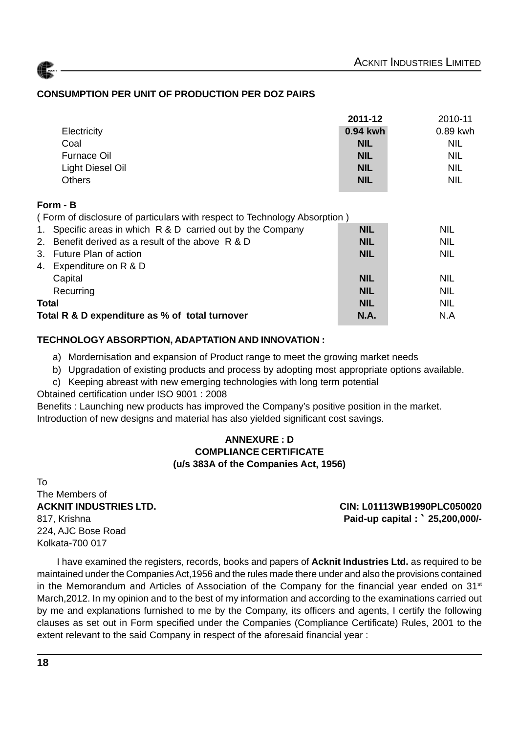## CONSUMPTION PER UNIT OF PRODUCTION PER DOZ PAIRS

| | 2011-12 | 2010-11 |
|---|---|---|
| Electricity | **0.94 kwh** | 0.89 kwh |
| Coal | **NIL** | NIL |
| Furnace Oil | **NIL** | NIL |
| Light Diesel Oil | **NIL** | NIL |
| Others | **NIL** | NIL |

**Form - B**

( Form of disclosure of particulars with respect to Technology Absorption )

| | | |
|---|---|---|
| 1. Specific areas in which R & D carried out by the Company | **NIL** | NIL |
| 2. Benefit derived as a result of the above R & D | **NIL** | NIL |
| 3. Future Plan of action | **NIL** | NIL |
| 4. Expenditure on R & D | | |
| Capital | **NIL** | NIL |
| Recurring | **NIL** | NIL |
| **Total** | **NIL** | NIL |
| **Total R & D expenditure as % of total turnover** | **N.A.** | N.A |

**TECHNOLOGY ABSORPTION, ADAPTATION AND INNOVATION :**

a) Mordernisation and expansion of Product range to meet the growing market needs
b) Upgradation of existing products and process by adopting most appropriate options available.
c) Keeping abreast with new emerging technologies with long term potential

Obtained certification under ISO 9001 : 2008

Benefits : Launching new products has improved the Company's positive position in the market. Introduction of new designs and material has also yielded significant cost savings.

**ANNEXURE : D**
**COMPLIANCE CERTIFICATE**
**(u/s 383A of the Companies Act, 1956)**

To
The Members of
**ACKNIT INDUSTRIES LTD.**
817, Krishna
224, AJC Bose Road
Kolkata-700 017

**CIN: L01113WB1990PLC050020**
**Paid-up capital : ` 25,200,000/-**

I have examined the registers, records, books and papers of **Acknit Industries Ltd.** as required to be maintained under the Companies Act,1956 and the rules made there under and also the provisions contained in the Memorandum and Articles of Association of the Company for the financial year ended on 31st March,2012. In my opinion and to the best of my information and according to the examinations carried out by me and explanations furnished to me by the Company, its officers and agents, I certify the following clauses as set out in Form specified under the Companies (Compliance Certificate) Rules, 2001 to the extent relevant to the said Company in respect of the aforesaid financial year :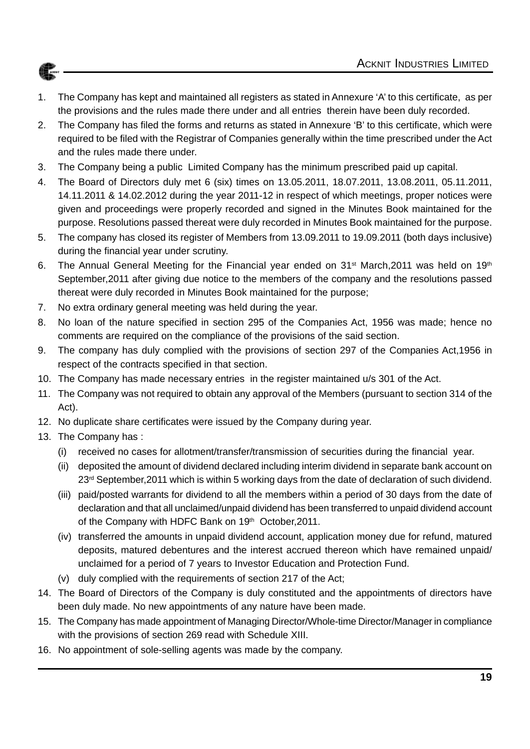1. The Company has kept and maintained all registers as stated in Annexure 'A' to this certificate, as per the provisions and the rules made there under and all entries therein have been duly recorded.
2. The Company has filed the forms and returns as stated in Annexure 'B' to this certificate, which were required to be filed with the Registrar of Companies generally within the time prescribed under the Act and the rules made there under.
3. The Company being a public Limited Company has the minimum prescribed paid up capital.
4. The Board of Directors duly met 6 (six) times on 13.05.2011, 18.07.2011, 13.08.2011, 05.11.2011, 14.11.2011 & 14.02.2012 during the year 2011-12 in respect of which meetings, proper notices were given and proceedings were properly recorded and signed in the Minutes Book maintained for the purpose. Resolutions passed thereat were duly recorded in Minutes Book maintained for the purpose.
5. The company has closed its register of Members from 13.09.2011 to 19.09.2011 (both days inclusive) during the financial year under scrutiny.
6. The Annual General Meeting for the Financial year ended on 31st March,2011 was held on 19th September,2011 after giving due notice to the members of the company and the resolutions passed thereat were duly recorded in Minutes Book maintained for the purpose;
7. No extra ordinary general meeting was held during the year.
8. No loan of the nature specified in section 295 of the Companies Act, 1956 was made; hence no comments are required on the compliance of the provisions of the said section.
9. The company has duly complied with the provisions of section 297 of the Companies Act,1956 in respect of the contracts specified in that section.
10. The Company has made necessary entries in the register maintained u/s 301 of the Act.
11. The Company was not required to obtain any approval of the Members (pursuant to section 314 of the Act).
12. No duplicate share certificates were issued by the Company during year.
13. The Company has :
    - (i) received no cases for allotment/transfer/transmission of securities during the financial year.
    - (ii) deposited the amount of dividend declared including interim dividend in separate bank account on 23rd September,2011 which is within 5 working days from the date of declaration of such dividend.
    - (iii) paid/posted warrants for dividend to all the members within a period of 30 days from the date of declaration and that all unclaimed/unpaid dividend has been transferred to unpaid dividend account of the Company with HDFC Bank on 19th October,2011.
    - (iv) transferred the amounts in unpaid dividend account, application money due for refund, matured deposits, matured debentures and the interest accrued thereon which have remained unpaid/ unclaimed for a period of 7 years to Investor Education and Protection Fund.
    - (v) duly complied with the requirements of section 217 of the Act;
14. The Board of Directors of the Company is duly constituted and the appointments of directors have been duly made. No new appointments of any nature have been made.
15. The Company has made appointment of Managing Director/Whole-time Director/Manager in compliance with the provisions of section 269 read with Schedule XIII.
16. No appointment of sole-selling agents was made by the company.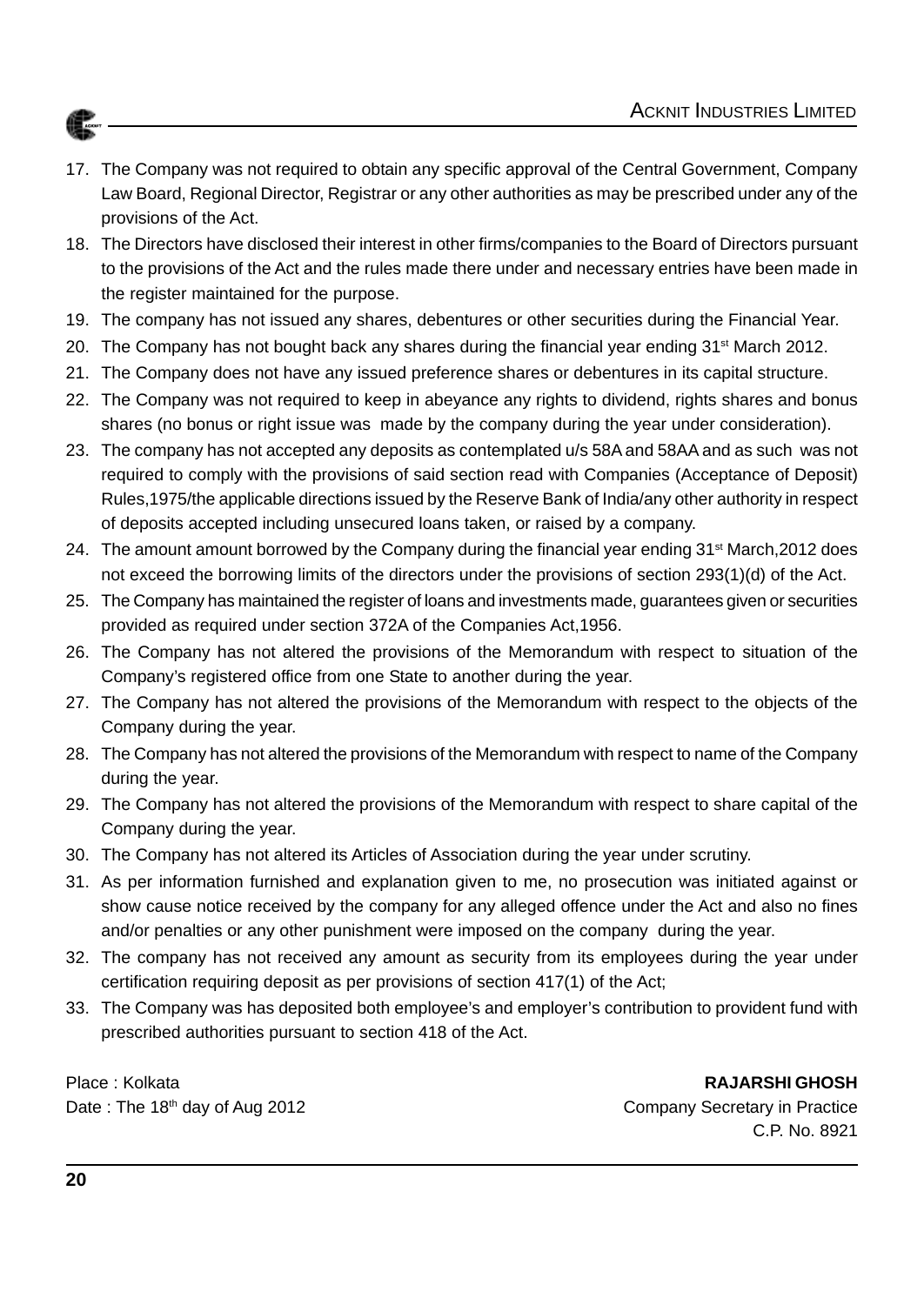17. The Company was not required to obtain any specific approval of the Central Government, Company Law Board, Regional Director, Registrar or any other authorities as may be prescribed under any of the provisions of the Act.
18. The Directors have disclosed their interest in other firms/companies to the Board of Directors pursuant to the provisions of the Act and the rules made there under and necessary entries have been made in the register maintained for the purpose.
19. The company has not issued any shares, debentures or other securities during the Financial Year.
20. The Company has not bought back any shares during the financial year ending 31st March 2012.
21. The Company does not have any issued preference shares or debentures in its capital structure.
22. The Company was not required to keep in abeyance any rights to dividend, rights shares and bonus shares (no bonus or right issue was made by the company during the year under consideration).
23. The company has not accepted any deposits as contemplated u/s 58A and 58AA and as such was not required to comply with the provisions of said section read with Companies (Acceptance of Deposit) Rules,1975/the applicable directions issued by the Reserve Bank of India/any other authority in respect of deposits accepted including unsecured loans taken, or raised by a company.
24. The amount amount borrowed by the Company during the financial year ending 31st March,2012 does not exceed the borrowing limits of the directors under the provisions of section 293(1)(d) of the Act.
25. The Company has maintained the register of loans and investments made, guarantees given or securities provided as required under section 372A of the Companies Act,1956.
26. The Company has not altered the provisions of the Memorandum with respect to situation of the Company's registered office from one State to another during the year.
27. The Company has not altered the provisions of the Memorandum with respect to the objects of the Company during the year.
28. The Company has not altered the provisions of the Memorandum with respect to name of the Company during the year.
29. The Company has not altered the provisions of the Memorandum with respect to share capital of the Company during the year.
30. The Company has not altered its Articles of Association during the year under scrutiny.
31. As per information furnished and explanation given to me, no prosecution was initiated against or show cause notice received by the company for any alleged offence under the Act and also no fines and/or penalties or any other punishment were imposed on the company during the year.
32. The company has not received any amount as security from its employees during the year under certification requiring deposit as per provisions of section 417(1) of the Act;
33. The Company was has deposited both employee's and employer's contribution to provident fund with prescribed authorities pursuant to section 418 of the Act.

Place : Kolkata
Date : The 18th day of Aug 2012

**RAJARSHI GHOSH**
Company Secretary in Practice
C.P. No. 8921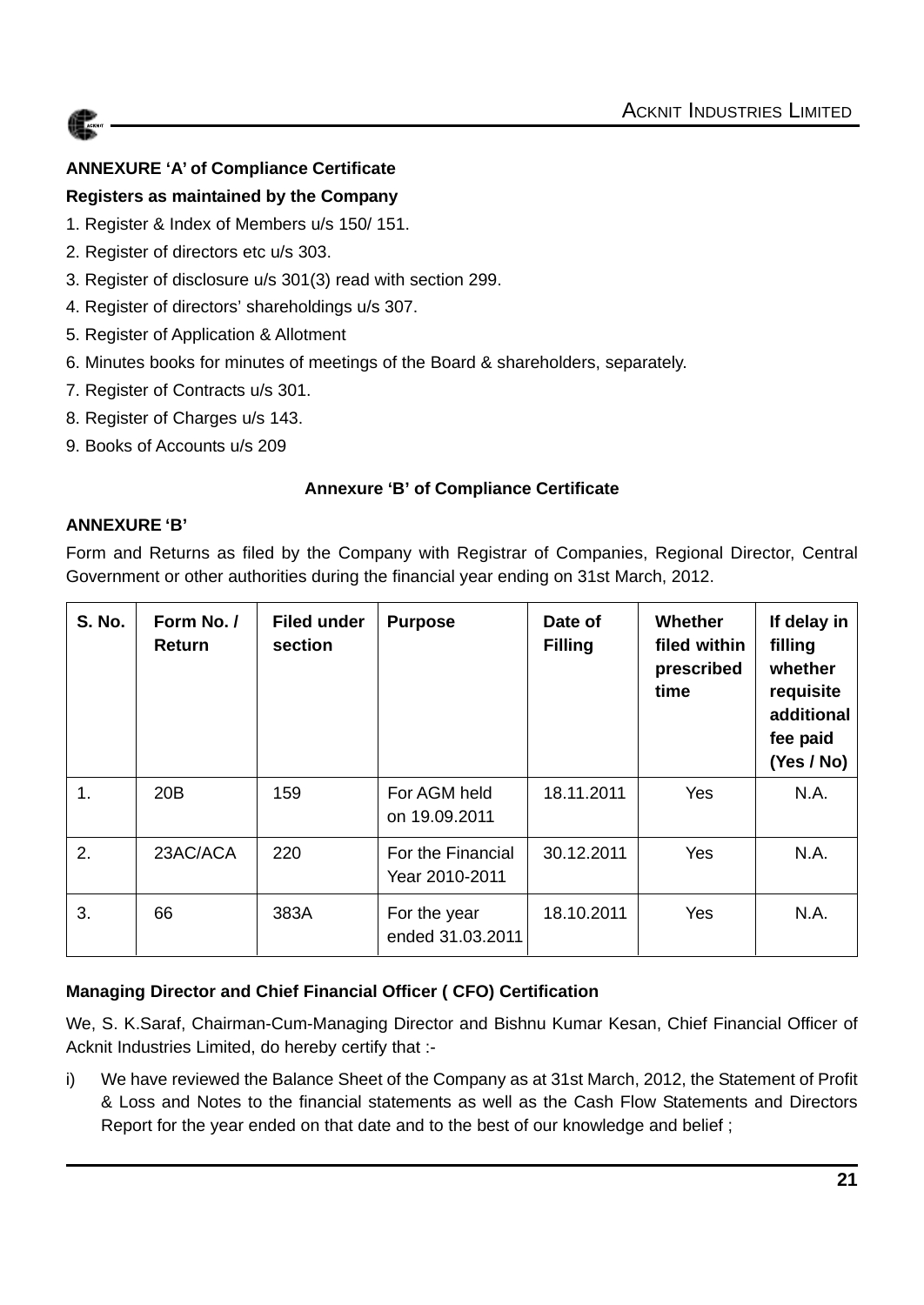**ANNEXURE 'A' of Compliance Certificate**

**Registers as maintained by the Company**

1. Register & Index of Members u/s 150/ 151.
2. Register of directors etc u/s 303.
3. Register of disclosure u/s 301(3) read with section 299.
4. Register of directors' shareholdings u/s 307.
5. Register of Application & Allotment
6. Minutes books for minutes of meetings of the Board & shareholders, separately.
7. Register of Contracts u/s 301.
8. Register of Charges u/s 143.
9. Books of Accounts u/s 209

**Annexure 'B' of Compliance Certificate**

**ANNEXURE 'B'**

Form and Returns as filed by the Company with Registrar of Companies, Regional Director, Central Government or other authorities during the financial year ending on 31st March, 2012.

| S. No. | Form No. / Return | Filed under section | Purpose | Date of Filling | Whether filed within prescribed time | If delay in filling whether requisite additional fee paid (Yes / No) |
|---|---|---|---|---|---|---|
| 1. | 20B | 159 | For AGM held on 19.09.2011 | 18.11.2011 | Yes | N.A. |
| 2. | 23AC/ACA | 220 | For the Financial Year 2010-2011 | 30.12.2011 | Yes | N.A. |
| 3. | 66 | 383A | For the year ended 31.03.2011 | 18.10.2011 | Yes | N.A. |

**Managing Director and Chief Financial Officer ( CFO) Certification**

We, S. K.Saraf, Chairman-Cum-Managing Director and Bishnu Kumar Kesan, Chief Financial Officer of Acknit Industries Limited, do hereby certify that :-

i) We have reviewed the Balance Sheet of the Company as at 31st March, 2012, the Statement of Profit & Loss and Notes to the financial statements as well as the Cash Flow Statements and Directors Report for the year ended on that date and to the best of our knowledge and belief ;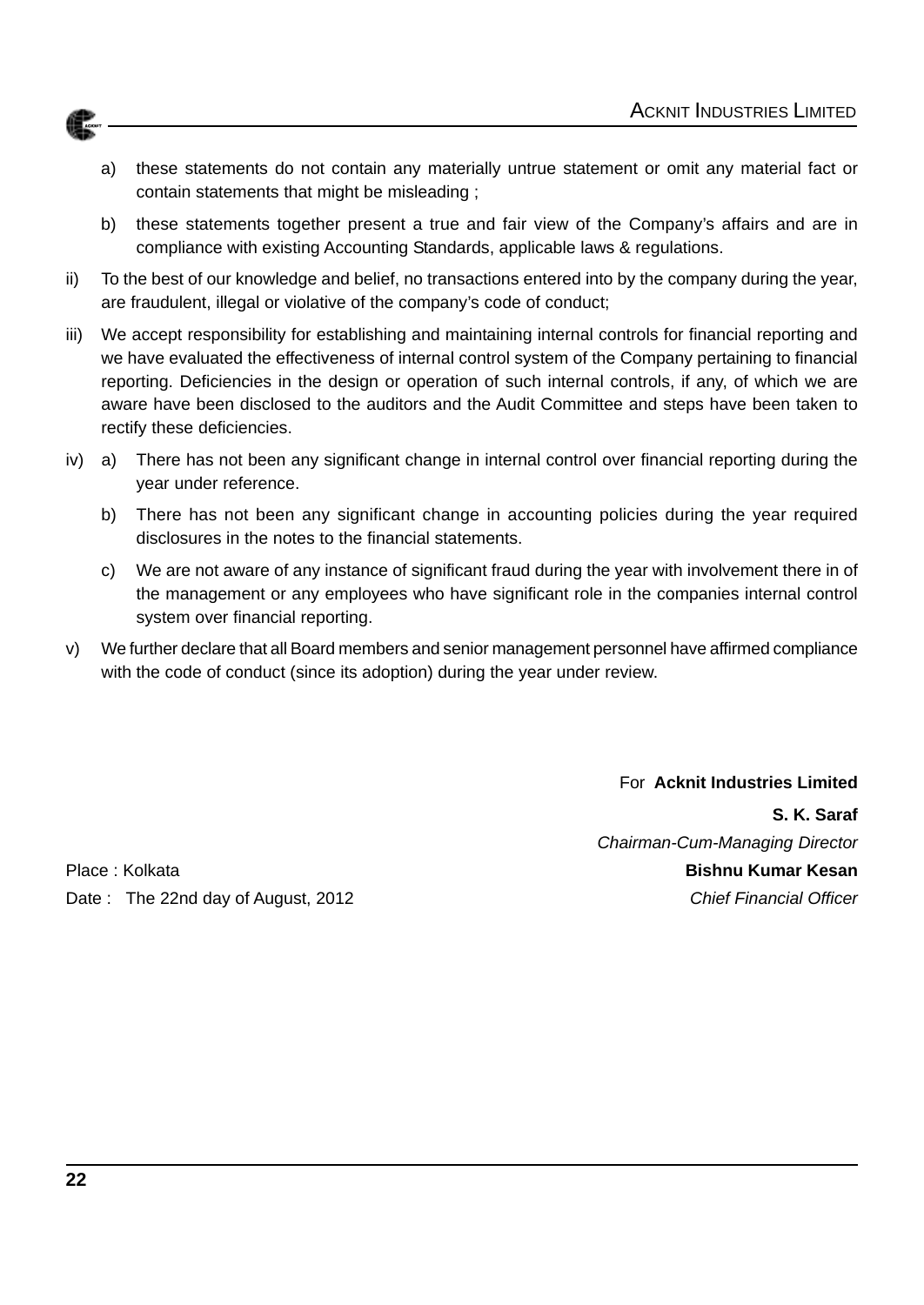a) these statements do not contain any materially untrue statement or omit any material fact or contain statements that might be misleading ;

b) these statements together present a true and fair view of the Company's affairs and are in compliance with existing Accounting Standards, applicable laws & regulations.

ii) To the best of our knowledge and belief, no transactions entered into by the company during the year, are fraudulent, illegal or violative of the company's code of conduct;

iii) We accept responsibility for establishing and maintaining internal controls for financial reporting and we have evaluated the effectiveness of internal control system of the Company pertaining to financial reporting. Deficiencies in the design or operation of such internal controls, if any, of which we are aware have been disclosed to the auditors and the Audit Committee and steps have been taken to rectify these deficiencies.

iv) a) There has not been any significant change in internal control over financial reporting during the year under reference.

b) There has not been any significant change in accounting policies during the year required disclosures in the notes to the financial statements.

c) We are not aware of any instance of significant fraud during the year with involvement there in of the management or any employees who have significant role in the companies internal control system over financial reporting.

v) We further declare that all Board members and senior management personnel have affirmed compliance with the code of conduct (since its adoption) during the year under review.

For **Acknit Industries Limited**

**S. K. Saraf**

*Chairman-Cum-Managing Director*

**Bishnu Kumar Kesan**

*Chief Financial Officer*

Place : Kolkata

Date : The 22nd day of August, 2012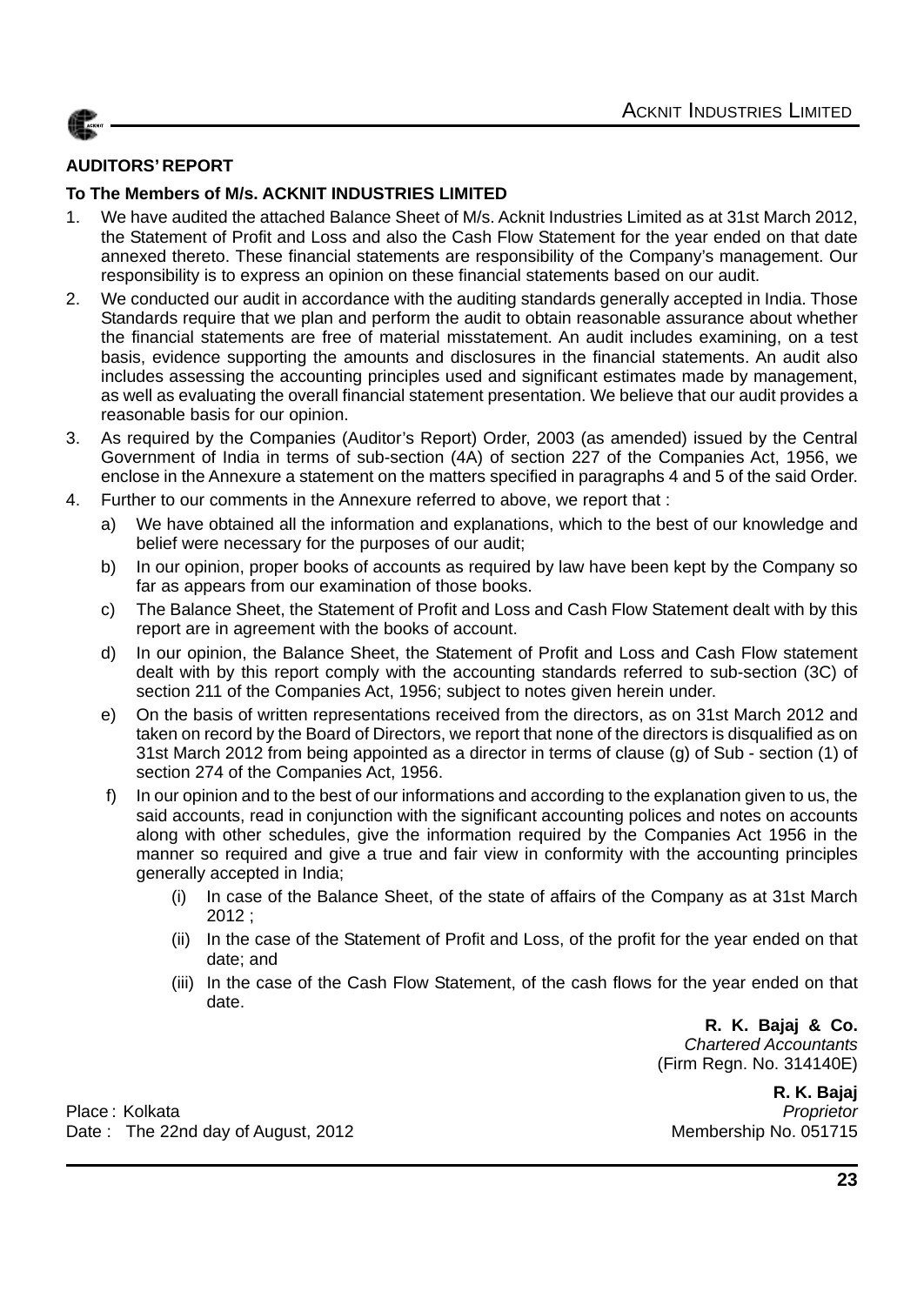## AUDITORS' REPORT

**To The Members of M/s. ACKNIT INDUSTRIES LIMITED**

1. We have audited the attached Balance Sheet of M/s. Acknit Industries Limited as at 31st March 2012, the Statement of Profit and Loss and also the Cash Flow Statement for the year ended on that date annexed thereto. These financial statements are responsibility of the Company's management. Our responsibility is to express an opinion on these financial statements based on our audit.
2. We conducted our audit in accordance with the auditing standards generally accepted in India. Those Standards require that we plan and perform the audit to obtain reasonable assurance about whether the financial statements are free of material misstatement. An audit includes examining, on a test basis, evidence supporting the amounts and disclosures in the financial statements. An audit also includes assessing the accounting principles used and significant estimates made by management, as well as evaluating the overall financial statement presentation. We believe that our audit provides a reasonable basis for our opinion.
3. As required by the Companies (Auditor's Report) Order, 2003 (as amended) issued by the Central Government of India in terms of sub-section (4A) of section 227 of the Companies Act, 1956, we enclose in the Annexure a statement on the matters specified in paragraphs 4 and 5 of the said Order.
4. Further to our comments in the Annexure referred to above, we report that :
   a) We have obtained all the information and explanations, which to the best of our knowledge and belief were necessary for the purposes of our audit;
   b) In our opinion, proper books of accounts as required by law have been kept by the Company so far as appears from our examination of those books.
   c) The Balance Sheet, the Statement of Profit and Loss and Cash Flow Statement dealt with by this report are in agreement with the books of account.
   d) In our opinion, the Balance Sheet, the Statement of Profit and Loss and Cash Flow statement dealt with by this report comply with the accounting standards referred to sub-section (3C) of section 211 of the Companies Act, 1956; subject to notes given herein under.
   e) On the basis of written representations received from the directors, as on 31st March 2012 and taken on record by the Board of Directors, we report that none of the directors is disqualified as on 31st March 2012 from being appointed as a director in terms of clause (g) of Sub - section (1) of section 274 of the Companies Act, 1956.
   f) In our opinion and to the best of our informations and according to the explanation given to us, the said accounts, read in conjunction with the significant accounting polices and notes on accounts along with other schedules, give the information required by the Companies Act 1956 in the manner so required and give a true and fair view in conformity with the accounting principles generally accepted in India;
      (i) In case of the Balance Sheet, of the state of affairs of the Company as at 31st March 2012 ;
      (ii) In the case of the Statement of Profit and Loss, of the profit for the year ended on that date; and
      (iii) In the case of the Cash Flow Statement, of the cash flows for the year ended on that date.

**R. K. Bajaj & Co.**
*Chartered Accountants*
(Firm Regn. No. 314140E)

**R. K. Bajaj**
*Proprietor*
Membership No. 051715

Place : Kolkata
Date : The 22nd day of August, 2012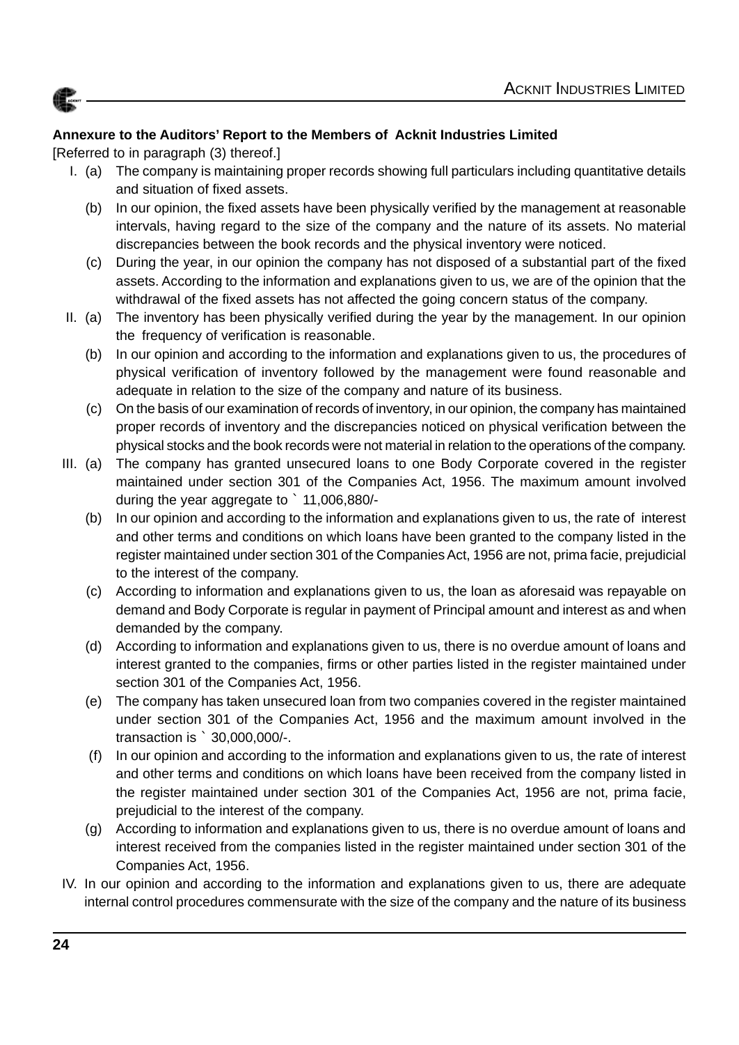**Annexure to the Auditors' Report to the Members of Acknit Industries Limited**

[Referred to in paragraph (3) thereof.]

I. (a) The company is maintaining proper records showing full particulars including quantitative details and situation of fixed assets.

   (b) In our opinion, the fixed assets have been physically verified by the management at reasonable intervals, having regard to the size of the company and the nature of its assets. No material discrepancies between the book records and the physical inventory were noticed.

   (c) During the year, in our opinion the company has not disposed of a substantial part of the fixed assets. According to the information and explanations given to us, we are of the opinion that the withdrawal of the fixed assets has not affected the going concern status of the company.

II. (a) The inventory has been physically verified during the year by the management. In our opinion the frequency of verification is reasonable.

   (b) In our opinion and according to the information and explanations given to us, the procedures of physical verification of inventory followed by the management were found reasonable and adequate in relation to the size of the company and nature of its business.

   (c) On the basis of our examination of records of inventory, in our opinion, the company has maintained proper records of inventory and the discrepancies noticed on physical verification between the physical stocks and the book records were not material in relation to the operations of the company.

III. (a) The company has granted unsecured loans to one Body Corporate covered in the register maintained under section 301 of the Companies Act, 1956. The maximum amount involved during the year aggregate to ` 11,006,880/-

   (b) In our opinion and according to the information and explanations given to us, the rate of interest and other terms and conditions on which loans have been granted to the company listed in the register maintained under section 301 of the Companies Act, 1956 are not, prima facie, prejudicial to the interest of the company.

   (c) According to information and explanations given to us, the loan as aforesaid was repayable on demand and Body Corporate is regular in payment of Principal amount and interest as and when demanded by the company.

   (d) According to information and explanations given to us, there is no overdue amount of loans and interest granted to the companies, firms or other parties listed in the register maintained under section 301 of the Companies Act, 1956.

   (e) The company has taken unsecured loan from two companies covered in the register maintained under section 301 of the Companies Act, 1956 and the maximum amount involved in the transaction is ` 30,000,000/-.

   (f) In our opinion and according to the information and explanations given to us, the rate of interest and other terms and conditions on which loans have been received from the company listed in the register maintained under section 301 of the Companies Act, 1956 are not, prima facie, prejudicial to the interest of the company.

   (g) According to information and explanations given to us, there is no overdue amount of loans and interest received from the companies listed in the register maintained under section 301 of the Companies Act, 1956.

IV. In our opinion and according to the information and explanations given to us, there are adequate internal control procedures commensurate with the size of the company and the nature of its business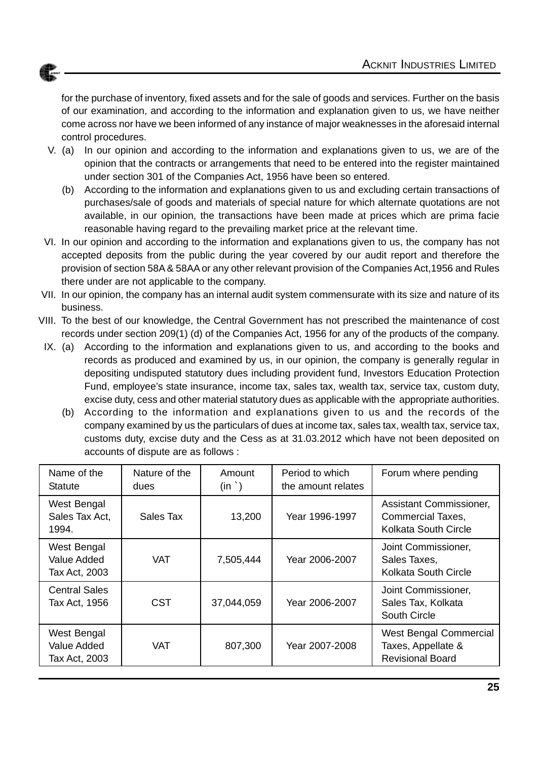for the purchase of inventory, fixed assets and for the sale of goods and services. Further on the basis of our examination, and according to the information and explanation given to us, we have neither come across nor have we been informed of any instance of major weaknesses in the aforesaid internal control procedures.

V. (a) In our opinion and according to the information and explanations given to us, we are of the opinion that the contracts or arrangements that need to be entered into the register maintained under section 301 of the Companies Act, 1956 have been so entered.

(b) According to the information and explanations given to us and excluding certain transactions of purchases/sale of goods and materials of special nature for which alternate quotations are not available, in our opinion, the transactions have been made at prices which are prima facie reasonable having regard to the prevailing market price at the relevant time.

VI. In our opinion and according to the information and explanations given to us, the company has not accepted deposits from the public during the year covered by our audit report and therefore the provision of section 58A & 58AA or any other relevant provision of the Companies Act,1956 and Rules there under are not applicable to the company.

VII. In our opinion, the company has an internal audit system commensurate with its size and nature of its business.

VIII. To the best of our knowledge, the Central Government has not prescribed the maintenance of cost records under section 209(1) (d) of the Companies Act, 1956 for any of the products of the company.

IX. (a) According to the information and explanations given to us, and according to the books and records as produced and examined by us, in our opinion, the company is generally regular in depositing undisputed statutory dues including provident fund, Investors Education Protection Fund, employee's state insurance, income tax, sales tax, wealth tax, service tax, custom duty, excise duty, cess and other material statutory dues as applicable with the appropriate authorities.

(b) According to the information and explanations given to us and the records of the company examined by us the particulars of dues at income tax, sales tax, wealth tax, service tax, customs duty, excise duty and the Cess as at 31.03.2012 which have not been deposited on accounts of dispute are as follows :

| Name of the Statute | Nature of the dues | Amount (in `) | Period to which the amount relates | Forum where pending |
|---|---|---|---|---|
| West Bengal Sales Tax Act, 1994. | Sales Tax | 13,200 | Year 1996-1997 | Assistant Commissioner, Commercial Taxes, Kolkata South Circle |
| West Bengal Value Added Tax Act, 2003 | VAT | 7,505,444 | Year 2006-2007 | Joint Commissioner, Sales Taxes, Kolkata South Circle |
| Central Sales Tax Act, 1956 | CST | 37,044,059 | Year 2006-2007 | Joint Commissioner, Sales Tax, Kolkata South Circle |
| West Bengal Value Added Tax Act, 2003 | VAT | 807,300 | Year 2007-2008 | West Bengal Commercial Taxes, Appellate & Revisional Board |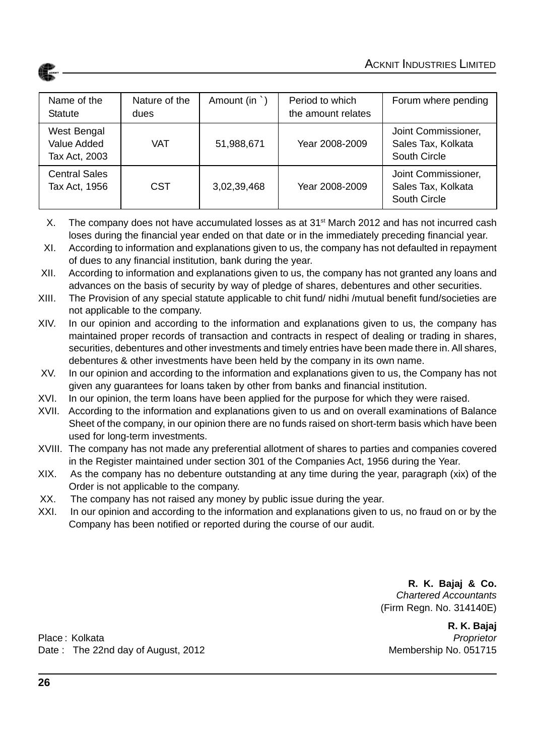| Name of the Statute | Nature of the dues | Amount (in `) | Period to which the amount relates | Forum where pending |
|---|---|---|---|---|
| West Bengal Value Added Tax Act, 2003 | VAT | 51,988,671 | Year 2008-2009 | Joint Commissioner, Sales Tax, Kolkata South Circle |
| Central Sales Tax Act, 1956 | CST | 3,02,39,468 | Year 2008-2009 | Joint Commissioner, Sales Tax, Kolkata South Circle |

X. The company does not have accumulated losses as at 31st March 2012 and has not incurred cash loses during the financial year ended on that date or in the immediately preceding financial year.

XI. According to information and explanations given to us, the company has not defaulted in repayment of dues to any financial institution, bank during the year.

XII. According to information and explanations given to us, the company has not granted any loans and advances on the basis of security by way of pledge of shares, debentures and other securities.

XIII. The Provision of any special statute applicable to chit fund/ nidhi /mutual benefit fund/societies are not applicable to the company.

XIV. In our opinion and according to the information and explanations given to us, the company has maintained proper records of transaction and contracts in respect of dealing or trading in shares, securities, debentures and other investments and timely entries have been made there in. All shares, debentures & other investments have been held by the company in its own name.

XV. In our opinion and according to the information and explanations given to us, the Company has not given any guarantees for loans taken by other from banks and financial institution.

XVI. In our opinion, the term loans have been applied for the purpose for which they were raised.

XVII. According to the information and explanations given to us and on overall examinations of Balance Sheet of the company, in our opinion there are no funds raised on short-term basis which have been used for long-term investments.

XVIII. The company has not made any preferential allotment of shares to parties and companies covered in the Register maintained under section 301 of the Companies Act, 1956 during the Year.

XIX. As the company has no debenture outstanding at any time during the year, paragraph (xix) of the Order is not applicable to the company.

XX. The company has not raised any money by public issue during the year.

XXI. In our opinion and according to the information and explanations given to us, no fraud on or by the Company has been notified or reported during the course of our audit.

**R. K. Bajaj & Co.**
*Chartered Accountants*
(Firm Regn. No. 314140E)

**R. K. Bajaj**
*Proprietor*
Membership No. 051715

Place : Kolkata
Date : The 22nd day of August, 2012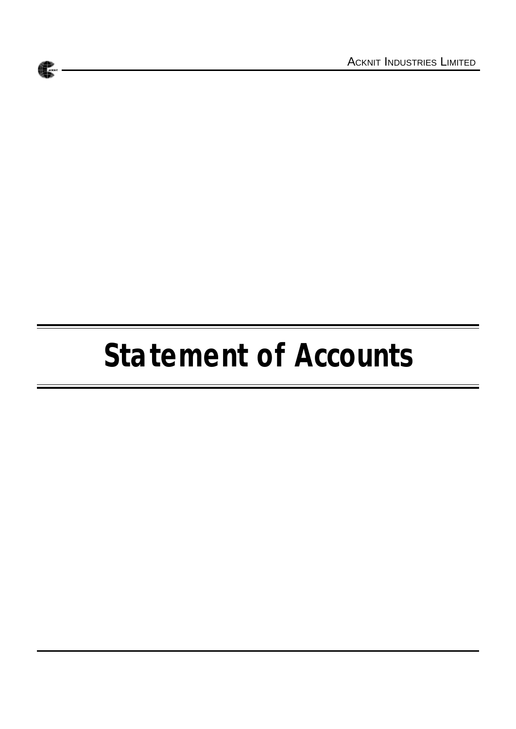# Statement of Accounts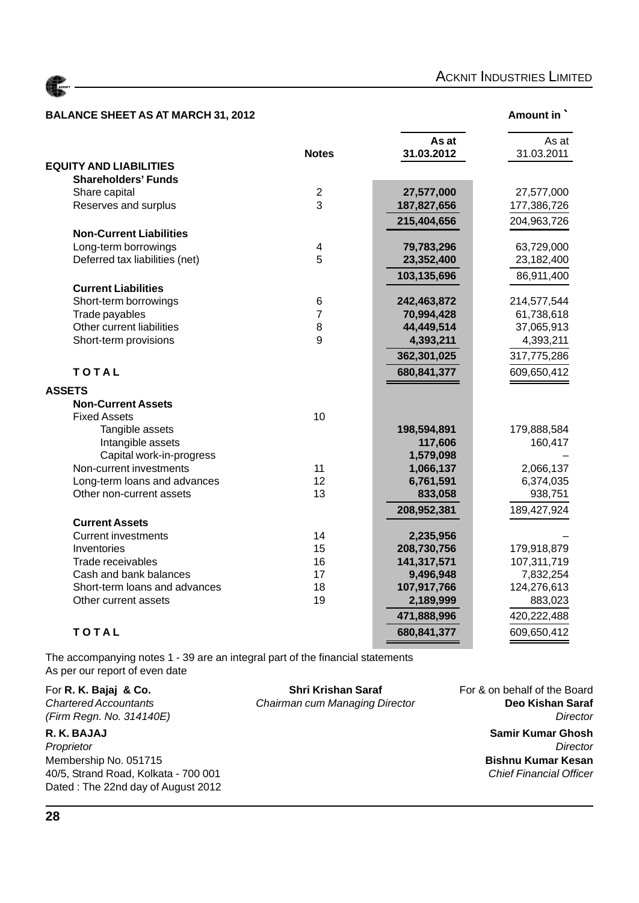## BALANCE SHEET AS AT MARCH 31, 2012

Amount in `

| | Notes | As at 31.03.2012 | As at 31.03.2011 |
|---|---|---|---|
| **EQUITY AND LIABILITIES** | | | |
| **Shareholders' Funds** | | | |
| Share capital | 2 | **27,577,000** | 27,577,000 |
| Reserves and surplus | 3 | **187,827,656** | 177,386,726 |
| | | **215,404,656** | 204,963,726 |
| **Non-Current Liabilities** | | | |
| Long-term borrowings | 4 | **79,783,296** | 63,729,000 |
| Deferred tax liabilities (net) | 5 | **23,352,400** | 23,182,400 |
| | | **103,135,696** | 86,911,400 |
| **Current Liabilities** | | | |
| Short-term borrowings | 6 | **242,463,872** | 214,577,544 |
| Trade payables | 7 | **70,994,428** | 61,738,618 |
| Other current liabilities | 8 | **44,449,514** | 37,065,913 |
| Short-term provisions | 9 | **4,393,211** | 4,393,211 |
| | | **362,301,025** | 317,775,286 |
| **TOTAL** | | **680,841,377** | 609,650,412 |
| **ASSETS** | | | |
| **Non-Current Assets** | | | |
| Fixed Assets | 10 | | |
| Tangible assets | | **198,594,891** | 179,888,584 |
| Intangible assets | | **117,606** | 160,417 |
| Capital work-in-progress | | **1,579,098** | – |
| Non-current investments | 11 | **1,066,137** | 2,066,137 |
| Long-term loans and advances | 12 | **6,761,591** | 6,374,035 |
| Other non-current assets | 13 | **833,058** | 938,751 |
| | | **208,952,381** | 189,427,924 |
| **Current Assets** | | | |
| Current investments | 14 | **2,235,956** | – |
| Inventories | 15 | **208,730,756** | 179,918,879 |
| Trade receivables | 16 | **141,317,571** | 107,311,719 |
| Cash and bank balances | 17 | **9,496,948** | 7,832,254 |
| Short-term loans and advances | 18 | **107,917,766** | 124,276,613 |
| Other current assets | 19 | **2,189,999** | 883,023 |
| | | **471,888,996** | 420,222,488 |
| **TOTAL** | | **680,841,377** | 609,650,412 |

The accompanying notes 1 - 39 are an integral part of the financial statements
As per our report of even date

For **R. K. Bajaj & Co.**
*Chartered Accountants*
*(Firm Regn. No. 314140E)*

**R. K. BAJAJ**
*Proprietor*
Membership No. 051715
40/5, Strand Road, Kolkata - 700 001
Dated : The 22nd day of August 2012

**Shri Krishan Saraf**
*Chairman cum Managing Director*

For & on behalf of the Board
**Deo Kishan Saraf**
*Director*

**Samir Kumar Ghosh**
*Director*

**Bishnu Kumar Kesan**
*Chief Financial Officer*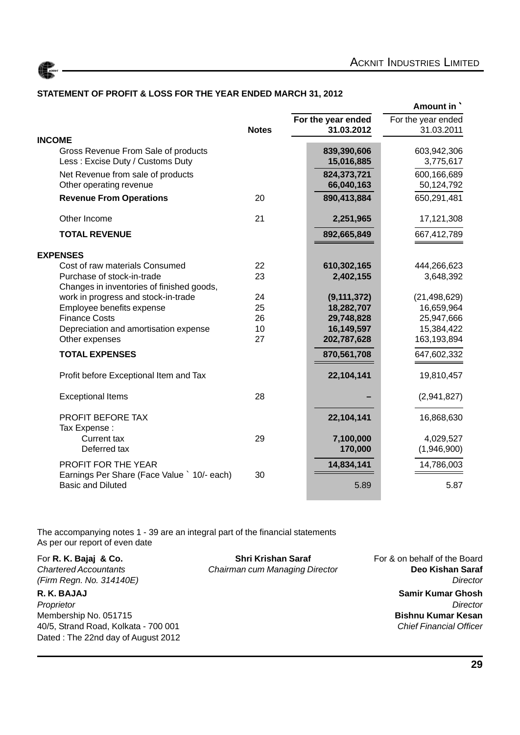## STATEMENT OF PROFIT & LOSS FOR THE YEAR ENDED MARCH 31, 2012

| | Notes | For the year ended 31.03.2012 | For the year ended 31.03.2011 |
|---|---|---|---|
| | | | **Amount in `** |
| **INCOME** | | | |
| Gross Revenue From Sale of products | | **839,390,606** | 603,942,306 |
| Less : Excise Duty / Customs Duty | | **15,016,885** | 3,775,617 |
| Net Revenue from sale of products | | **824,373,721** | 600,166,689 |
| Other operating revenue | | **66,040,163** | 50,124,792 |
| **Revenue From Operations** | 20 | **890,413,884** | 650,291,481 |
| Other Income | 21 | **2,251,965** | 17,121,308 |
| **TOTAL REVENUE** | | **892,665,849** | 667,412,789 |
| **EXPENSES** | | | |
| Cost of raw materials Consumed | 22 | **610,302,165** | 444,266,623 |
| Purchase of stock-in-trade | 23 | **2,402,155** | 3,648,392 |
| Changes in inventories of finished goods, work in progress and stock-in-trade | 24 | **(9,111,372)** | (21,498,629) |
| Employee benefits expense | 25 | **18,282,707** | 16,659,964 |
| Finance Costs | 26 | **29,748,828** | 25,947,666 |
| Depreciation and amortisation expense | 10 | **16,149,597** | 15,384,422 |
| Other expenses | 27 | **202,787,628** | 163,193,894 |
| **TOTAL EXPENSES** | | **870,561,708** | 647,602,332 |
| Profit before Exceptional Item and Tax | | **22,104,141** | 19,810,457 |
| Exceptional Items | 28 | **–** | (2,941,827) |
| PROFIT BEFORE TAX | | **22,104,141** | 16,868,630 |
| Tax Expense : | | | |
| Current tax | 29 | **7,100,000** | 4,029,527 |
| Deferred tax | | **170,000** | (1,946,900) |
| PROFIT FOR THE YEAR | | **14,834,141** | 14,786,003 |
| Earnings Per Share (Face Value ` 10/- each) | 30 | | |
| Basic and Diluted | | 5.89 | 5.87 |

The accompanying notes 1 - 39 are an integral part of the financial statements
As per our report of even date

For **R. K. Bajaj & Co.**
*Chartered Accountants*
*(Firm Regn. No. 314140E)*

**R. K. BAJAJ**
*Proprietor*
Membership No. 051715
40/5, Strand Road, Kolkata - 700 001
Dated : The 22nd day of August 2012

**Shri Krishan Saraf**
*Chairman cum Managing Director*

For & on behalf of the Board

**Deo Kishan Saraf**
*Director*

**Samir Kumar Ghosh**
*Director*

**Bishnu Kumar Kesan**
*Chief Financial Officer*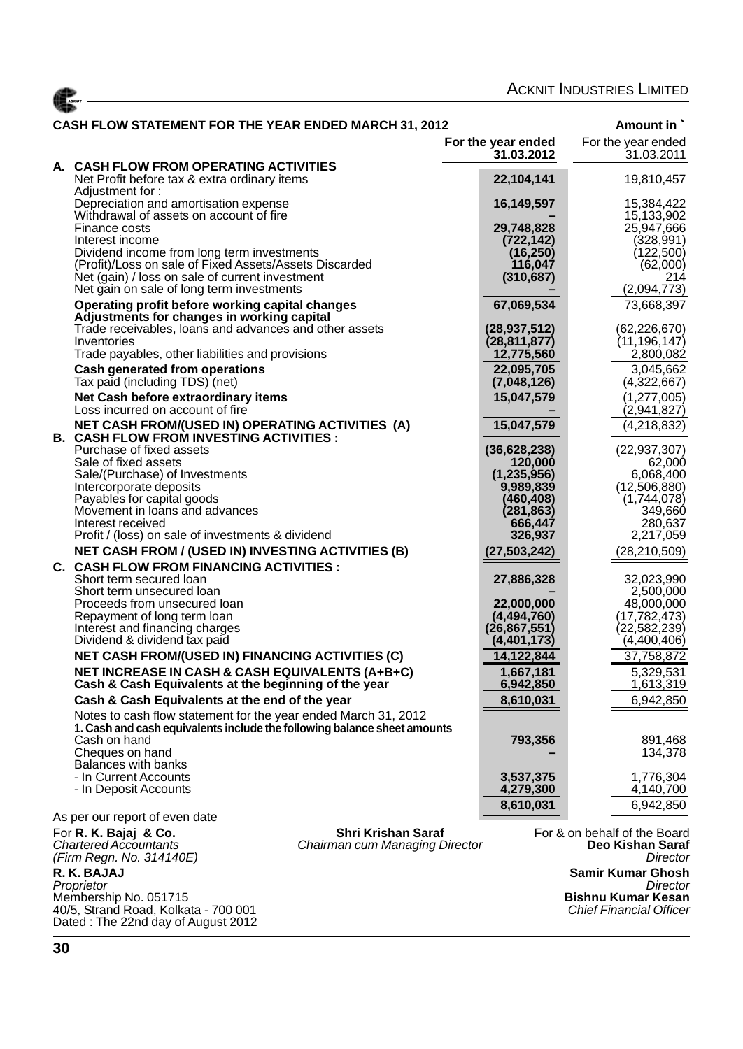## CASH FLOW STATEMENT FOR THE YEAR ENDED MARCH 31, 2012

Amount in `

| | For the year ended 31.03.2012 | For the year ended 31.03.2011 |
|---|---|---|
| **A. CASH FLOW FROM OPERATING ACTIVITIES** | | |
| Net Profit before tax & extra ordinary items | **22,104,141** | 19,810,457 |
| Adjustment for : | | |
| Depreciation and amortisation expense | **16,149,597** | 15,384,422 |
| Withdrawal of assets on account of fire | **–** | 15,133,902 |
| Finance costs | **29,748,828** | 25,947,666 |
| Interest income | **(722,142)** | (328,991) |
| Dividend income from long term investments | **(16,250)** | (122,500) |
| (Profit)/Loss on sale of Fixed Assets/Assets Discarded | **116,047** | (62,000) |
| Net (gain) / loss on sale of current investment | **(310,687)** | 214 |
| Net gain on sale of long term investments | **–** | (2,094,773) |
| **Operating profit before working capital changes** | **67,069,534** | 73,668,397 |
| **Adjustments for changes in working capital** | | |
| Trade receivables, loans and advances and other assets | **(28,937,512)** | (62,226,670) |
| Inventories | **(28,811,877)** | (11,196,147) |
| Trade payables, other liabilities and provisions | **12,775,560** | 2,800,082 |
| **Cash generated from operations** | **22,095,705** | 3,045,662 |
| Tax paid (including TDS) (net) | **(7,048,126)** | (4,322,667) |
| **Net Cash before extraordinary items** | **15,047,579** | (1,277,005) |
| Loss incurred on account of fire | **–** | (2,941,827) |
| **NET CASH FROM/(USED IN) OPERATING ACTIVITIES (A)** | **15,047,579** | (4,218,832) |
| **B. CASH FLOW FROM INVESTING ACTIVITIES :** | | |
| Purchase of fixed assets | **(36,628,238)** | (22,937,307) |
| Sale of fixed assets | **120,000** | 62,000 |
| Sale/(Purchase) of Investments | **(1,235,956)** | 6,068,400 |
| Intercorporate deposits | **9,989,839** | (12,506,880) |
| Payables for capital goods | **(460,408)** | (1,744,078) |
| Movement in loans and advances | **(281,863)** | 349,660 |
| Interest received | **666,447** | 280,637 |
| Profit / (loss) on sale of investments & dividend | **326,937** | 2,217,059 |
| **NET CASH FROM / (USED IN) INVESTING ACTIVITIES (B)** | **(27,503,242)** | (28,210,509) |
| **C. CASH FLOW FROM FINANCING ACTIVITIES :** | | |
| Short term secured loan | **27,886,328** | 32,023,990 |
| Short term unsecured loan | **–** | 2,500,000 |
| Proceeds from unsecured loan | **22,000,000** | 48,000,000 |
| Repayment of long term loan | **(4,494,760)** | (17,782,473) |
| Interest and financing charges | **(26,867,551)** | (22,582,239) |
| Dividend & dividend tax paid | **(4,401,173)** | (4,400,406) |
| **NET CASH FROM/(USED IN) FINANCING ACTIVITIES (C)** | **14,122,844** | 37,758,872 |
| **NET INCREASE IN CASH & CASH EQUIVALENTS (A+B+C)** | **1,667,181** | 5,329,531 |
| **Cash & Cash Equivalents at the beginning of the year** | **6,942,850** | 1,613,319 |
| **Cash & Cash Equivalents at the end of the year** | **8,610,031** | 6,942,850 |
| Notes to cash flow statement for the year ended March 31, 2012 | | |
| **1. Cash and cash equivalents include the following balance sheet amounts** | | |
| Cash on hand | **793,356** | 891,468 |
| Cheques on hand | **–** | 134,378 |
| Balances with banks | | |
| - In Current Accounts | **3,537,375** | 1,776,304 |
| - In Deposit Accounts | **4,279,300** | 4,140,700 |
| | **8,610,031** | 6,942,850 |

As per our report of even date

For **R. K. Bajaj & Co.**
*Chartered Accountants*
*(Firm Regn. No. 314140E)*

**R. K. BAJAJ**
*Proprietor*
Membership No. 051715
40/5, Strand Road, Kolkata - 700 001
Dated : The 22nd day of August 2012

**Shri Krishan Saraf**
*Chairman cum Managing Director*

For & on behalf of the Board
**Deo Kishan Saraf**
*Director*

**Samir Kumar Ghosh**
*Director*

**Bishnu Kumar Kesan**
*Chief Financial Officer*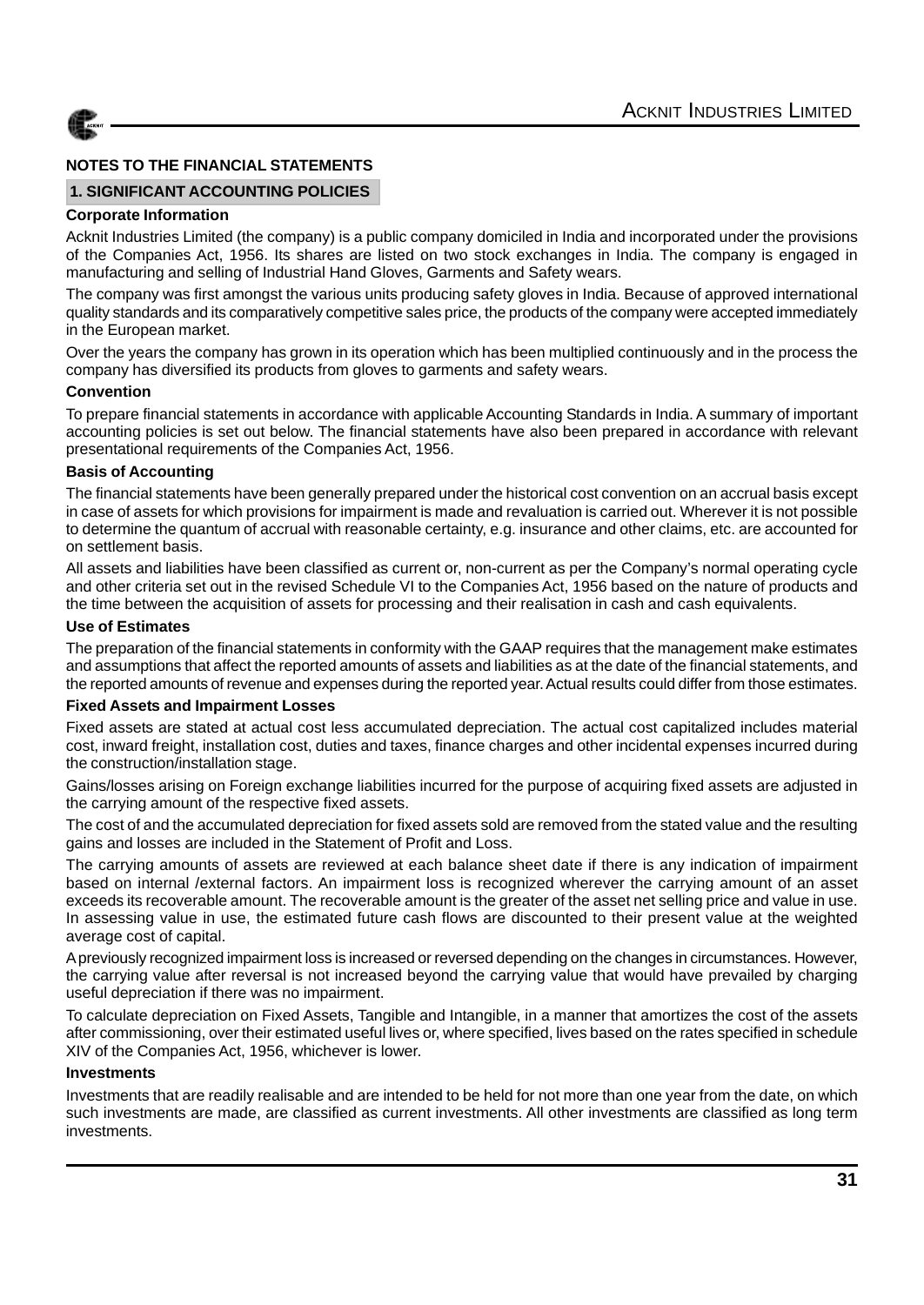## NOTES TO THE FINANCIAL STATEMENTS

### 1. SIGNIFICANT ACCOUNTING POLICIES

**Corporate Information**

Acknit Industries Limited (the company) is a public company domiciled in India and incorporated under the provisions of the Companies Act, 1956. Its shares are listed on two stock exchanges in India. The company is engaged in manufacturing and selling of Industrial Hand Gloves, Garments and Safety wears.

The company was first amongst the various units producing safety gloves in India. Because of approved international quality standards and its comparatively competitive sales price, the products of the company were accepted immediately in the European market.

Over the years the company has grown in its operation which has been multiplied continuously and in the process the company has diversified its products from gloves to garments and safety wears.

**Convention**

To prepare financial statements in accordance with applicable Accounting Standards in India. A summary of important accounting policies is set out below. The financial statements have also been prepared in accordance with relevant presentational requirements of the Companies Act, 1956.

**Basis of Accounting**

The financial statements have been generally prepared under the historical cost convention on an accrual basis except in case of assets for which provisions for impairment is made and revaluation is carried out. Wherever it is not possible to determine the quantum of accrual with reasonable certainty, e.g. insurance and other claims, etc. are accounted for on settlement basis.

All assets and liabilities have been classified as current or, non-current as per the Company's normal operating cycle and other criteria set out in the revised Schedule VI to the Companies Act, 1956 based on the nature of products and the time between the acquisition of assets for processing and their realisation in cash and cash equivalents.

**Use of Estimates**

The preparation of the financial statements in conformity with the GAAP requires that the management make estimates and assumptions that affect the reported amounts of assets and liabilities as at the date of the financial statements, and the reported amounts of revenue and expenses during the reported year. Actual results could differ from those estimates.

**Fixed Assets and Impairment Losses**

Fixed assets are stated at actual cost less accumulated depreciation. The actual cost capitalized includes material cost, inward freight, installation cost, duties and taxes, finance charges and other incidental expenses incurred during the construction/installation stage.

Gains/losses arising on Foreign exchange liabilities incurred for the purpose of acquiring fixed assets are adjusted in the carrying amount of the respective fixed assets.

The cost of and the accumulated depreciation for fixed assets sold are removed from the stated value and the resulting gains and losses are included in the Statement of Profit and Loss.

The carrying amounts of assets are reviewed at each balance sheet date if there is any indication of impairment based on internal /external factors. An impairment loss is recognized wherever the carrying amount of an asset exceeds its recoverable amount. The recoverable amount is the greater of the asset net selling price and value in use. In assessing value in use, the estimated future cash flows are discounted to their present value at the weighted average cost of capital.

A previously recognized impairment loss is increased or reversed depending on the changes in circumstances. However, the carrying value after reversal is not increased beyond the carrying value that would have prevailed by charging useful depreciation if there was no impairment.

To calculate depreciation on Fixed Assets, Tangible and Intangible, in a manner that amortizes the cost of the assets after commissioning, over their estimated useful lives or, where specified, lives based on the rates specified in schedule XIV of the Companies Act, 1956, whichever is lower.

**Investments**

Investments that are readily realisable and are intended to be held for not more than one year from the date, on which such investments are made, are classified as current investments. All other investments are classified as long term investments.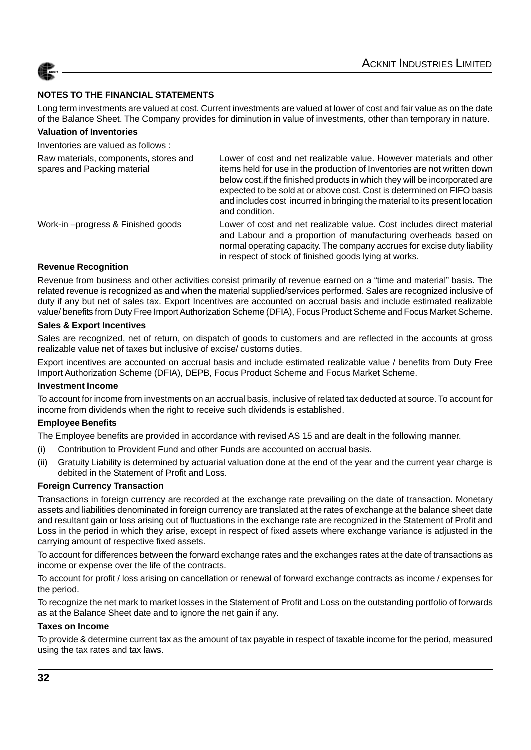## NOTES TO THE FINANCIAL STATEMENTS

Long term investments are valued at cost. Current investments are valued at lower of cost and fair value as on the date of the Balance Sheet. The Company provides for diminution in value of investments, other than temporary in nature.

**Valuation of Inventories**

Inventories are valued as follows :

| | |
|---|---|
| Raw materials, components, stores and spares and Packing material | Lower of cost and net realizable value. However materials and other items held for use in the production of Inventories are not written down below cost,if the finished products in which they will be incorporated are expected to be sold at or above cost. Cost is determined on FIFO basis and includes cost incurred in bringing the material to its present location and condition. |
| Work-in –progress & Finished goods | Lower of cost and net realizable value. Cost includes direct material and Labour and a proportion of manufacturing overheads based on normal operating capacity. The company accrues for excise duty liability in respect of stock of finished goods lying at works. |

**Revenue Recognition**

Revenue from business and other activities consist primarily of revenue earned on a "time and material" basis. The related revenue is recognized as and when the material supplied/services performed. Sales are recognized inclusive of duty if any but net of sales tax. Export Incentives are accounted on accrual basis and include estimated realizable value/ benefits from Duty Free Import Authorization Scheme (DFIA), Focus Product Scheme and Focus Market Scheme.

**Sales & Export Incentives**

Sales are recognized, net of return, on dispatch of goods to customers and are reflected in the accounts at gross realizable value net of taxes but inclusive of excise/ customs duties.

Export incentives are accounted on accrual basis and include estimated realizable value / benefits from Duty Free Import Authorization Scheme (DFIA), DEPB, Focus Product Scheme and Focus Market Scheme.

**Investment Income**

To account for income from investments on an accrual basis, inclusive of related tax deducted at source. To account for income from dividends when the right to receive such dividends is established.

**Employee Benefits**

The Employee benefits are provided in accordance with revised AS 15 and are dealt in the following manner.

(i) Contribution to Provident Fund and other Funds are accounted on accrual basis.

(ii) Gratuity Liability is determined by actuarial valuation done at the end of the year and the current year charge is debited in the Statement of Profit and Loss.

**Foreign Currency Transaction**

Transactions in foreign currency are recorded at the exchange rate prevailing on the date of transaction. Monetary assets and liabilities denominated in foreign currency are translated at the rates of exchange at the balance sheet date and resultant gain or loss arising out of fluctuations in the exchange rate are recognized in the Statement of Profit and Loss in the period in which they arise, except in respect of fixed assets where exchange variance is adjusted in the carrying amount of respective fixed assets.

To account for differences between the forward exchange rates and the exchanges rates at the date of transactions as income or expense over the life of the contracts.

To account for profit / loss arising on cancellation or renewal of forward exchange contracts as income / expenses for the period.

To recognize the net mark to market losses in the Statement of Profit and Loss on the outstanding portfolio of forwards as at the Balance Sheet date and to ignore the net gain if any.

**Taxes on Income**

To provide & determine current tax as the amount of tax payable in respect of taxable income for the period, measured using the tax rates and tax laws.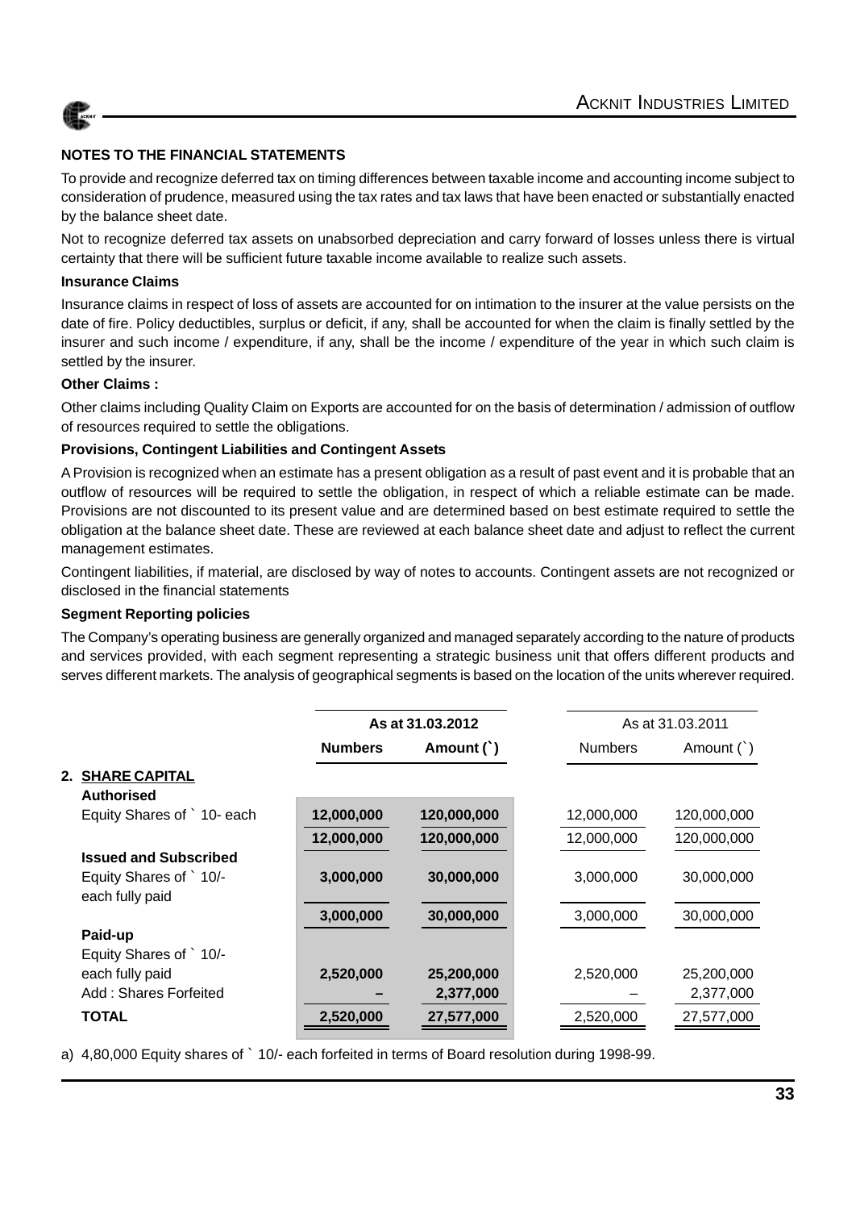## NOTES TO THE FINANCIAL STATEMENTS

To provide and recognize deferred tax on timing differences between taxable income and accounting income subject to consideration of prudence, measured using the tax rates and tax laws that have been enacted or substantially enacted by the balance sheet date.

Not to recognize deferred tax assets on unabsorbed depreciation and carry forward of losses unless there is virtual certainty that there will be sufficient future taxable income available to realize such assets.

### Insurance Claims

Insurance claims in respect of loss of assets are accounted for on intimation to the insurer at the value persists on the date of fire. Policy deductibles, surplus or deficit, if any, shall be accounted for when the claim is finally settled by the insurer and such income / expenditure, if any, shall be the income / expenditure of the year in which such claim is settled by the insurer.

### Other Claims :

Other claims including Quality Claim on Exports are accounted for on the basis of determination / admission of outflow of resources required to settle the obligations.

### Provisions, Contingent Liabilities and Contingent Assets

A Provision is recognized when an estimate has a present obligation as a result of past event and it is probable that an outflow of resources will be required to settle the obligation, in respect of which a reliable estimate can be made. Provisions are not discounted to its present value and are determined based on best estimate required to settle the obligation at the balance sheet date. These are reviewed at each balance sheet date and adjust to reflect the current management estimates.

Contingent liabilities, if material, are disclosed by way of notes to accounts. Contingent assets are not recognized or disclosed in the financial statements

### Segment Reporting policies

The Company's operating business are generally organized and managed separately according to the nature of products and services provided, with each segment representing a strategic business unit that offers different products and serves different markets. The analysis of geographical segments is based on the location of the units wherever required.

| | As at 31.03.2012 | | As at 31.03.2011 | |
|---|---|---|---|---|
| | **Numbers** | **Amount (`)** | Numbers | Amount (`) |
| **2. SHARE CAPITAL** | | | | |
| **Authorised** | | | | |
| Equity Shares of ` 10- each | **12,000,000** | **120,000,000** | 12,000,000 | 120,000,000 |
| | **12,000,000** | **120,000,000** | 12,000,000 | 120,000,000 |
| **Issued and Subscribed** | | | | |
| Equity Shares of ` 10/- each fully paid | **3,000,000** | **30,000,000** | 3,000,000 | 30,000,000 |
| | **3,000,000** | **30,000,000** | 3,000,000 | 30,000,000 |
| **Paid-up** | | | | |
| Equity Shares of ` 10/- each fully paid | **2,520,000** | **25,200,000** | 2,520,000 | 25,200,000 |
| Add : Shares Forfeited | **–** | **2,377,000** | – | 2,377,000 |
| **TOTAL** | **2,520,000** | **27,577,000** | 2,520,000 | 27,577,000 |

a) 4,80,000 Equity shares of ` 10/- each forfeited in terms of Board resolution during 1998-99.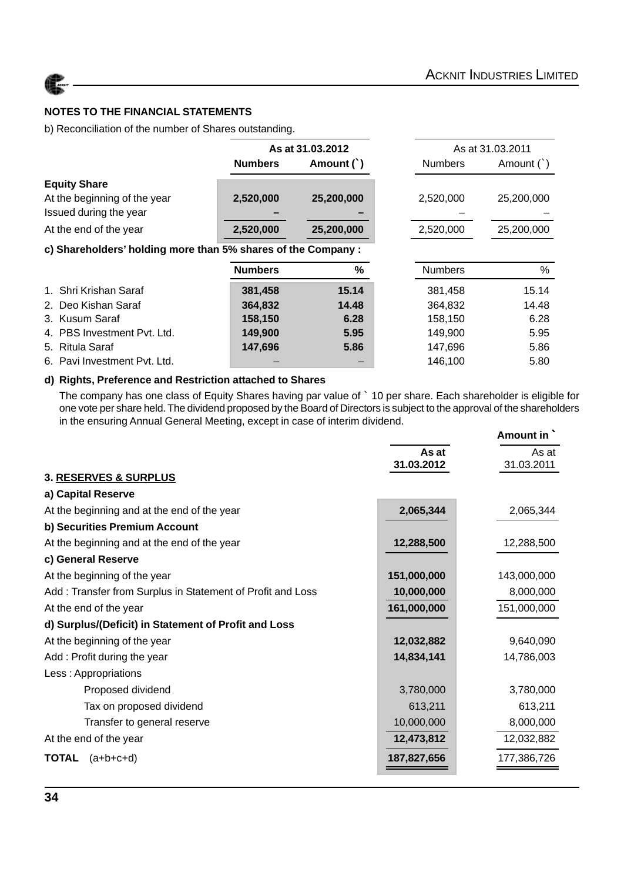## NOTES TO THE FINANCIAL STATEMENTS

b) Reconciliation of the number of Shares outstanding.

| | As at 31.03.2012 | | As at 31.03.2011 | |
|---|---|---|---|---|
| | **Numbers** | **Amount (`)** | Numbers | Amount (`) |
| **Equity Share** | | | | |
| At the beginning of the year | **2,520,000** | **25,200,000** | 2,520,000 | 25,200,000 |
| Issued during the year | **–** | **–** | – | – |
| At the end of the year | **2,520,000** | **25,200,000** | 2,520,000 | 25,200,000 |

**c) Shareholders' holding more than 5% shares of the Company :**

| | **Numbers** | **%** | Numbers | % |
|---|---|---|---|---|
| 1. Shri Krishan Saraf | **381,458** | **15.14** | 381,458 | 15.14 |
| 2. Deo Kishan Saraf | **364,832** | **14.48** | 364,832 | 14.48 |
| 3. Kusum Saraf | **158,150** | **6.28** | 158,150 | 6.28 |
| 4. PBS Investment Pvt. Ltd. | **149,900** | **5.95** | 149,900 | 5.95 |
| 5. Ritula Saraf | **147,696** | **5.86** | 147,696 | 5.86 |
| 6. Pavi Investment Pvt. Ltd. | – | – | 146,100 | 5.80 |

**d) Rights, Preference and Restriction attached to Shares**

The company has one class of Equity Shares having par value of ` 10 per share. Each shareholder is eligible for one vote per share held. The dividend proposed by the Board of Directors is subject to the approval of the shareholders in the ensuring Annual General Meeting, except in case of interim dividend.

**Amount in `**

| | **As at 31.03.2012** | As at 31.03.2011 |
|---|---|---|
| **3. RESERVES & SURPLUS** | | |
| **a) Capital Reserve** | | |
| At the beginning and at the end of the year | **2,065,344** | 2,065,344 |
| **b) Securities Premium Account** | | |
| At the beginning and at the end of the year | **12,288,500** | 12,288,500 |
| **c) General Reserve** | | |
| At the beginning of the year | **151,000,000** | 143,000,000 |
| Add : Transfer from Surplus in Statement of Profit and Loss | **10,000,000** | 8,000,000 |
| At the end of the year | **161,000,000** | 151,000,000 |
| **d) Surplus/(Deficit) in Statement of Profit and Loss** | | |
| At the beginning of the year | **12,032,882** | 9,640,090 |
| Add : Profit during the year | **14,834,141** | 14,786,003 |
| Less : Appropriations | | |
| Proposed dividend | 3,780,000 | 3,780,000 |
| Tax on proposed dividend | 613,211 | 613,211 |
| Transfer to general reserve | 10,000,000 | 8,000,000 |
| At the end of the year | **12,473,812** | 12,032,882 |
| **TOTAL** (a+b+c+d) | **187,827,656** | 177,386,726 |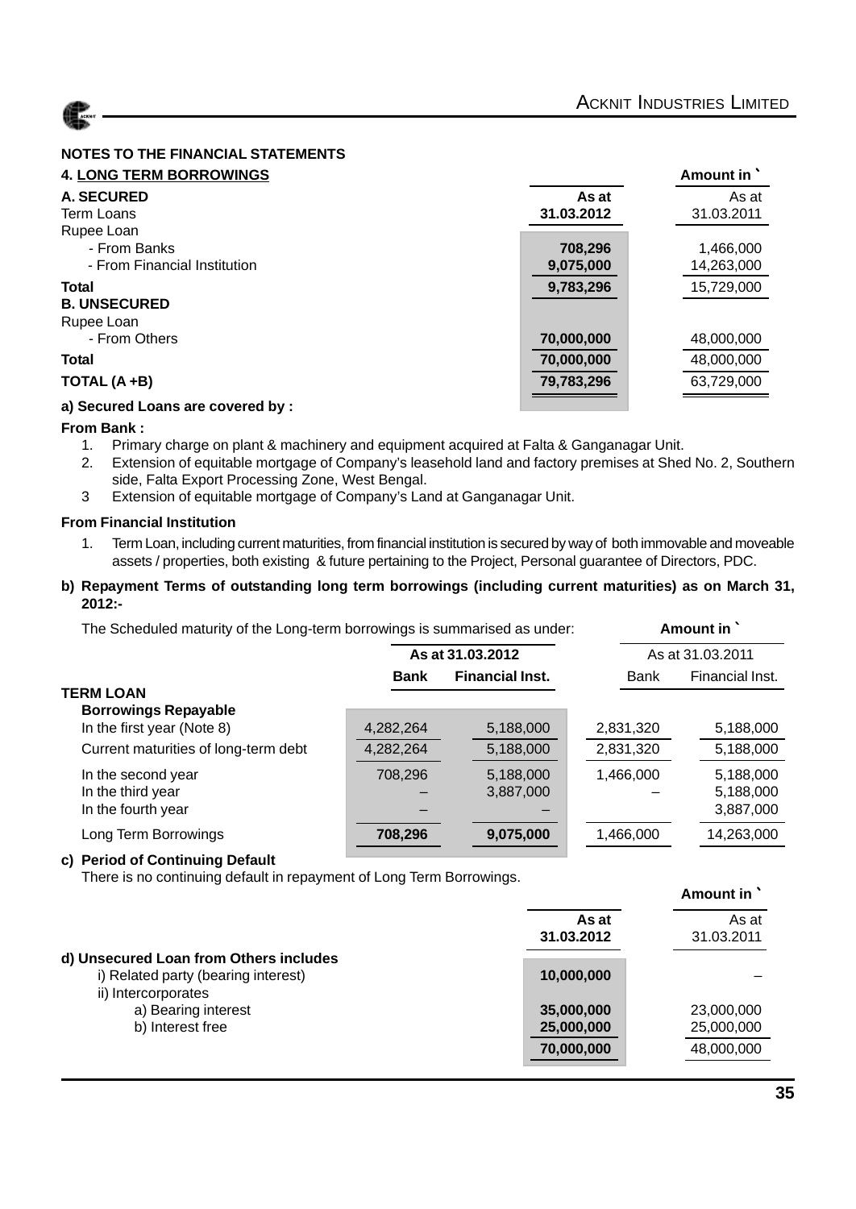## NOTES TO THE FINANCIAL STATEMENTS

### 4. LONG TERM BORROWINGS

Amount in `

| | As at 31.03.2012 | As at 31.03.2011 |
|---|---|---|
| **A. SECURED** | | |
| Term Loans | | |
| Rupee Loan | | |
| - From Banks | 708,296 | 1,466,000 |
| - From Financial Institution | 9,075,000 | 14,263,000 |
| **Total** | 9,783,296 | 15,729,000 |
| **B. UNSECURED** | | |
| Rupee Loan | | |
| - From Others | 70,000,000 | 48,000,000 |
| **Total** | 70,000,000 | 48,000,000 |
| **TOTAL (A +B)** | 79,783,296 | 63,729,000 |

**a) Secured Loans are covered by :**

**From Bank :**

1. Primary charge on plant & machinery and equipment acquired at Falta & Ganganagar Unit.
2. Extension of equitable mortgage of Company's leasehold land and factory premises at Shed No. 2, Southern side, Falta Export Processing Zone, West Bengal.
3. Extension of equitable mortgage of Company's Land at Ganganagar Unit.

**From Financial Institution**

1. Term Loan, including current maturities, from financial institution is secured by way of both immovable and moveable assets / properties, both existing & future pertaining to the Project, Personal guarantee of Directors, PDC.

**b) Repayment Terms of outstanding long term borrowings (including current maturities) as on March 31, 2012:-**

The Scheduled maturity of the Long-term borrowings is summarised as under:

Amount in `

| | As at 31.03.2012 | | As at 31.03.2011 | |
|---|---|---|---|---|
| | **Bank** | **Financial Inst.** | Bank | Financial Inst. |
| **TERM LOAN** | | | | |
| **Borrowings Repayable** | | | | |
| In the first year (Note 8) | 4,282,264 | 5,188,000 | 2,831,320 | 5,188,000 |
| Current maturities of long-term debt | 4,282,264 | 5,188,000 | 2,831,320 | 5,188,000 |
| In the second year | 708,296 | 5,188,000 | 1,466,000 | 5,188,000 |
| In the third year | – | 3,887,000 | – | 5,188,000 |
| In the fourth year | – | – | | 3,887,000 |
| Long Term Borrowings | 708,296 | 9,075,000 | 1,466,000 | 14,263,000 |

**c) Period of Continuing Default**

There is no continuing default in repayment of Long Term Borrowings.

Amount in `

| | As at 31.03.2012 | As at 31.03.2011 |
|---|---|---|
| **d) Unsecured Loan from Others includes** | | |
| i) Related party (bearing interest) | 10,000,000 | – |
| ii) Intercorporates | | |
| a) Bearing interest | 35,000,000 | 23,000,000 |
| b) Interest free | 25,000,000 | 25,000,000 |
| | 70,000,000 | 48,000,000 |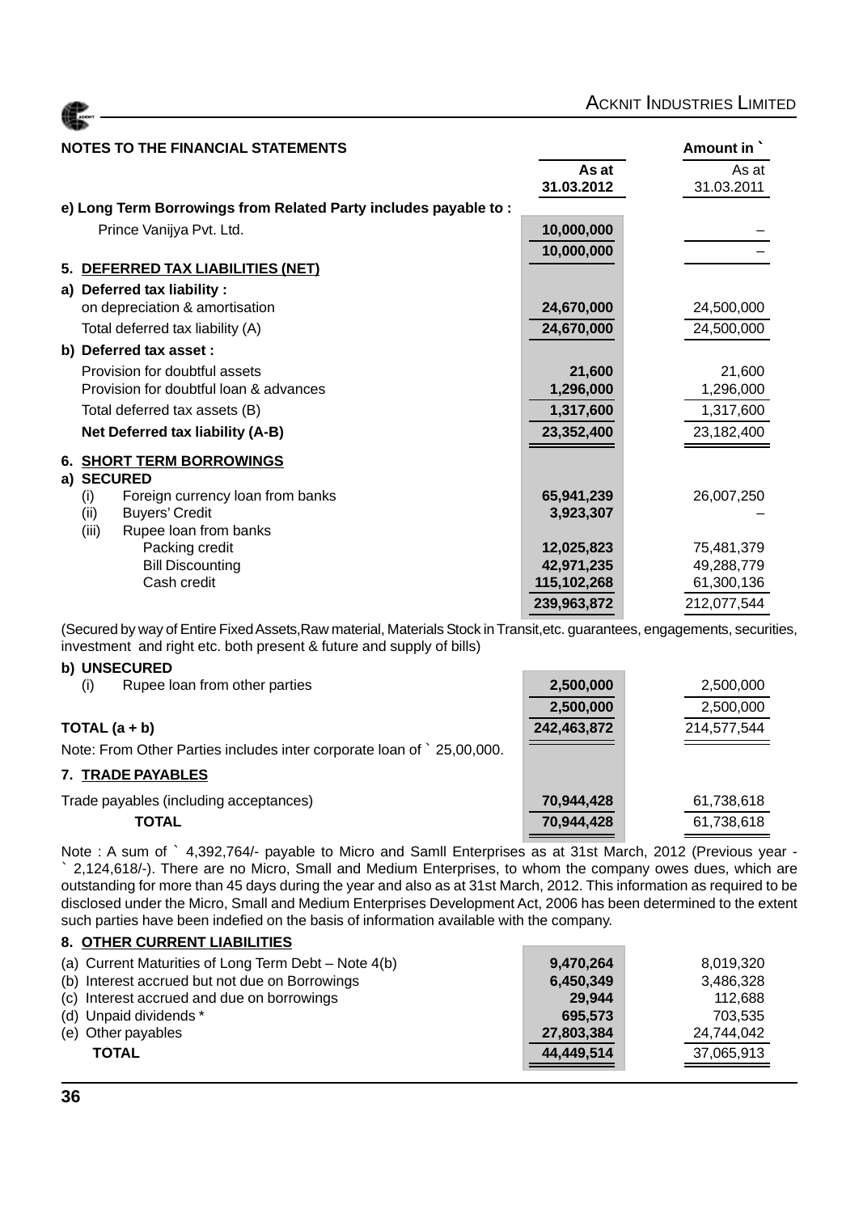## NOTES TO THE FINANCIAL STATEMENTS

| | As at 31.03.2012 | As at 31.03.2011 |
|---|---|---|
| **e) Long Term Borrowings from Related Party includes payable to :** | | |
| Prince Vanijya Pvt. Ltd. | 10,000,000 | – |
| | 10,000,000 | – |
| **5. DEFERRED TAX LIABILITIES (NET)** | | |
| **a) Deferred tax liability :** | | |
| on depreciation & amortisation | 24,670,000 | 24,500,000 |
| Total deferred tax liability (A) | 24,670,000 | 24,500,000 |
| **b) Deferred tax asset :** | | |
| Provision for doubtful assets | 21,600 | 21,600 |
| Provision for doubtful loan & advances | 1,296,000 | 1,296,000 |
| Total deferred tax assets (B) | 1,317,600 | 1,317,600 |
| **Net Deferred tax liability (A-B)** | 23,352,400 | 23,182,400 |
| **6. SHORT TERM BORROWINGS** | | |
| **a) SECURED** | | |
| (i) Foreign currency loan from banks | 65,941,239 | 26,007,250 |
| (ii) Buyers' Credit | 3,923,307 | – |
| (iii) Rupee loan from banks | | |
| Packing credit | 12,025,823 | 75,481,379 |
| Bill Discounting | 42,971,235 | 49,288,779 |
| Cash credit | 115,102,268 | 61,300,136 |
| | 239,963,872 | 212,077,544 |

(Secured by way of Entire Fixed Assets,Raw material, Materials Stock in Transit,etc. guarantees, engagements, securities, investment and right etc. both present & future and supply of bills)

| | As at 31.03.2012 | As at 31.03.2011 |
|---|---|---|
| **b) UNSECURED** | | |
| (i) Rupee loan from other parties | 2,500,000 | 2,500,000 |
| | 2,500,000 | 2,500,000 |
| **TOTAL (a + b)** | 242,463,872 | 214,577,544 |

Note: From Other Parties includes inter corporate loan of ` 25,00,000.

| | As at 31.03.2012 | As at 31.03.2011 |
|---|---|---|
| **7. TRADE PAYABLES** | | |
| Trade payables (including acceptances) | 70,944,428 | 61,738,618 |
| **TOTAL** | 70,944,428 | 61,738,618 |

Note : A sum of ` 4,392,764/- payable to Micro and Samll Enterprises as at 31st March, 2012 (Previous year - ` 2,124,618/-). There are no Micro, Small and Medium Enterprises, to whom the company owes dues, which are outstanding for more than 45 days during the year and also as at 31st March, 2012. This information as required to be disclosed under the Micro, Small and Medium Enterprises Development Act, 2006 has been determined to the extent such parties have been indefied on the basis of information available with the company.

| | As at 31.03.2012 | As at 31.03.2011 |
|---|---|---|
| **8. OTHER CURRENT LIABILITIES** | | |
| (a) Current Maturities of Long Term Debt – Note 4(b) | 9,470,264 | 8,019,320 |
| (b) Interest accrued but not due on Borrowings | 6,450,349 | 3,486,328 |
| (c) Interest accrued and due on borrowings | 29,944 | 112,688 |
| (d) Unpaid dividends * | 695,573 | 703,535 |
| (e) Other payables | 27,803,384 | 24,744,042 |
| **TOTAL** | 44,449,514 | 37,065,913 |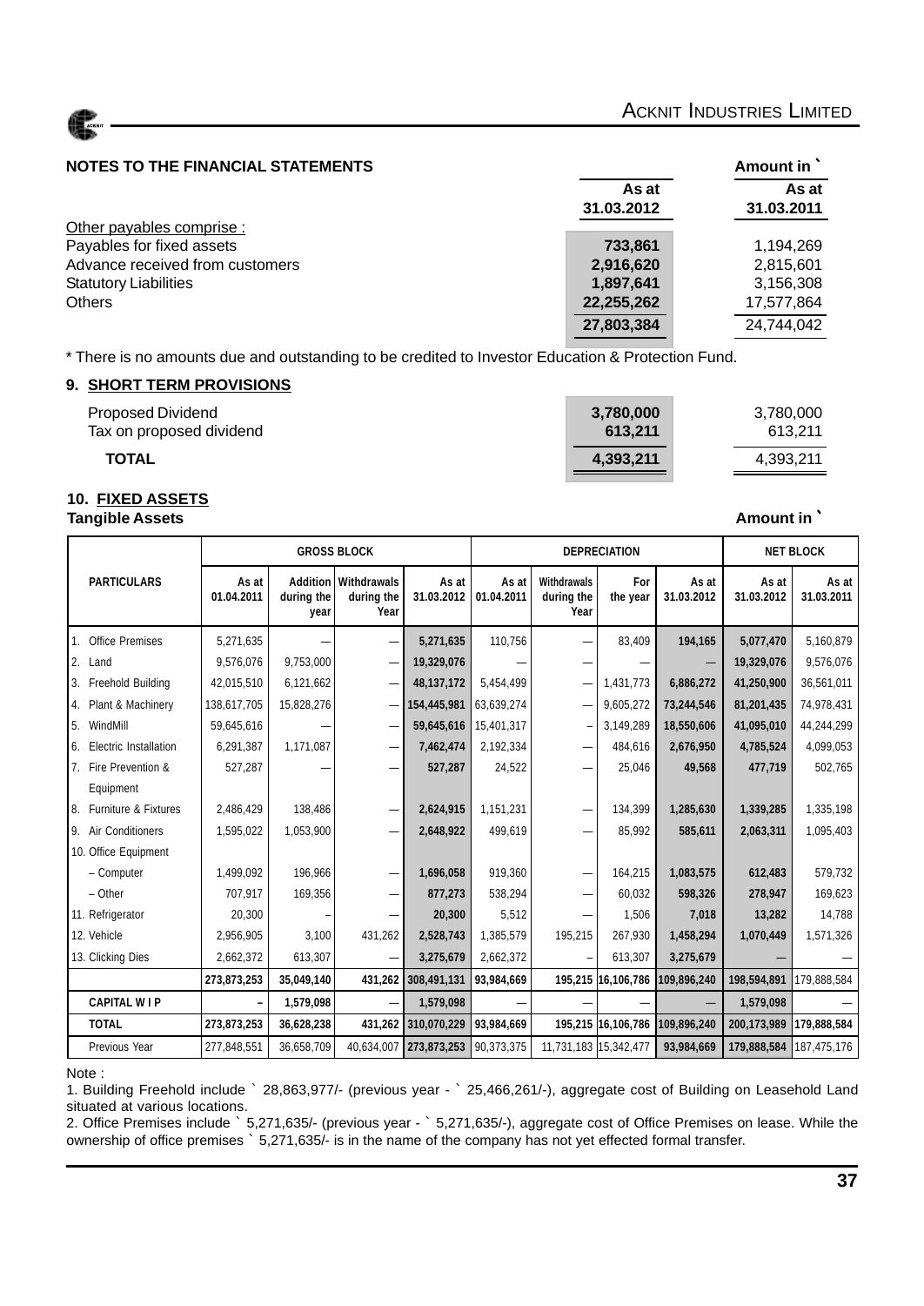## NOTES TO THE FINANCIAL STATEMENTS

Amount in `

| | As at 31.03.2012 | As at 31.03.2011 |
|---|---|---|
| Other payables comprise : | | |
| Payables for fixed assets | 733,861 | 1,194,269 |
| Advance received from customers | 2,916,620 | 2,815,601 |
| Statutory Liabilities | 1,897,641 | 3,156,308 |
| Others | 22,255,262 | 17,577,864 |
| | 27,803,384 | 24,744,042 |

* There is no amounts due and outstanding to be credited to Investor Education & Protection Fund.

### 9. SHORT TERM PROVISIONS

| | | |
|---|---|---|
| Proposed Dividend | 3,780,000 | 3,780,000 |
| Tax on proposed dividend | 613,211 | 613,211 |
| **TOTAL** | 4,393,211 | 4,393,211 |

### 10. FIXED ASSETS

**Tangible Assets** Amount in `

| PARTICULARS | GROSS BLOCK | | | | DEPRECIATION | | | | NET BLOCK | |
|---|---|---|---|---|---|---|---|---|---|---|
| | As at 01.04.2011 | Addition during the year | Withdrawals during the Year | As at 31.03.2012 | As at 01.04.2011 | Withdrawals during the Year | For the year | As at 31.03.2012 | As at 31.03.2012 | As at 31.03.2011 |
| 1. Office Premises | 5,271,635 | — | — | 5,271,635 | 110,756 | — | 83,409 | 194,165 | 5,077,470 | 5,160,879 |
| 2. Land | 9,576,076 | 9,753,000 | — | 19,329,076 | — | — | — | — | 19,329,076 | 9,576,076 |
| 3. Freehold Building | 42,015,510 | 6,121,662 | — | 48,137,172 | 5,454,499 | — | 1,431,773 | 6,886,272 | 41,250,900 | 36,561,011 |
| 4. Plant & Machinery | 138,617,705 | 15,828,276 | — | 154,445,981 | 63,639,274 | — | 9,605,272 | 73,244,546 | 81,201,435 | 74,978,431 |
| 5. WindMill | 59,645,616 | — | — | 59,645,616 | 15,401,317 | – | 3,149,289 | 18,550,606 | 41,095,010 | 44,244,299 |
| 6. Electric Installation | 6,291,387 | 1,171,087 | — | 7,462,474 | 2,192,334 | — | 484,616 | 2,676,950 | 4,785,524 | 4,099,053 |
| 7. Fire Prevention & Equipment | 527,287 | — | — | 527,287 | 24,522 | — | 25,046 | 49,568 | 477,719 | 502,765 |
| 8. Furniture & Fixtures | 2,486,429 | 138,486 | — | 2,624,915 | 1,151,231 | — | 134,399 | 1,285,630 | 1,339,285 | 1,335,198 |
| 9. Air Conditioners | 1,595,022 | 1,053,900 | — | 2,648,922 | 499,619 | — | 85,992 | 585,611 | 2,063,311 | 1,095,403 |
| 10. Office Equipment | | | | | | | | | | |
| – Computer | 1,499,092 | 196,966 | — | 1,696,058 | 919,360 | — | 164,215 | 1,083,575 | 612,483 | 579,732 |
| – Other | 707,917 | 169,356 | — | 877,273 | 538,294 | — | 60,032 | 598,326 | 278,947 | 169,623 |
| 11. Refrigerator | 20,300 | – | — | 20,300 | 5,512 | — | 1,506 | 7,018 | 13,282 | 14,788 |
| 12. Vehicle | 2,956,905 | 3,100 | 431,262 | 2,528,743 | 1,385,579 | 195,215 | 267,930 | 1,458,294 | 1,070,449 | 1,571,326 |
| 13. Clicking Dies | 2,662,372 | 613,307 | — | 3,275,679 | 2,662,372 | – | 613,307 | 3,275,679 | — | — |
| | 273,873,253 | 35,049,140 | 431,262 | 308,491,131 | 93,984,669 | 195,215 | 16,106,786 | 109,896,240 | 198,594,891 | 179,888,584 |
| CAPITAL W I P | – | 1,579,098 | — | 1,579,098 | — | — | — | — | 1,579,098 | — |
| TOTAL | 273,873,253 | 36,628,238 | 431,262 | 310,070,229 | 93,984,669 | 195,215 | 16,106,786 | 109,896,240 | 200,173,989 | 179,888,584 |
| Previous Year | 277,848,551 | 36,658,709 | 40,634,007 | 273,873,253 | 90,373,375 | 11,731,183 | 15,342,477 | 93,984,669 | 179,888,584 | 187,475,176 |

Note :

1. Building Freehold include ` 28,863,977/- (previous year - ` 25,466,261/-), aggregate cost of Building on Leasehold Land situated at various locations.

2. Office Premises include ` 5,271,635/- (previous year - ` 5,271,635/-), aggregate cost of Office Premises on lease. While the ownership of office premises ` 5,271,635/- is in the name of the company has not yet effected formal transfer.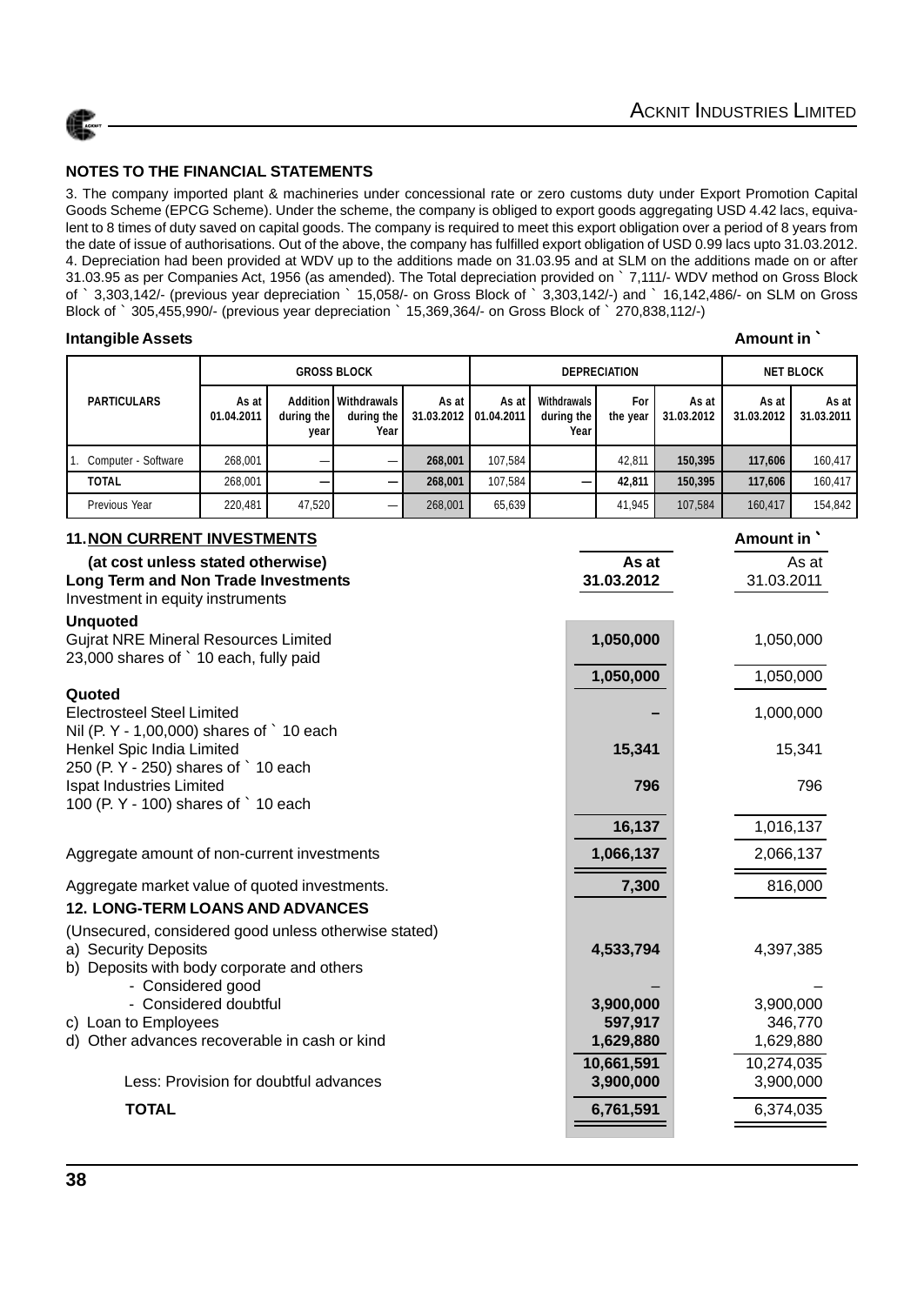## NOTES TO THE FINANCIAL STATEMENTS

3. The company imported plant & machineries under concessional rate or zero customs duty under Export Promotion Capital Goods Scheme (EPCG Scheme). Under the scheme, the company is obliged to export goods aggregating USD 4.42 lacs, equivalent to 8 times of duty saved on capital goods. The company is required to meet this export obligation over a period of 8 years from the date of issue of authorisations. Out of the above, the company has fulfilled export obligation of USD 0.99 lacs upto 31.03.2012.

4. Depreciation had been provided at WDV up to the additions made on 31.03.95 and at SLM on the additions made on or after 31.03.95 as per Companies Act, 1956 (as amended). The Total depreciation provided on ` 7,111/- WDV method on Gross Block of ` 3,303,142/- (previous year depreciation ` 15,058/- on Gross Block of ` 3,303,142/-) and ` 16,142,486/- on SLM on Gross Block of ` 305,455,990/- (previous year depreciation ` 15,369,364/- on Gross Block of ` 270,838,112/-)

**Intangible Assets** **Amount in `**

| PARTICULARS | GROSS BLOCK | | | | DEPRECIATION | | | | NET BLOCK | |
|---|---|---|---|---|---|---|---|---|---|---|
| | As at 01.04.2011 | Addition during the year | Withdrawals during the Year | As at 31.03.2012 | As at 01.04.2011 | Withdrawals during the Year | For the year | As at 31.03.2012 | As at 31.03.2012 | As at 31.03.2011 |
| 1. Computer - Software | 268,001 | — | — | **268,001** | 107,584 | | 42,811 | **150,395** | **117,606** | 160,417 |
| **TOTAL** | 268,001 | — | — | **268,001** | 107,584 | — | **42,811** | **150,395** | **117,606** | 160,417 |
| Previous Year | 220,481 | 47,520 | — | 268,001 | 65,639 | | 41,945 | 107,584 | 160,417 | 154,842 |

## 11. NON CURRENT INVESTMENTS

**Amount in `**

| **(at cost unless stated otherwise)** **Long Term and Non Trade Investments** Investment in equity instruments | **As at 31.03.2012** | As at 31.03.2011 |
|---|---|---|
| **Unquoted** | | |
| Gujrat NRE Mineral Resources Limited 23,000 shares of ` 10 each, fully paid | **1,050,000** | 1,050,000 |
| | **1,050,000** | 1,050,000 |
| **Quoted** | | |
| Electrosteel Steel Limited Nil (P. Y - 1,00,000) shares of ` 10 each | **–** | 1,000,000 |
| Henkel Spic India Limited 250 (P. Y - 250) shares of ` 10 each | **15,341** | 15,341 |
| Ispat Industries Limited 100 (P. Y - 100) shares of ` 10 each | **796** | 796 |
| | **16,137** | 1,016,137 |
| Aggregate amount of non-current investments | **1,066,137** | 2,066,137 |
| Aggregate market value of quoted investments. | **7,300** | 816,000 |

## 12. LONG-TERM LOANS AND ADVANCES

| (Unsecured, considered good unless otherwise stated) | | |
|---|---|---|
| a) Security Deposits | **4,533,794** | 4,397,385 |
| b) Deposits with body corporate and others | | |
| - Considered good | – | – |
| - Considered doubtful | **3,900,000** | 3,900,000 |
| c) Loan to Employees | **597,917** | 346,770 |
| d) Other advances recoverable in cash or kind | **1,629,880** | 1,629,880 |
| | **10,661,591** | 10,274,035 |
| Less: Provision for doubtful advances | **3,900,000** | 3,900,000 |
| **TOTAL** | **6,761,591** | 6,374,035 |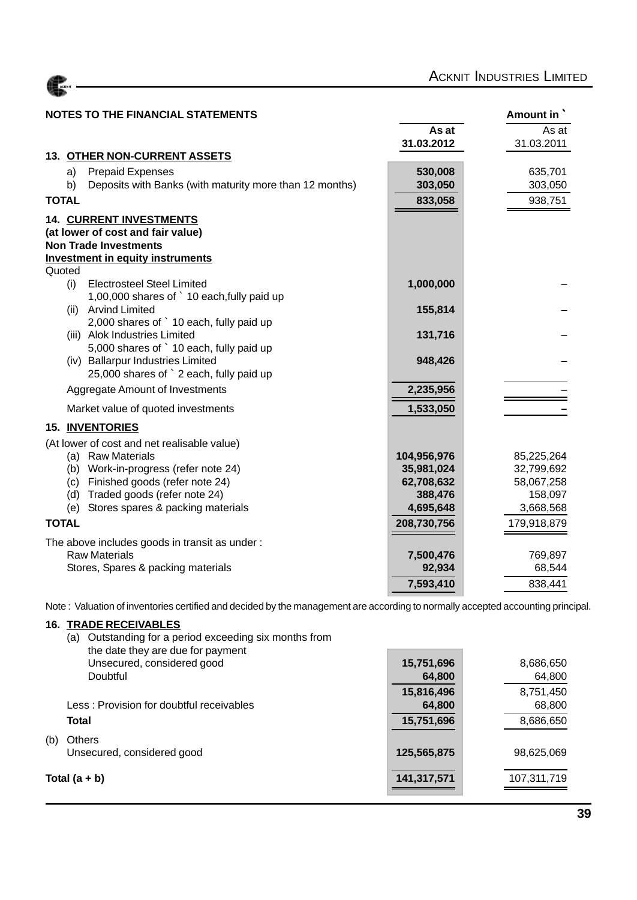## NOTES TO THE FINANCIAL STATEMENTS

| | As at 31.03.2012 | As at 31.03.2011 |
|---|---|---|
| **13. OTHER NON-CURRENT ASSETS** | | |
| a) Prepaid Expenses | **530,008** | 635,701 |
| b) Deposits with Banks (with maturity more than 12 months) | **303,050** | 303,050 |
| **TOTAL** | **833,058** | 938,751 |
| **14. CURRENT INVESTMENTS** | | |
| **(at lower of cost and fair value)** | | |
| **Non Trade Investments** | | |
| **Investment in equity instruments** | | |
| Quoted | | |
| (i) Electrosteel Steel Limited 1,00,000 shares of ` 10 each,fully paid up | **1,000,000** | – |
| (ii) Arvind Limited 2,000 shares of ` 10 each, fully paid up | **155,814** | – |
| (iii) Alok Industries Limited 5,000 shares of ` 10 each, fully paid up | **131,716** | – |
| (iv) Ballarpur Industries Limited 25,000 shares of ` 2 each, fully paid up | **948,426** | – |
| Aggregate Amount of Investments | **2,235,956** | – |
| Market value of quoted investments | **1,533,050** | – |
| **15. INVENTORIES** | | |
| (At lower of cost and net realisable value) | | |
| (a) Raw Materials | **104,956,976** | 85,225,264 |
| (b) Work-in-progress (refer note 24) | **35,981,024** | 32,799,692 |
| (c) Finished goods (refer note 24) | **62,708,632** | 58,067,258 |
| (d) Traded goods (refer note 24) | **388,476** | 158,097 |
| (e) Stores spares & packing materials | **4,695,648** | 3,668,568 |
| **TOTAL** | **208,730,756** | 179,918,879 |
| The above includes goods in transit as under : | | |
| Raw Materials | **7,500,476** | 769,897 |
| Stores, Spares & packing materials | **92,934** | 68,544 |
| | **7,593,410** | 838,441 |

Note : Valuation of inventories certified and decided by the management are according to normally accepted accounting principal.

| | As at 31.03.2012 | As at 31.03.2011 |
|---|---|---|
| **16. TRADE RECEIVABLES** | | |
| (a) Outstanding for a period exceeding six months from the date they are due for payment | | |
| Unsecured, considered good | **15,751,696** | 8,686,650 |
| Doubtful | **64,800** | 64,800 |
| | **15,816,496** | 8,751,450 |
| Less : Provision for doubtful receivables | **64,800** | 68,800 |
| **Total** | **15,751,696** | 8,686,650 |
| (b) Others | | |
| Unsecured, considered good | **125,565,875** | 98,625,069 |
| **Total (a + b)** | **141,317,571** | 107,311,719 |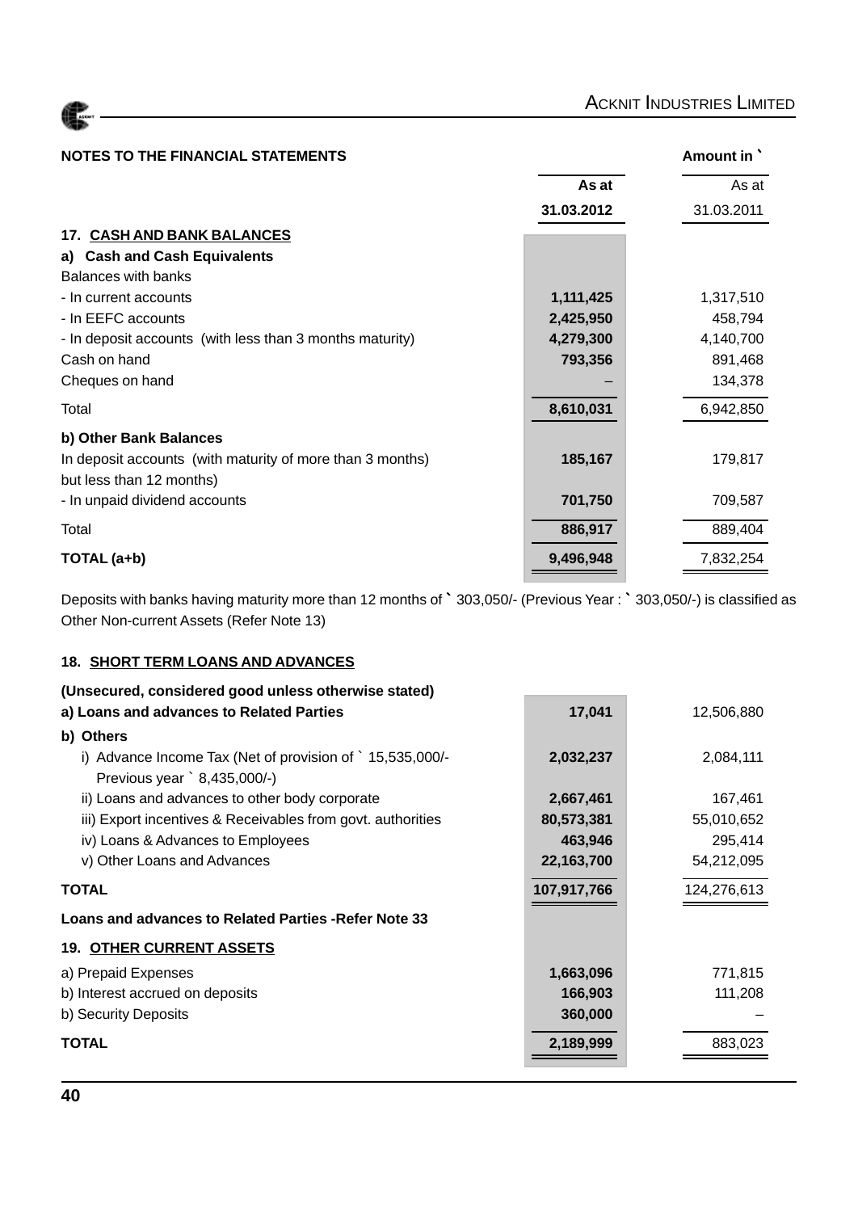**NOTES TO THE FINANCIAL STATEMENTS** **Amount in `**

| | As at 31.03.2012 | As at 31.03.2011 |
|---|---|---|
| **17. CASH AND BANK BALANCES** | | |
| **a) Cash and Cash Equivalents** | | |
| Balances with banks | | |
| - In current accounts | **1,111,425** | 1,317,510 |
| - In EEFC accounts | **2,425,950** | 458,794 |
| - In deposit accounts (with less than 3 months maturity) | **4,279,300** | 4,140,700 |
| Cash on hand | **793,356** | 891,468 |
| Cheques on hand | – | 134,378 |
| Total | **8,610,031** | 6,942,850 |
| **b) Other Bank Balances** | | |
| In deposit accounts (with maturity of more than 3 months) but less than 12 months) | **185,167** | 179,817 |
| - In unpaid dividend accounts | **701,750** | 709,587 |
| Total | **886,917** | 889,404 |
| **TOTAL (a+b)** | **9,496,948** | 7,832,254 |

Deposits with banks having maturity more than 12 months of ` 303,050/- (Previous Year : ` 303,050/-) is classified as Other Non-current Assets (Refer Note 13)

| | As at 31.03.2012 | As at 31.03.2011 |
|---|---|---|
| **18. SHORT TERM LOANS AND ADVANCES** | | |
| **(Unsecured, considered good unless otherwise stated)** | | |
| **a) Loans and advances to Related Parties** | **17,041** | 12,506,880 |
| **b) Others** | | |
| i) Advance Income Tax (Net of provision of ` 15,535,000/- Previous year ` 8,435,000/-) | **2,032,237** | 2,084,111 |
| ii) Loans and advances to other body corporate | **2,667,461** | 167,461 |
| iii) Export incentives & Receivables from govt. authorities | **80,573,381** | 55,010,652 |
| iv) Loans & Advances to Employees | **463,946** | 295,414 |
| v) Other Loans and Advances | **22,163,700** | 54,212,095 |
| **TOTAL** | **107,917,766** | 124,276,613 |
| **Loans and advances to Related Parties -Refer Note 33** | | |
| **19. OTHER CURRENT ASSETS** | | |
| a) Prepaid Expenses | **1,663,096** | 771,815 |
| b) Interest accrued on deposits | **166,903** | 111,208 |
| b) Security Deposits | **360,000** | – |
| **TOTAL** | **2,189,999** | 883,023 |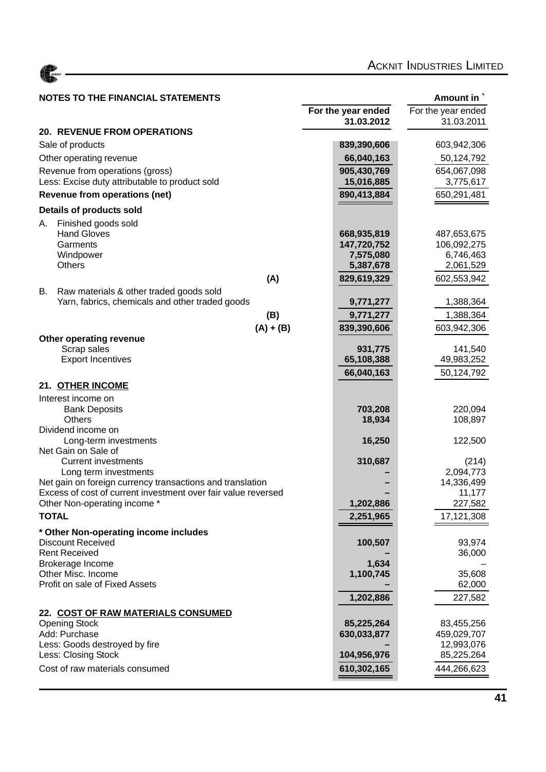## NOTES TO THE FINANCIAL STATEMENTS

Amount in `

| | For the year ended 31.03.2012 | For the year ended 31.03.2011 |
|---|---|---|
| **20. REVENUE FROM OPERATIONS** | | |
| Sale of products | **839,390,606** | 603,942,306 |
| Other operating revenue | **66,040,163** | 50,124,792 |
| Revenue from operations (gross) | **905,430,769** | 654,067,098 |
| Less: Excise duty attributable to product sold | **15,016,885** | 3,775,617 |
| **Revenue from operations (net)** | **890,413,884** | 650,291,481 |
| **Details of products sold** | | |
| A. Finished goods sold | | |
| Hand Gloves | **668,935,819** | 487,653,675 |
| Garments | **147,720,752** | 106,092,275 |
| Windpower | **7,575,080** | 6,746,463 |
| Others | **5,387,678** | 2,061,529 |
| **(A)** | **829,619,329** | 602,553,942 |
| B. Raw materials & other traded goods sold | | |
| Yarn, fabrics, chemicals and other traded goods | **9,771,277** | 1,388,364 |
| **(B)** | **9,771,277** | 1,388,364 |
| **(A) + (B)** | **839,390,606** | 603,942,306 |
| **Other operating revenue** | | |
| Scrap sales | **931,775** | 141,540 |
| Export Incentives | **65,108,388** | 49,983,252 |
| | **66,040,163** | 50,124,792 |
| **21. OTHER INCOME** | | |
| Interest income on | | |
| Bank Deposits | **703,208** | 220,094 |
| Others | **18,934** | 108,897 |
| Dividend income on | | |
| Long-term investments | **16,250** | 122,500 |
| Net Gain on Sale of | | |
| Current investments | **310,687** | (214) |
| Long term investments | **–** | 2,094,773 |
| Net gain on foreign currency transactions and translation | **–** | 14,336,499 |
| Excess of cost of current investment over fair value reversed | **–** | 11,177 |
| Other Non-operating income * | **1,202,886** | 227,582 |
| **TOTAL** | **2,251,965** | 17,121,308 |
| **\* Other Non-operating income includes** | | |
| Discount Received | **100,507** | 93,974 |
| Rent Received | **–** | 36,000 |
| Brokerage Income | **1,634** | – |
| Other Misc. Income | **1,100,745** | 35,608 |
| Profit on sale of Fixed Assets | **–** | 62,000 |
| | **1,202,886** | 227,582 |
| **22. COST OF RAW MATERIALS CONSUMED** | | |
| Opening Stock | **85,225,264** | 83,455,256 |
| Add: Purchase | **630,033,877** | 459,029,707 |
| Less: Goods destroyed by fire | **–** | 12,993,076 |
| Less: Closing Stock | **104,956,976** | 85,225,264 |
| Cost of raw materials consumed | **610,302,165** | 444,266,623 |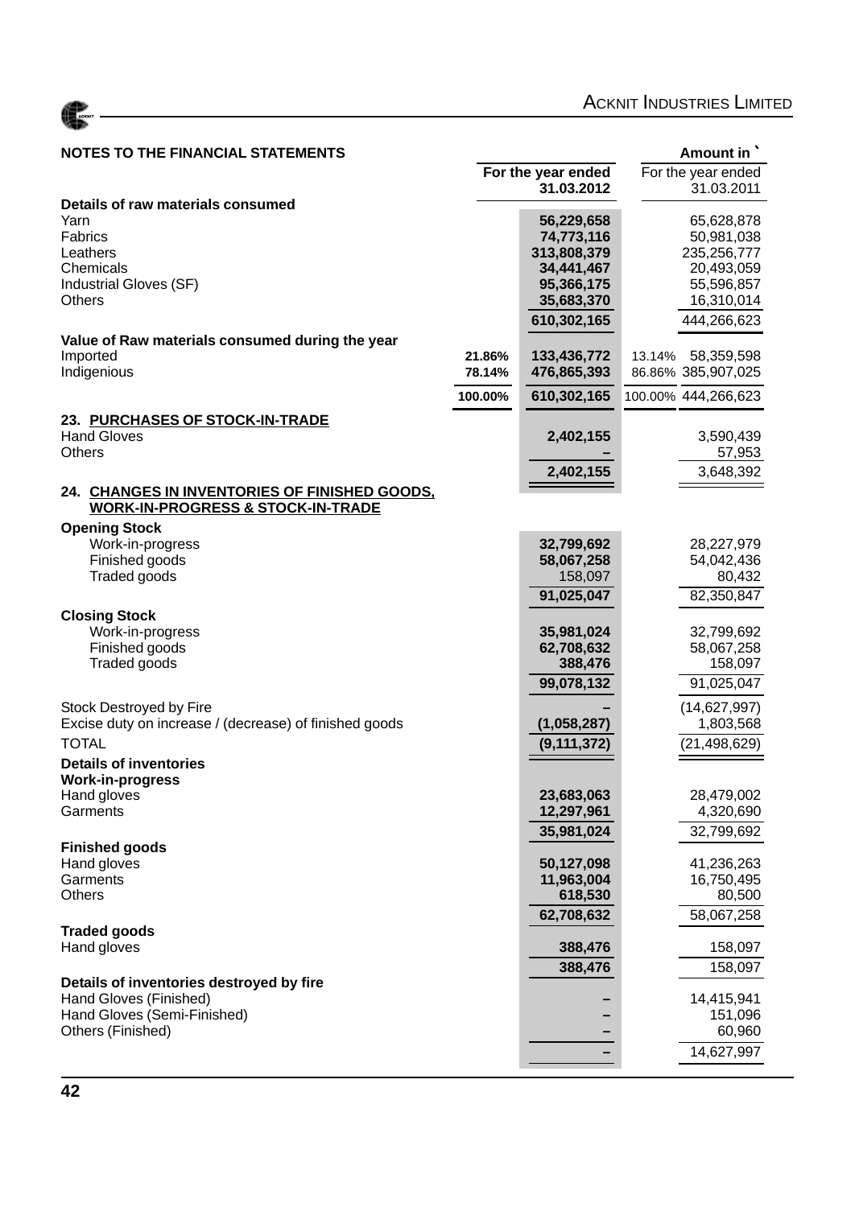## NOTES TO THE FINANCIAL STATEMENTS

Amount in `

| | | For the year ended 31.03.2012 | | For the year ended 31.03.2011 |
|---|---|---|---|---|
| **Details of raw materials consumed** | | | | |
| Yarn | | **56,229,658** | | 65,628,878 |
| Fabrics | | **74,773,116** | | 50,981,038 |
| Leathers | | **313,808,379** | | 235,256,777 |
| Chemicals | | **34,441,467** | | 20,493,059 |
| Industrial Gloves (SF) | | **95,366,175** | | 55,596,857 |
| Others | | **35,683,370** | | 16,310,014 |
| | | **610,302,165** | | 444,266,623 |
| **Value of Raw materials consumed during the year** | | | | |
| Imported | **21.86%** | **133,436,772** | 13.14% | 58,359,598 |
| Indigenious | **78.14%** | **476,865,393** | 86.86% | 385,907,025 |
| | **100.00%** | **610,302,165** | 100.00% | 444,266,623 |

### 23. PURCHASES OF STOCK-IN-TRADE

| | For the year ended 31.03.2012 | For the year ended 31.03.2011 |
|---|---|---|
| Hand Gloves | **2,402,155** | 3,590,439 |
| Others | **–** | 57,953 |
| | **2,402,155** | 3,648,392 |

### 24. CHANGES IN INVENTORIES OF FINISHED GOODS, WORK-IN-PROGRESS & STOCK-IN-TRADE

| | For the year ended 31.03.2012 | For the year ended 31.03.2011 |
|---|---|---|
| **Opening Stock** | | |
| Work-in-progress | **32,799,692** | 28,227,979 |
| Finished goods | **58,067,258** | 54,042,436 |
| Traded goods | 158,097 | 80,432 |
| | **91,025,047** | 82,350,847 |
| **Closing Stock** | | |
| Work-in-progress | **35,981,024** | 32,799,692 |
| Finished goods | **62,708,632** | 58,067,258 |
| Traded goods | **388,476** | 158,097 |
| | **99,078,132** | 91,025,047 |
| Stock Destroyed by Fire | **–** | (14,627,997) |
| Excise duty on increase / (decrease) of finished goods | **(1,058,287)** | 1,803,568 |
| TOTAL | **(9,111,372)** | (21,498,629) |
| **Details of inventories** | | |
| **Work-in-progress** | | |
| Hand gloves | **23,683,063** | 28,479,002 |
| Garments | **12,297,961** | 4,320,690 |
| | **35,981,024** | 32,799,692 |
| **Finished goods** | | |
| Hand gloves | **50,127,098** | 41,236,263 |
| Garments | **11,963,004** | 16,750,495 |
| Others | **618,530** | 80,500 |
| | **62,708,632** | 58,067,258 |
| **Traded goods** | | |
| Hand gloves | **388,476** | 158,097 |
| | **388,476** | 158,097 |
| **Details of inventories destroyed by fire** | | |
| Hand Gloves (Finished) | **–** | 14,415,941 |
| Hand Gloves (Semi-Finished) | **–** | 151,096 |
| Others (Finished) | **–** | 60,960 |
| | **–** | 14,627,997 |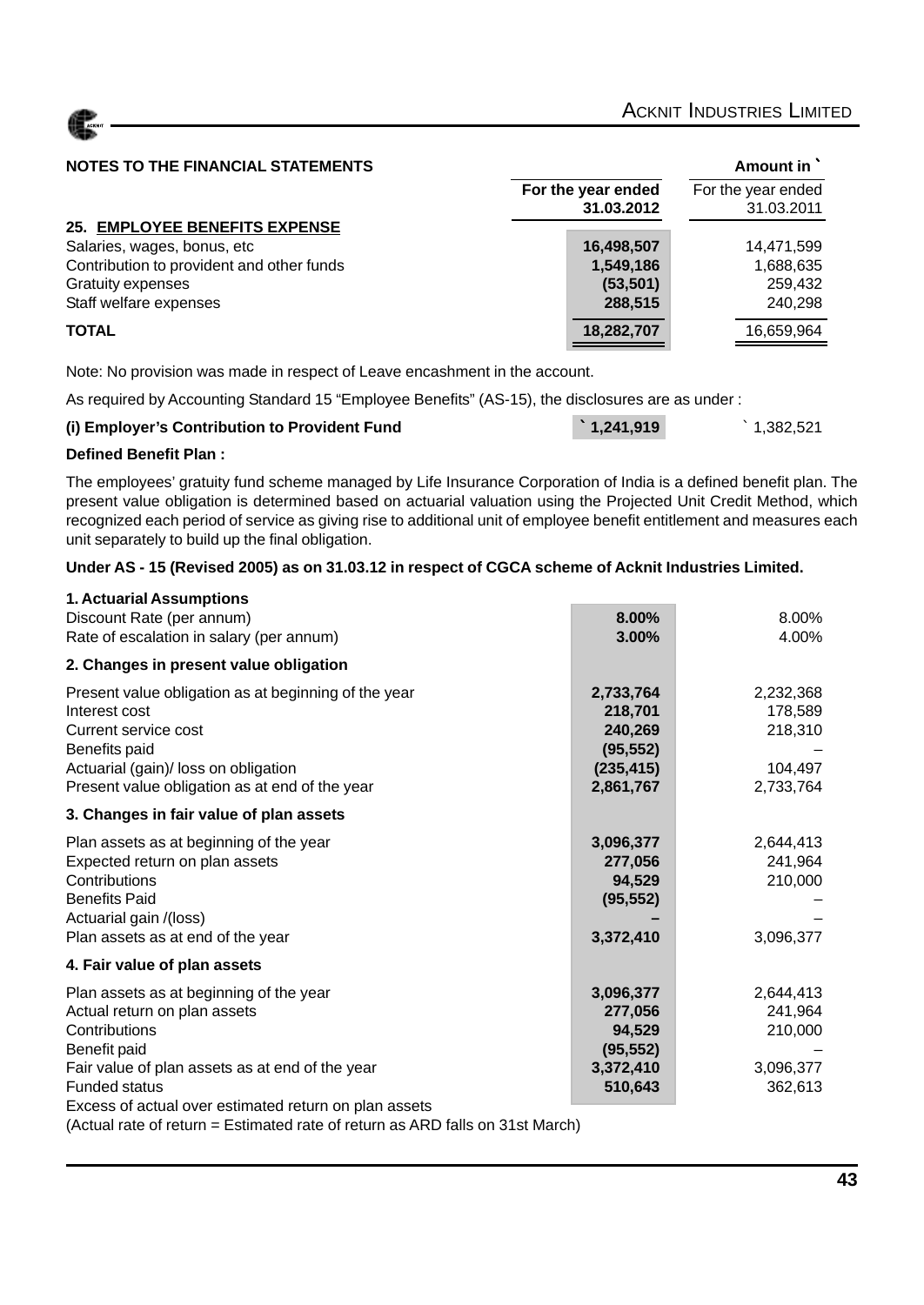## NOTES TO THE FINANCIAL STATEMENTS

| | For the year ended 31.03.2012 | For the year ended 31.03.2011 |
|---|---|---|
| | | Amount in ` |
| **25. EMPLOYEE BENEFITS EXPENSE** | | |
| Salaries, wages, bonus, etc | **16,498,507** | 14,471,599 |
| Contribution to provident and other funds | **1,549,186** | 1,688,635 |
| Gratuity expenses | **(53,501)** | 259,432 |
| Staff welfare expenses | **288,515** | 240,298 |
| **TOTAL** | **18,282,707** | 16,659,964 |

Note: No provision was made in respect of Leave encashment in the account.

As required by Accounting Standard 15 "Employee Benefits" (AS-15), the disclosures are as under :

| | | |
|---|---|---|
| **(i) Employer's Contribution to Provident Fund** | **` 1,241,919** | ` 1,382,521 |

**Defined Benefit Plan :**

The employees' gratuity fund scheme managed by Life Insurance Corporation of India is a defined benefit plan. The present value obligation is determined based on actuarial valuation using the Projected Unit Credit Method, which recognized each period of service as giving rise to additional unit of employee benefit entitlement and measures each unit separately to build up the final obligation.

**Under AS - 15 (Revised 2005) as on 31.03.12 in respect of CGCA scheme of Acknit Industries Limited.**

| | 2012 | 2011 |
|---|---|---|
| **1. Actuarial Assumptions** | | |
| Discount Rate (per annum) | **8.00%** | 8.00% |
| Rate of escalation in salary (per annum) | **3.00%** | 4.00% |
| **2. Changes in present value obligation** | | |
| Present value obligation as at beginning of the year | **2,733,764** | 2,232,368 |
| Interest cost | **218,701** | 178,589 |
| Current service cost | **240,269** | 218,310 |
| Benefits paid | **(95,552)** | – |
| Actuarial (gain)/ loss on obligation | **(235,415)** | 104,497 |
| Present value obligation as at end of the year | **2,861,767** | 2,733,764 |
| **3. Changes in fair value of plan assets** | | |
| Plan assets as at beginning of the year | **3,096,377** | 2,644,413 |
| Expected return on plan assets | **277,056** | 241,964 |
| Contributions | **94,529** | 210,000 |
| Benefits Paid | **(95,552)** | – |
| Actuarial gain /(loss) | **–** | – |
| Plan assets as at end of the year | **3,372,410** | 3,096,377 |
| **4. Fair value of plan assets** | | |
| Plan assets as at beginning of the year | **3,096,377** | 2,644,413 |
| Actual return on plan assets | **277,056** | 241,964 |
| Contributions | **94,529** | 210,000 |
| Benefit paid | **(95,552)** | – |
| Fair value of plan assets as at end of the year | **3,372,410** | 3,096,377 |
| Funded status | **510,643** | 362,613 |
| Excess of actual over estimated return on plan assets | | |

(Actual rate of return = Estimated rate of return as ARD falls on 31st March)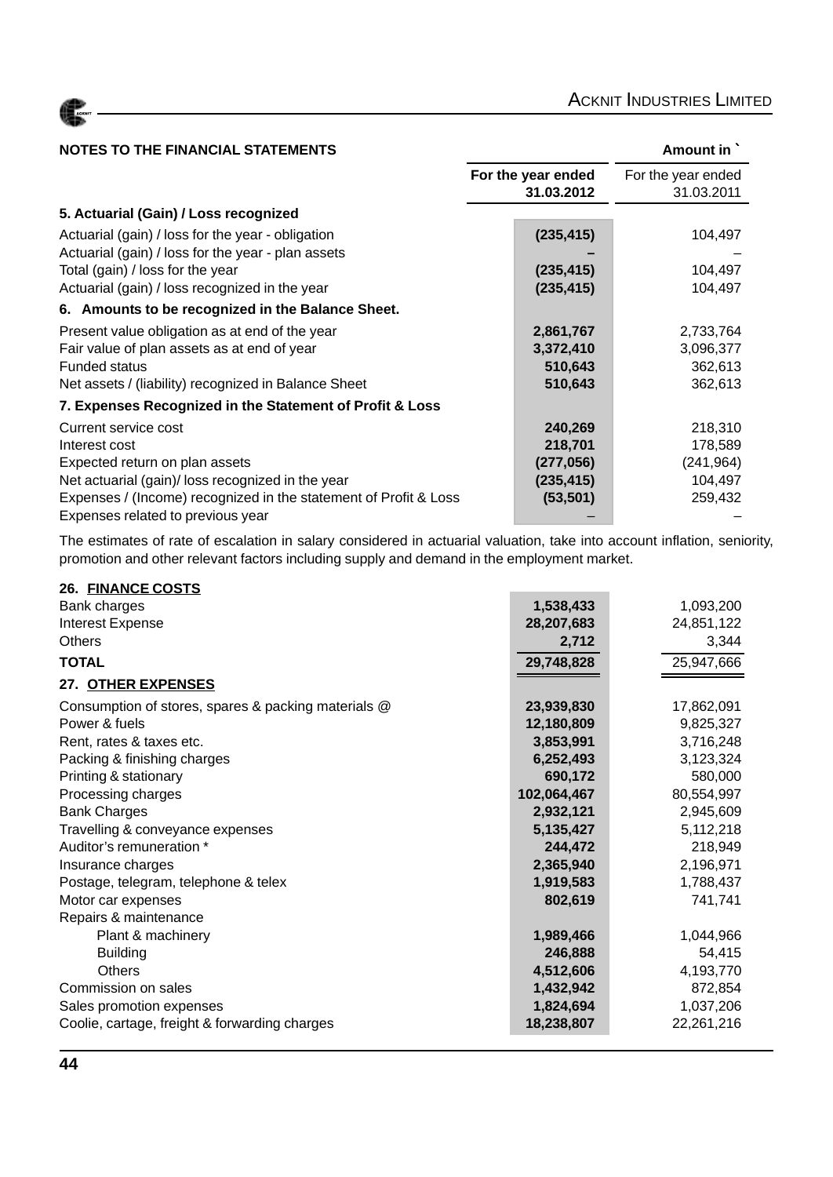## NOTES TO THE FINANCIAL STATEMENTS

Amount in `

| | For the year ended 31.03.2012 | For the year ended 31.03.2011 |
|---|---|---|
| **5. Actuarial (Gain) / Loss recognized** | | |
| Actuarial (gain) / loss for the year - obligation | **(235,415)** | 104,497 |
| Actuarial (gain) / loss for the year - plan assets | **–** | – |
| Total (gain) / loss for the year | **(235,415)** | 104,497 |
| Actuarial (gain) / loss recognized in the year | **(235,415)** | 104,497 |
| **6. Amounts to be recognized in the Balance Sheet.** | | |
| Present value obligation as at end of the year | **2,861,767** | 2,733,764 |
| Fair value of plan assets as at end of year | **3,372,410** | 3,096,377 |
| Funded status | **510,643** | 362,613 |
| Net assets / (liability) recognized in Balance Sheet | **510,643** | 362,613 |
| **7. Expenses Recognized in the Statement of Profit & Loss** | | |
| Current service cost | **240,269** | 218,310 |
| Interest cost | **218,701** | 178,589 |
| Expected return on plan assets | **(277,056)** | (241,964) |
| Net actuarial (gain)/ loss recognized in the year | **(235,415)** | 104,497 |
| Expenses / (Income) recognized in the statement of Profit & Loss | **(53,501)** | 259,432 |
| Expenses related to previous year | – | – |

The estimates of rate of escalation in salary considered in actuarial valuation, take into account inflation, seniority, promotion and other relevant factors including supply and demand in the employment market.

| | For the year ended 31.03.2012 | For the year ended 31.03.2011 |
|---|---|---|
| **26. FINANCE COSTS** | | |
| Bank charges | **1,538,433** | 1,093,200 |
| Interest Expense | **28,207,683** | 24,851,122 |
| Others | **2,712** | 3,344 |
| **TOTAL** | **29,748,828** | 25,947,666 |
| **27. OTHER EXPENSES** | | |
| Consumption of stores, spares & packing materials @ | **23,939,830** | 17,862,091 |
| Power & fuels | **12,180,809** | 9,825,327 |
| Rent, rates & taxes etc. | **3,853,991** | 3,716,248 |
| Packing & finishing charges | **6,252,493** | 3,123,324 |
| Printing & stationary | **690,172** | 580,000 |
| Processing charges | **102,064,467** | 80,554,997 |
| Bank Charges | **2,932,121** | 2,945,609 |
| Travelling & conveyance expenses | **5,135,427** | 5,112,218 |
| Auditor's remuneration * | **244,472** | 218,949 |
| Insurance charges | **2,365,940** | 2,196,971 |
| Postage, telegram, telephone & telex | **1,919,583** | 1,788,437 |
| Motor car expenses | **802,619** | 741,741 |
| Repairs & maintenance | | |
| Plant & machinery | **1,989,466** | 1,044,966 |
| Building | **246,888** | 54,415 |
| Others | **4,512,606** | 4,193,770 |
| Commission on sales | **1,432,942** | 872,854 |
| Sales promotion expenses | **1,824,694** | 1,037,206 |
| Coolie, cartage, freight & forwarding charges | **18,238,807** | 22,261,216 |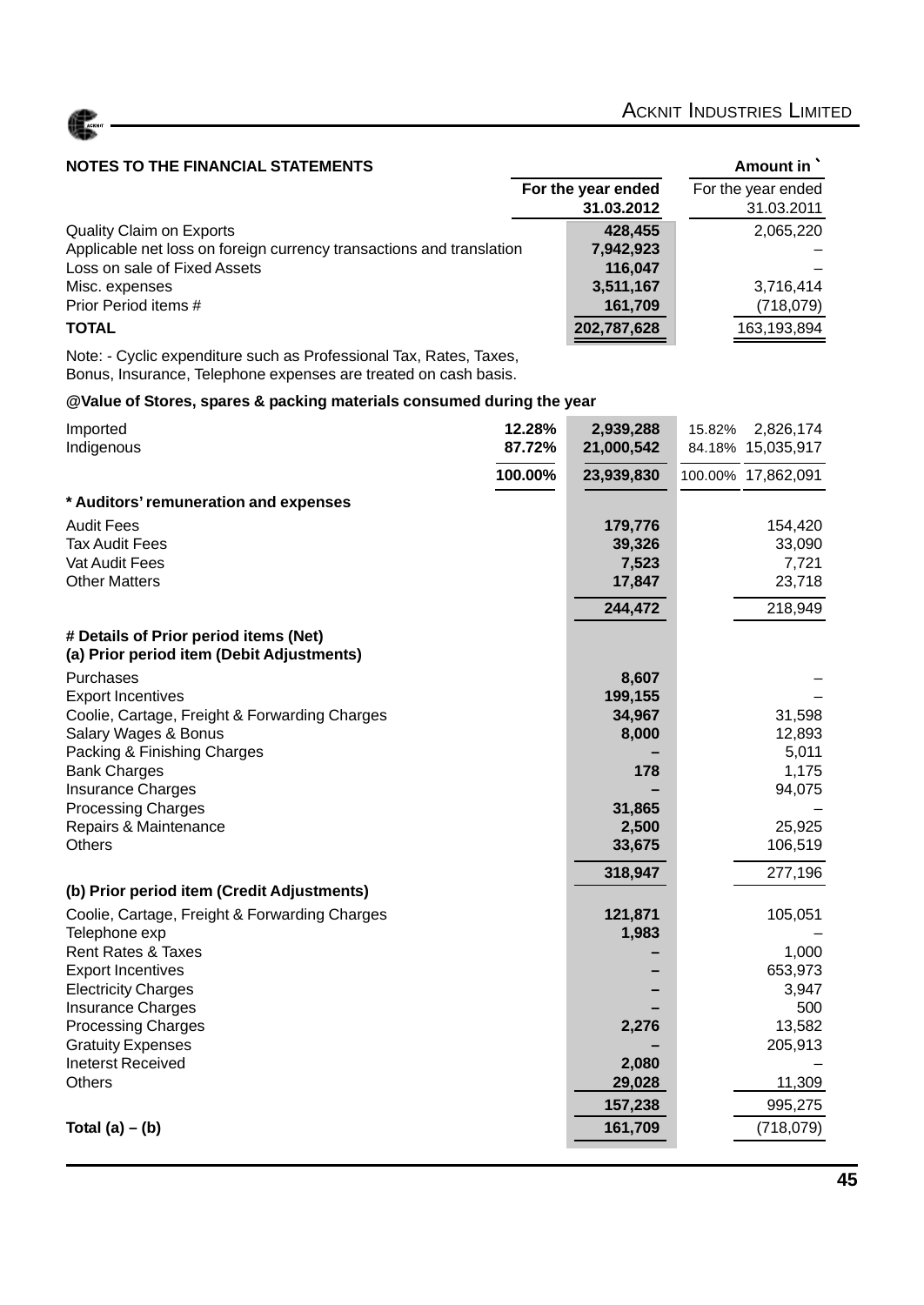## NOTES TO THE FINANCIAL STATEMENTS

Amount in `

| | For the year ended 31.03.2012 | For the year ended 31.03.2011 |
|---|---|---|
| Quality Claim on Exports | 428,455 | 2,065,220 |
| Applicable net loss on foreign currency transactions and translation | 7,942,923 | – |
| Loss on sale of Fixed Assets | 116,047 | – |
| Misc. expenses | 3,511,167 | 3,716,414 |
| Prior Period items # | 161,709 | (718,079) |
| **TOTAL** | **202,787,628** | 163,193,894 |

Note: - Cyclic expenditure such as Professional Tax, Rates, Taxes, Bonus, Insurance, Telephone expenses are treated on cash basis.

**@Value of Stores, spares & packing materials consumed during the year**

| | % | 31.03.2012 | % | 31.03.2011 |
|---|---|---|---|---|
| Imported | 12.28% | 2,939,288 | 15.82% | 2,826,174 |
| Indigenous | 87.72% | 21,000,542 | 84.18% | 15,035,917 |
| | 100.00% | 23,939,830 | 100.00% | 17,862,091 |

**\* Auditors' remuneration and expenses**

| | 31.03.2012 | 31.03.2011 |
|---|---|---|
| Audit Fees | 179,776 | 154,420 |
| Tax Audit Fees | 39,326 | 33,090 |
| Vat Audit Fees | 7,523 | 7,721 |
| Other Matters | 17,847 | 23,718 |
| | 244,472 | 218,949 |

**# Details of Prior period items (Net)**

**(a) Prior period item (Debit Adjustments)**

| | 31.03.2012 | 31.03.2011 |
|---|---|---|
| Purchases | 8,607 | – |
| Export Incentives | 199,155 | – |
| Coolie, Cartage, Freight & Forwarding Charges | 34,967 | 31,598 |
| Salary Wages & Bonus | 8,000 | 12,893 |
| Packing & Finishing Charges | – | 5,011 |
| Bank Charges | 178 | 1,175 |
| Insurance Charges | – | 94,075 |
| Processing Charges | 31,865 | – |
| Repairs & Maintenance | 2,500 | 25,925 |
| Others | 33,675 | 106,519 |
| | 318,947 | 277,196 |

**(b) Prior period item (Credit Adjustments)**

| | 31.03.2012 | 31.03.2011 |
|---|---|---|
| Coolie, Cartage, Freight & Forwarding Charges | 121,871 | 105,051 |
| Telephone exp | 1,983 | – |
| Rent Rates & Taxes | – | 1,000 |
| Export Incentives | – | 653,973 |
| Electricity Charges | – | 3,947 |
| Insurance Charges | – | 500 |
| Processing Charges | 2,276 | 13,582 |
| Gratuity Expenses | – | 205,913 |
| Ineterst Received | 2,080 | – |
| Others | 29,028 | 11,309 |
| | 157,238 | 995,275 |
| **Total (a) – (b)** | 161,709 | (718,079) |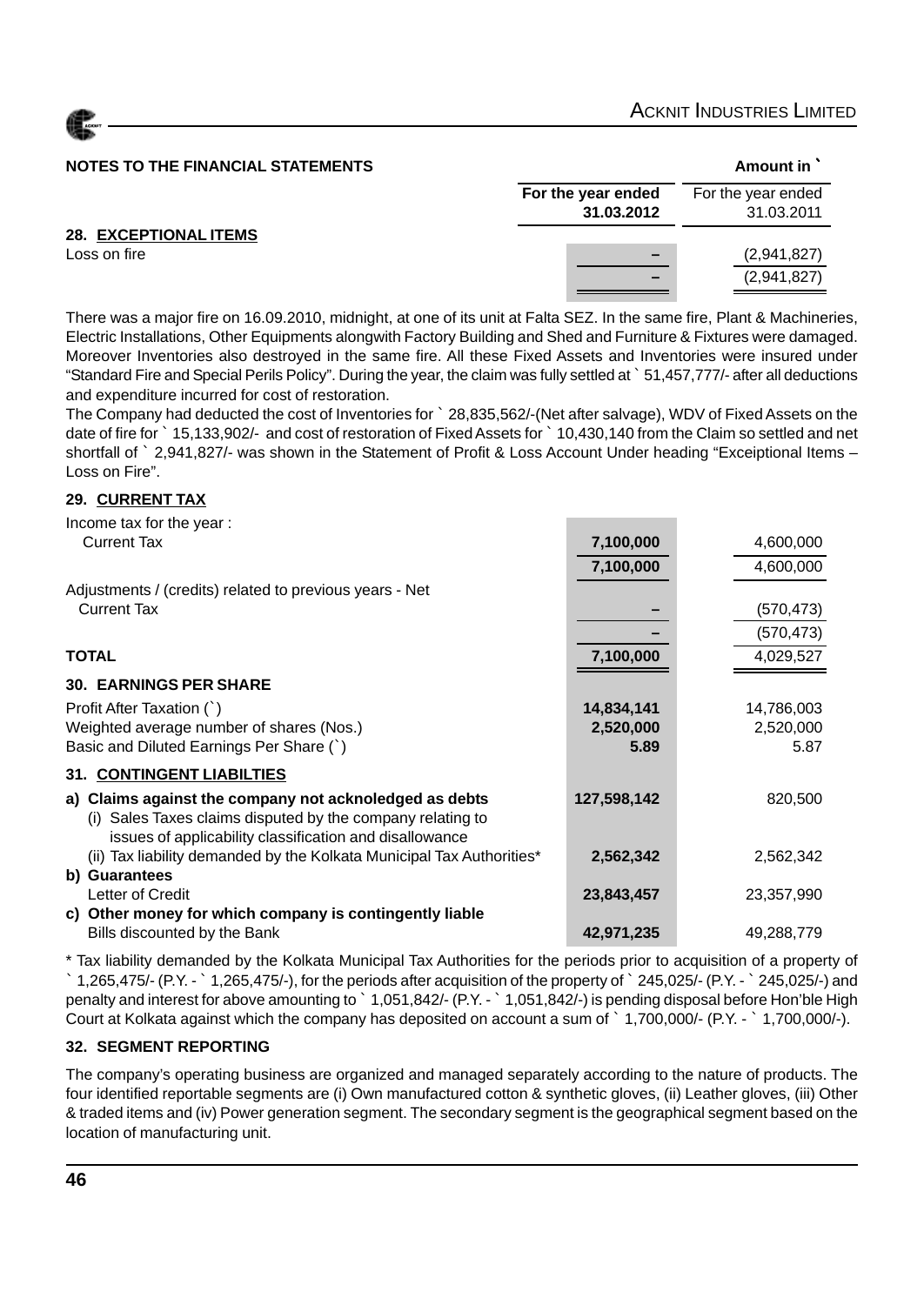## NOTES TO THE FINANCIAL STATEMENTS

| | For the year ended 31.03.2012 | For the year ended 31.03.2011 |
|---|---|---|
| | | Amount in ` |
| **28. EXCEPTIONAL ITEMS** | | |
| Loss on fire | – | (2,941,827) |
| | – | (2,941,827) |

There was a major fire on 16.09.2010, midnight, at one of its unit at Falta SEZ. In the same fire, Plant & Machineries, Electric Installations, Other Equipments alongwith Factory Building and Shed and Furniture & Fixtures were damaged. Moreover Inventories also destroyed in the same fire. All these Fixed Assets and Inventories were insured under "Standard Fire and Special Perils Policy". During the year, the claim was fully settled at ` 51,457,777/- after all deductions and expenditure incurred for cost of restoration.

The Company had deducted the cost of Inventories for ` 28,835,562/-(Net after salvage), WDV of Fixed Assets on the date of fire for ` 15,133,902/- and cost of restoration of Fixed Assets for ` 10,430,140 from the Claim so settled and net shortfall of ` 2,941,827/- was shown in the Statement of Profit & Loss Account Under heading "Exceiptional Items – Loss on Fire".

| | For the year ended 31.03.2012 | For the year ended 31.03.2011 |
|---|---|---|
| **29. CURRENT TAX** | | |
| Income tax for the year : | | |
| Current Tax | 7,100,000 | 4,600,000 |
| | 7,100,000 | 4,600,000 |
| Adjustments / (credits) related to previous years - Net | | |
| Current Tax | – | (570,473) |
| | – | (570,473) |
| **TOTAL** | 7,100,000 | 4,029,527 |
| **30. EARNINGS PER SHARE** | | |
| Profit After Taxation (`) | 14,834,141 | 14,786,003 |
| Weighted average number of shares (Nos.) | 2,520,000 | 2,520,000 |
| Basic and Diluted Earnings Per Share (`) | 5.89 | 5.87 |
| **31. CONTINGENT LIABILTIES** | | |
| **a) Claims against the company not acknoledged as debts** | | |
| (i) Sales Taxes claims disputed by the company relating to issues of applicability classification and disallowance | 127,598,142 | 820,500 |
| (ii) Tax liability demanded by the Kolkata Municipal Tax Authorities* | 2,562,342 | 2,562,342 |
| **b) Guarantees** | | |
| Letter of Credit | 23,843,457 | 23,357,990 |
| **c) Other money for which company is contingently liable** | | |
| Bills discounted by the Bank | 42,971,235 | 49,288,779 |

\* Tax liability demanded by the Kolkata Municipal Tax Authorities for the periods prior to acquisition of a property of ` 1,265,475/- (P.Y. - ` 1,265,475/-), for the periods after acquisition of the property of ` 245,025/- (P.Y. - ` 245,025/-) and penalty and interest for above amounting to ` 1,051,842/- (P.Y. - ` 1,051,842/-) is pending disposal before Hon'ble High Court at Kolkata against which the company has deposited on account a sum of ` 1,700,000/- (P.Y. - ` 1,700,000/-).

**32. SEGMENT REPORTING**

The company's operating business are organized and managed separately according to the nature of products. The four identified reportable segments are (i) Own manufactured cotton & synthetic gloves, (ii) Leather gloves, (iii) Other & traded items and (iv) Power generation segment. The secondary segment is the geographical segment based on the location of manufacturing unit.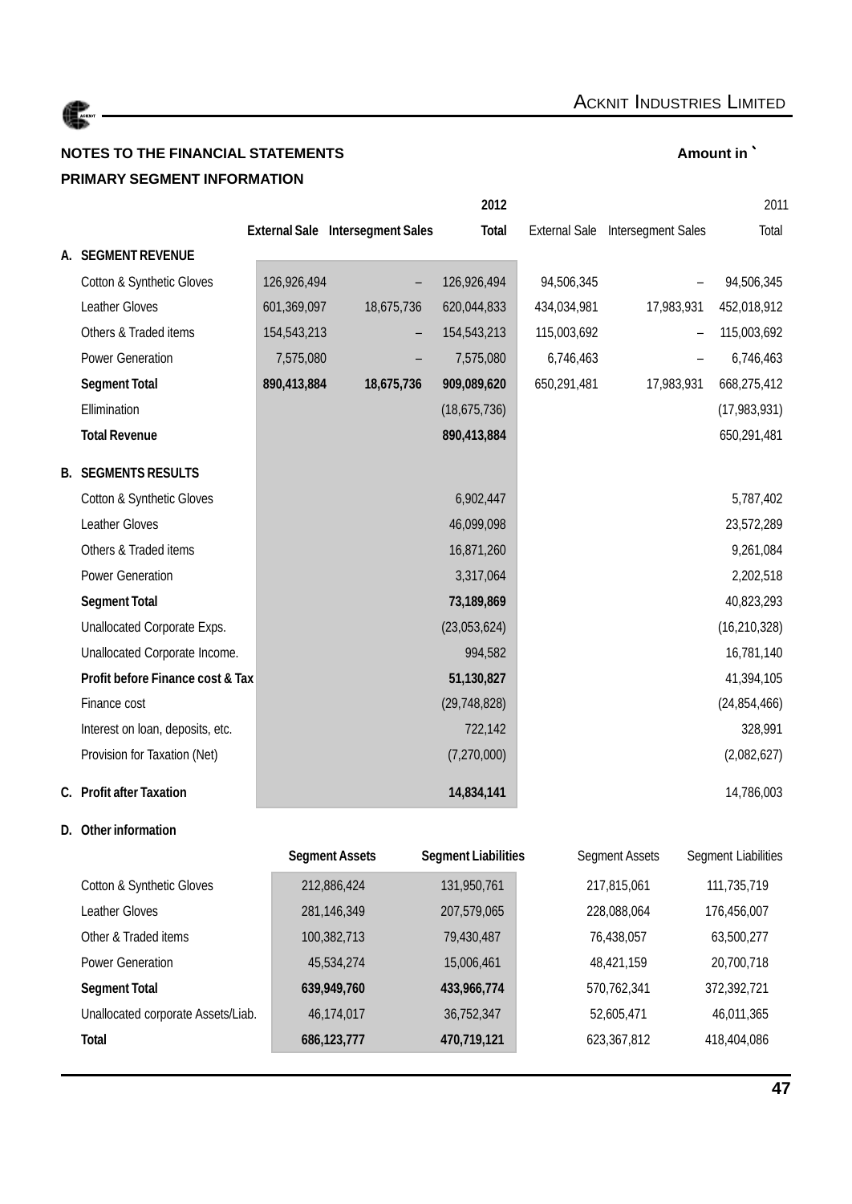## NOTES TO THE FINANCIAL STATEMENTS

Amount in `

### PRIMARY SEGMENT INFORMATION

| | | 2012 | | | 2011 | |
|---|---|---|---|---|---|---|
| | External Sale | Intersegment Sales | Total | External Sale | Intersegment Sales | Total |
| **A. SEGMENT REVENUE** | | | | | | |
| Cotton & Synthetic Gloves | 126,926,494 | – | 126,926,494 | 94,506,345 | – | 94,506,345 |
| Leather Gloves | 601,369,097 | 18,675,736 | 620,044,833 | 434,034,981 | 17,983,931 | 452,018,912 |
| Others & Traded items | 154,543,213 | – | 154,543,213 | 115,003,692 | – | 115,003,692 |
| Power Generation | 7,575,080 | – | 7,575,080 | 6,746,463 | – | 6,746,463 |
| **Segment Total** | **890,413,884** | **18,675,736** | **909,089,620** | 650,291,481 | 17,983,931 | 668,275,412 |
| Ellimination | | | (18,675,736) | | | (17,983,931) |
| **Total Revenue** | | | **890,413,884** | | | 650,291,481 |
| **B. SEGMENTS RESULTS** | | | | | | |
| Cotton & Synthetic Gloves | | | 6,902,447 | | | 5,787,402 |
| Leather Gloves | | | 46,099,098 | | | 23,572,289 |
| Others & Traded items | | | 16,871,260 | | | 9,261,084 |
| Power Generation | | | 3,317,064 | | | 2,202,518 |
| **Segment Total** | | | **73,189,869** | | | 40,823,293 |
| Unallocated Corporate Exps. | | | (23,053,624) | | | (16,210,328) |
| Unallocated Corporate Income. | | | 994,582 | | | 16,781,140 |
| **Profit before Finance cost & Tax** | | | **51,130,827** | | | 41,394,105 |
| Finance cost | | | (29,748,828) | | | (24,854,466) |
| Interest on loan, deposits, etc. | | | 722,142 | | | 328,991 |
| Provision for Taxation (Net) | | | (7,270,000) | | | (2,082,627) |
| **C. Profit after Taxation** | | | **14,834,141** | | | 14,786,003 |

**D. Other information**

| | Segment Assets | Segment Liabilities | Segment Assets | Segment Liabilities |
|---|---|---|---|---|
| Cotton & Synthetic Gloves | 212,886,424 | 131,950,761 | 217,815,061 | 111,735,719 |
| Leather Gloves | 281,146,349 | 207,579,065 | 228,088,064 | 176,456,007 |
| Other & Traded items | 100,382,713 | 79,430,487 | 76,438,057 | 63,500,277 |
| Power Generation | 45,534,274 | 15,006,461 | 48,421,159 | 20,700,718 |
| **Segment Total** | **639,949,760** | **433,966,774** | 570,762,341 | 372,392,721 |
| Unallocated corporate Assets/Liab. | 46,174,017 | 36,752,347 | 52,605,471 | 46,011,365 |
| **Total** | **686,123,777** | **470,719,121** | 623,367,812 | 418,404,086 |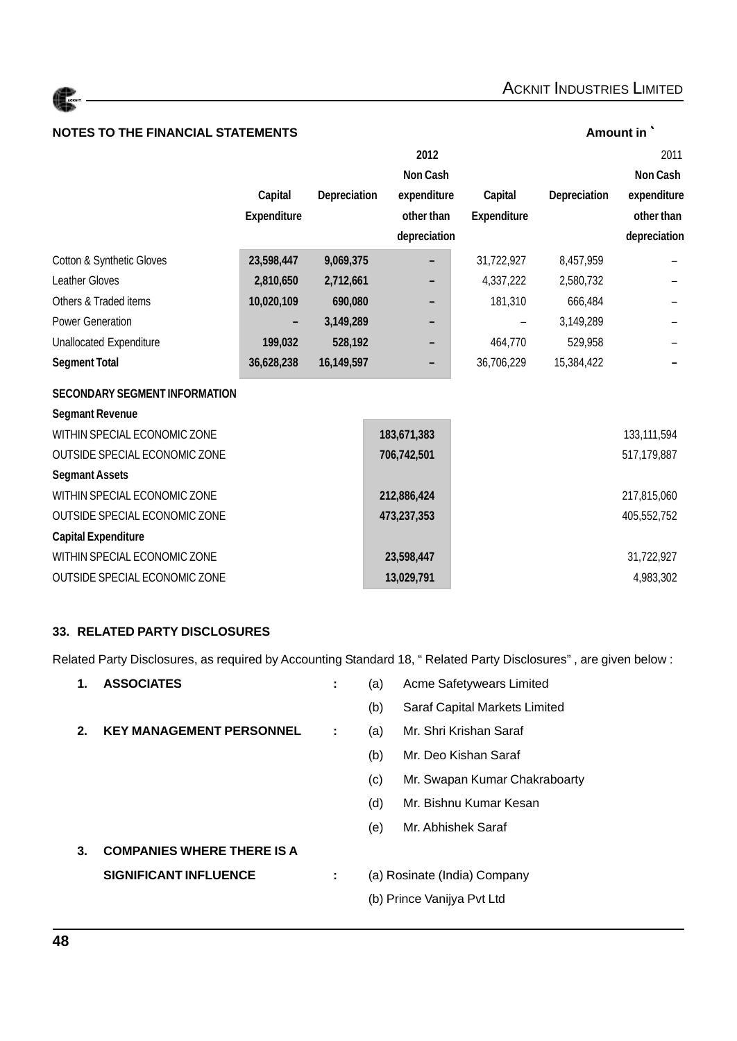**NOTES TO THE FINANCIAL STATEMENTS** **Amount in `**

| | 2012 | | | 2011 | | |
|---|---|---|---|---|---|---|
| | Capital Expenditure | Depreciation | Non Cash expenditure other than depreciation | Capital Expenditure | Depreciation | Non Cash expenditure other than depreciation |
| Cotton & Synthetic Gloves | **23,598,447** | **9,069,375** | **–** | 31,722,927 | 8,457,959 | – |
| Leather Gloves | **2,810,650** | **2,712,661** | **–** | 4,337,222 | 2,580,732 | – |
| Others & Traded items | **10,020,109** | **690,080** | **–** | 181,310 | 666,484 | – |
| Power Generation | **–** | **3,149,289** | **–** | – | 3,149,289 | – |
| Unallocated Expenditure | **199,032** | **528,192** | **–** | 464,770 | 529,958 | – |
| **Segment Total** | **36,628,238** | **16,149,597** | **–** | 36,706,229 | 15,384,422 | **–** |

**SECONDARY SEGMENT INFORMATION**

| | 2012 | 2011 |
|---|---|---|
| **Segmant Revenue** | | |
| WITHIN SPECIAL ECONOMIC ZONE | **183,671,383** | 133,111,594 |
| OUTSIDE SPECIAL ECONOMIC ZONE | **706,742,501** | 517,179,887 |
| **Segmant Assets** | | |
| WITHIN SPECIAL ECONOMIC ZONE | **212,886,424** | 217,815,060 |
| OUTSIDE SPECIAL ECONOMIC ZONE | **473,237,353** | 405,552,752 |
| **Capital Expenditure** | | |
| WITHIN SPECIAL ECONOMIC ZONE | **23,598,447** | 31,722,927 |
| OUTSIDE SPECIAL ECONOMIC ZONE | **13,029,791** | 4,983,302 |

### 33. RELATED PARTY DISCLOSURES

Related Party Disclosures, as required by Accounting Standard 18, " Related Party Disclosures" , are given below :

1. **ASSOCIATES** :
   - (a) Acme Safetywears Limited
   - (b) Saraf Capital Markets Limited
2. **KEY MANAGEMENT PERSONNEL** :
   - (a) Mr. Shri Krishan Saraf
   - (b) Mr. Deo Kishan Saraf
   - (c) Mr. Swapan Kumar Chakraboarty
   - (d) Mr. Bishnu Kumar Kesan
   - (e) Mr. Abhishek Saraf
3. **COMPANIES WHERE THERE IS A SIGNIFICANT INFLUENCE** :
   - (a) Rosinate (India) Company
   - (b) Prince Vanijya Pvt Ltd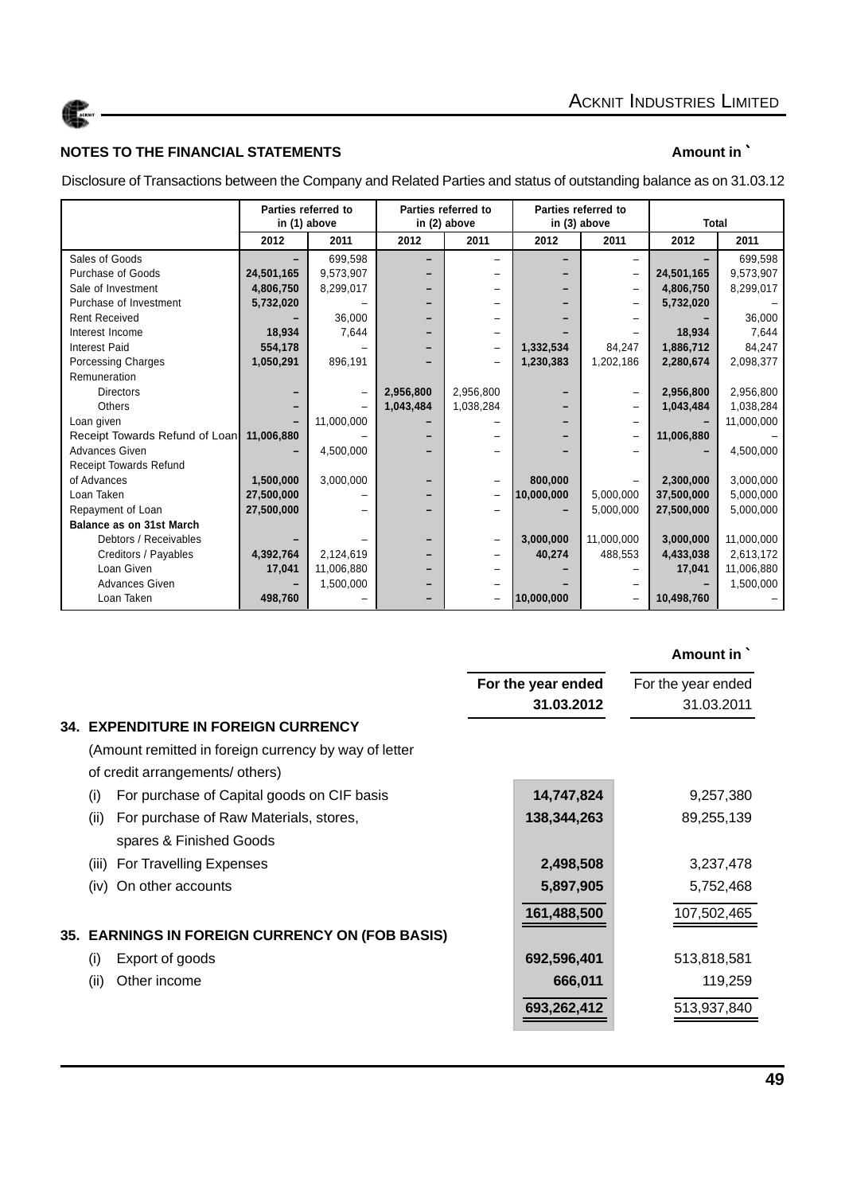## NOTES TO THE FINANCIAL STATEMENTS

**Amount in `**

Disclosure of Transactions between the Company and Related Parties and status of outstanding balance as on 31.03.12

| | Parties referred to in (1) above | | Parties referred to in (2) above | | Parties referred to in (3) above | | Total | |
|---|---|---|---|---|---|---|---|---|
| | 2012 | 2011 | 2012 | 2011 | 2012 | 2011 | 2012 | 2011 |
| Sales of Goods | – | 699,598 | – | – | – | – | – | 699,598 |
| Purchase of Goods | 24,501,165 | 9,573,907 | – | – | – | – | 24,501,165 | 9,573,907 |
| Sale of Investment | 4,806,750 | 8,299,017 | – | – | – | – | 4,806,750 | 8,299,017 |
| Purchase of Investment | 5,732,020 | – | – | – | – | – | 5,732,020 | – |
| Rent Received | – | 36,000 | – | – | – | – | – | 36,000 |
| Interest Income | 18,934 | 7,644 | – | – | – | – | 18,934 | 7,644 |
| Interest Paid | 554,178 | – | – | – | 1,332,534 | 84,247 | 1,886,712 | 84,247 |
| Porcessing Charges | 1,050,291 | 896,191 | – | – | 1,230,383 | 1,202,186 | 2,280,674 | 2,098,377 |
| Remuneration | | | | | | | | |
| Directors | – | – | 2,956,800 | 2,956,800 | – | – | 2,956,800 | 2,956,800 |
| Others | – | – | 1,043,484 | 1,038,284 | – | – | 1,043,484 | 1,038,284 |
| Loan given | – | 11,000,000 | – | – | – | – | – | 11,000,000 |
| Receipt Towards Refund of Loan | 11,006,880 | – | – | – | – | – | 11,006,880 | – |
| Advances Given | – | 4,500,000 | – | – | – | – | – | 4,500,000 |
| Receipt Towards Refund of Advances | 1,500,000 | 3,000,000 | – | – | 800,000 | – | 2,300,000 | 3,000,000 |
| Loan Taken | 27,500,000 | – | – | – | 10,000,000 | 5,000,000 | 37,500,000 | 5,000,000 |
| Repayment of Loan | 27,500,000 | – | – | – | – | 5,000,000 | 27,500,000 | 5,000,000 |
| **Balance as on 31st March** | | | | | | | | |
| Debtors / Receivables | – | – | – | – | 3,000,000 | 11,000,000 | 3,000,000 | 11,000,000 |
| Creditors / Payables | 4,392,764 | 2,124,619 | – | – | 40,274 | 488,553 | 4,433,038 | 2,613,172 |
| Loan Given | 17,041 | 11,006,880 | – | – | – | – | 17,041 | 11,006,880 |
| Advances Given | – | 1,500,000 | – | – | – | – | – | 1,500,000 |
| Loan Taken | 498,760 | – | – | – | 10,000,000 | – | 10,498,760 | – |

**Amount in `**

| | For the year ended 31.03.2012 | For the year ended 31.03.2011 |
|---|---|---|
| **34. EXPENDITURE IN FOREIGN CURRENCY** | | |
| (Amount remitted in foreign currency by way of letter of credit arrangements/ others) | | |
| (i) For purchase of Capital goods on CIF basis | 14,747,824 | 9,257,380 |
| (ii) For purchase of Raw Materials, stores, spares & Finished Goods | 138,344,263 | 89,255,139 |
| (iii) For Travelling Expenses | 2,498,508 | 3,237,478 |
| (iv) On other accounts | 5,897,905 | 5,752,468 |
| | 161,488,500 | 107,502,465 |
| **35. EARNINGS IN FOREIGN CURRENCY ON (FOB BASIS)** | | |
| (i) Export of goods | 692,596,401 | 513,818,581 |
| (ii) Other income | 666,011 | 119,259 |
| | 693,262,412 | 513,937,840 |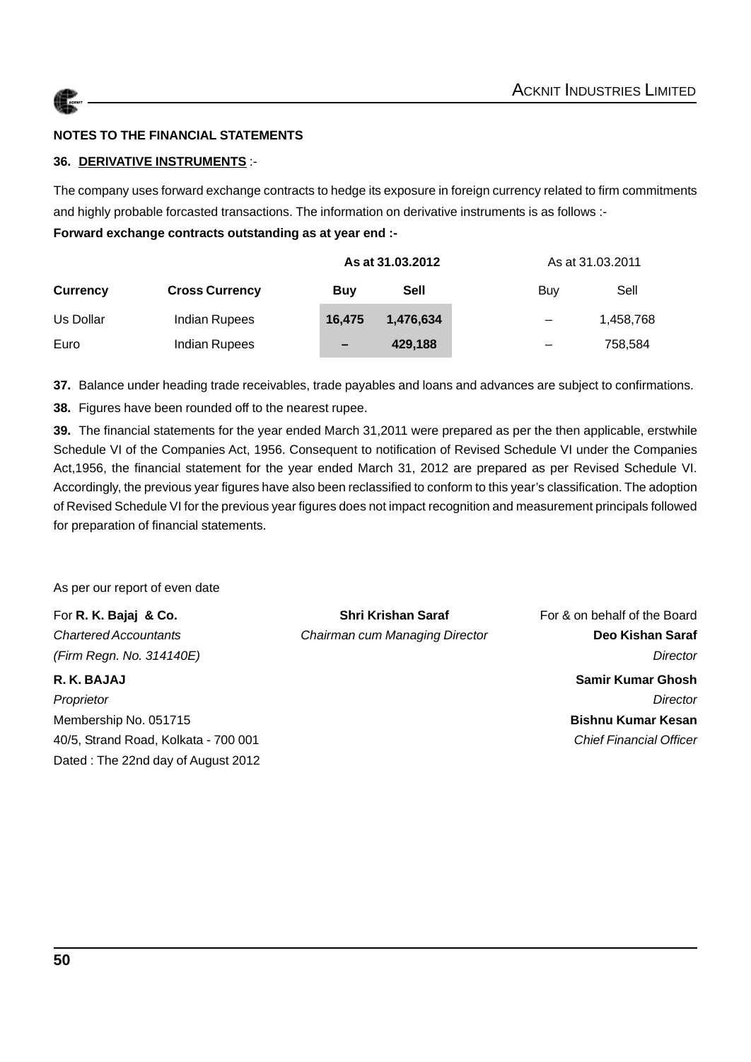## NOTES TO THE FINANCIAL STATEMENTS

**36. DERIVATIVE INSTRUMENTS** :-

The company uses forward exchange contracts to hedge its exposure in foreign currency related to firm commitments and highly probable forcasted transactions. The information on derivative instruments is as follows :-

**Forward exchange contracts outstanding as at year end :-**

| | | As at 31.03.2012 | | As at 31.03.2011 | |
|---|---|---|---|---|---|
| **Currency** | **Cross Currency** | **Buy** | **Sell** | Buy | Sell |
| Us Dollar | Indian Rupees | **16,475** | **1,476,634** | – | 1,458,768 |
| Euro | Indian Rupees | **–** | **429,188** | – | 758,584 |

**37.** Balance under heading trade receivables, trade payables and loans and advances are subject to confirmations.

**38.** Figures have been rounded off to the nearest rupee.

**39.** The financial statements for the year ended March 31,2011 were prepared as per the then applicable, erstwhile Schedule VI of the Companies Act, 1956. Consequent to notification of Revised Schedule VI under the Companies Act,1956, the financial statement for the year ended March 31, 2012 are prepared as per Revised Schedule VI. Accordingly, the previous year figures have also been reclassified to conform to this year's classification. The adoption of Revised Schedule VI for the previous year figures does not impact recognition and measurement principals followed for preparation of financial statements.

As per our report of even date

For **R. K. Bajaj & Co.**
*Chartered Accountants*
*(Firm Regn. No. 314140E)*

**R. K. BAJAJ**
*Proprietor*
Membership No. 051715
40/5, Strand Road, Kolkata - 700 001
Dated : The 22nd day of August 2012

**Shri Krishan Saraf**
*Chairman cum Managing Director*

For & on behalf of the Board

**Deo Kishan Saraf**
*Director*

**Samir Kumar Ghosh**
*Director*

**Bishnu Kumar Kesan**
*Chief Financial Officer*